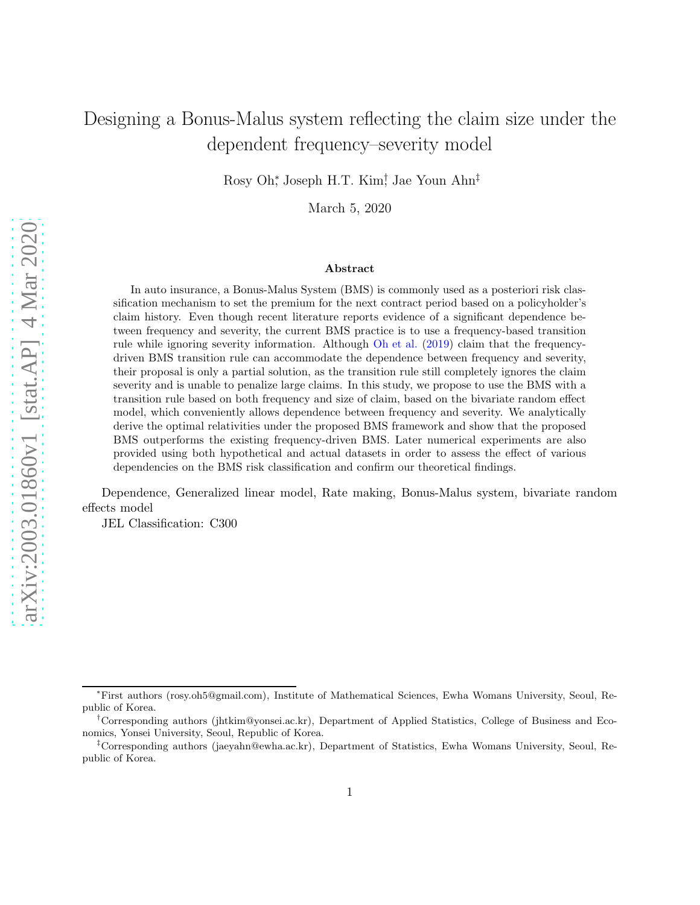# Designing a Bonus-Malus system reflecting the claim size under the dependent frequency–severity model

Rosy Oh[*], Joseph H.T. Kim[†], Jae Youn Ahn[‡]

March 5, 2020

### Abstract

In auto insurance, a Bonus-Malus System (BMS) is commonly used as a posteriori risk classification mechanism to set the premium for the next contract period based on a policyholder's claim history. Even though recent literature reports evidence of a significant dependence between frequency and severity, the current BMS practice is to use a frequency-based transition rule while ignoring severity information. Although Oh et al. (2019) claim that the frequency-driven BMS transition rule can accommodate the dependence between frequency and severity, their proposal is only a partial solution, as the transition rule still completely ignores the claim severity and is unable to penalize large claims. In this study, we propose to use the BMS with a transition rule based on both frequency and size of claim, based on the bivariate random effect model, which conveniently allows dependence between frequency and severity. We analytically derive the optimal relativities under the proposed BMS framework and show that the proposed BMS outperforms the existing frequency-driven BMS. Later numerical experiments are also provided using both hypothetical and actual datasets in order to assess the effect of various dependencies on the BMS risk classification and confirm our theoretical findings.

Dependence, Generalized linear model, Rate making, Bonus-Malus system, bivariate random effects model

JEL Classification: C300

---

[*] First authors (rosy.oh5@gmail.com), Institute of Mathematical Sciences, Ewha Womans University, Seoul, Republic of Korea.

[†] Corresponding authors (jhtkim@yonsei.ac.kr), Department of Applied Statistics, College of Business and Economics, Yonsei University, Seoul, Republic of Korea.

[‡] Corresponding authors (jaeyahn@ewha.ac.kr), Department of Statistics, Ewha Womans University, Seoul, Republic of Korea.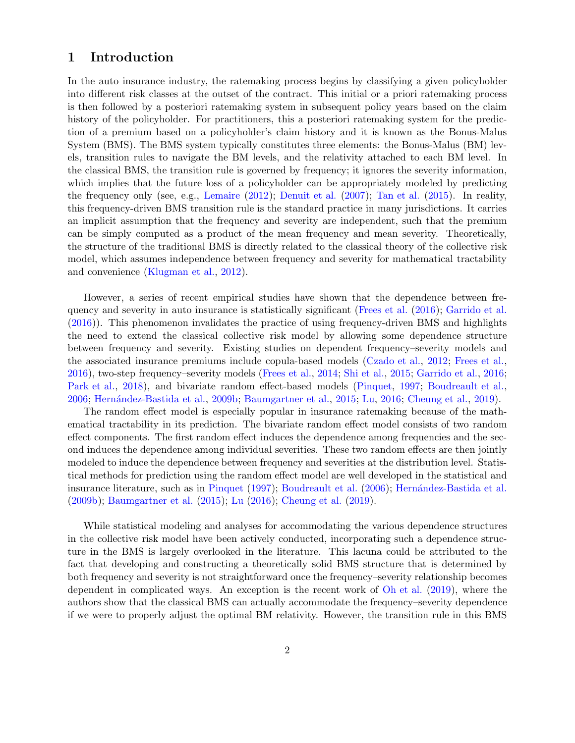# 1 Introduction

In the auto insurance industry, the ratemaking process begins by classifying a given policyholder into different risk classes at the outset of the contract. This initial or a priori ratemaking process is then followed by a posteriori ratemaking system in subsequent policy years based on the claim history of the policyholder. For practitioners, this a posteriori ratemaking system for the prediction of a premium based on a policyholder's claim history and it is known as the Bonus-Malus System (BMS). The BMS system typically constitutes three elements: the Bonus-Malus (BM) levels, transition rules to navigate the BM levels, and the relativity attached to each BM level. In the classical BMS, the transition rule is governed by frequency; it ignores the severity information, which implies that the future loss of a policyholder can be appropriately modeled by predicting the frequency only (see, e.g., Lemaire (2012); Denuit et al. (2007); Tan et al. (2015). In reality, this frequency-driven BMS transition rule is the standard practice in many jurisdictions. It carries an implicit assumption that the frequency and severity are independent, such that the premium can be simply computed as a product of the mean frequency and mean severity. Theoretically, the structure of the traditional BMS is directly related to the classical theory of the collective risk model, which assumes independence between frequency and severity for mathematical tractability and convenience (Klugman et al., 2012).

However, a series of recent empirical studies have shown that the dependence between frequency and severity in auto insurance is statistically significant (Frees et al. (2016); Garrido et al. (2016)). This phenomenon invalidates the practice of using frequency-driven BMS and highlights the need to extend the classical collective risk model by allowing some dependence structure between frequency and severity. Existing studies on dependent frequency–severity models and the associated insurance premiums include copula-based models (Czado et al., 2012; Frees et al., 2016), two-step frequency–severity models (Frees et al., 2014; Shi et al., 2015; Garrido et al., 2016; Park et al., 2018), and bivariate random effect-based models (Pinquet, 1997; Boudreault et al., 2006; Hernández-Bastida et al., 2009b; Baumgartner et al., 2015; Lu, 2016; Cheung et al., 2019).

The random effect model is especially popular in insurance ratemaking because of the mathematical tractability in its prediction. The bivariate random effect model consists of two random effect components. The first random effect induces the dependence among frequencies and the second induces the dependence among individual severities. These two random effects are then jointly modeled to induce the dependence between frequency and severities at the distribution level. Statistical methods for prediction using the random effect model are well developed in the statistical and insurance literature, such as in Pinquet (1997); Boudreault et al. (2006); Hernández-Bastida et al. (2009b); Baumgartner et al. (2015); Lu (2016); Cheung et al. (2019).

While statistical modeling and analyses for accommodating the various dependence structures in the collective risk model have been actively conducted, incorporating such a dependence structure in the BMS is largely overlooked in the literature. This lacuna could be attributed to the fact that developing and constructing a theoretically solid BMS structure that is determined by both frequency and severity is not straightforward once the frequency–severity relationship becomes dependent in complicated ways. An exception is the recent work of Oh et al. (2019), where the authors show that the classical BMS can actually accommodate the frequency–severity dependence if we were to properly adjust the optimal BM relativity. However, the transition rule in this BMS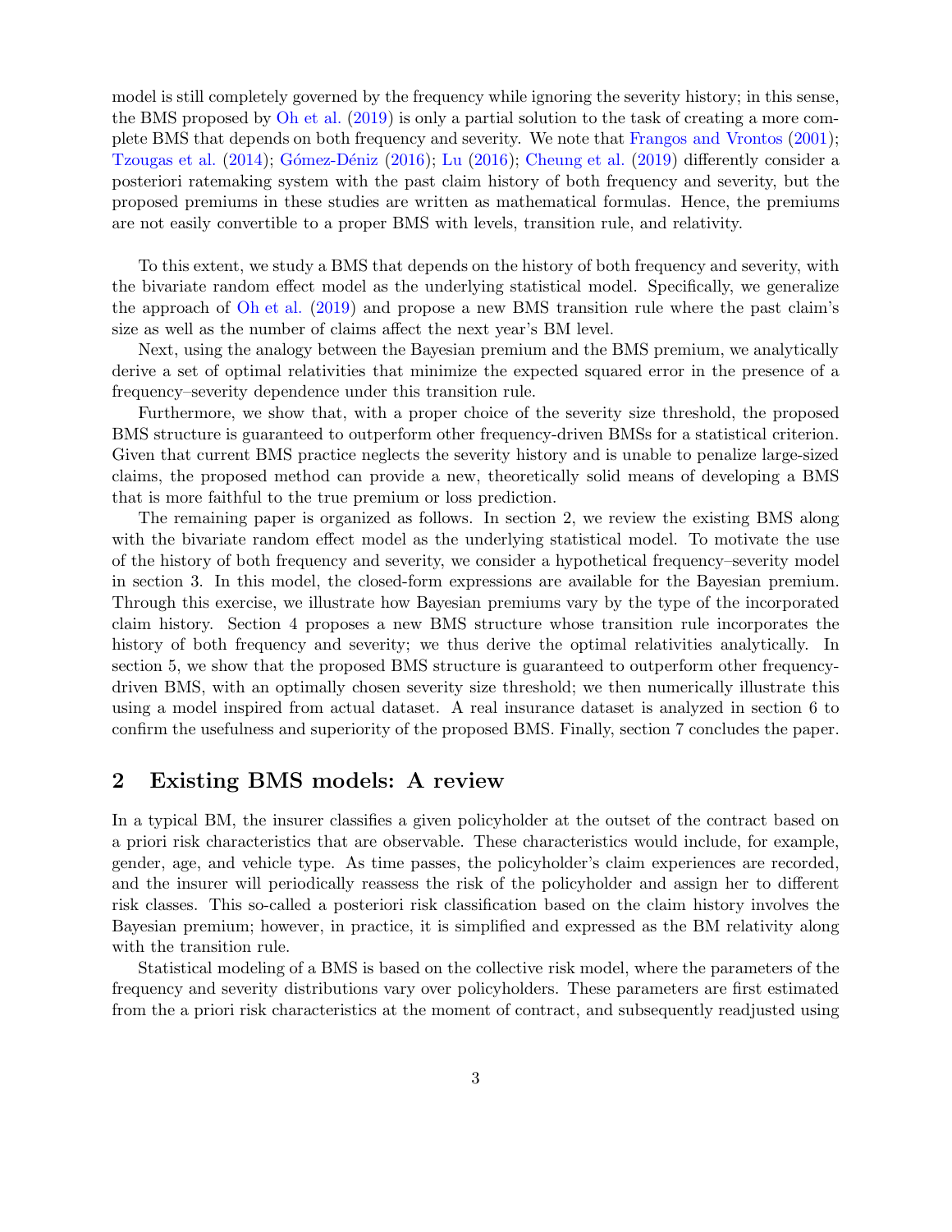model is still completely governed by the frequency while ignoring the severity history; in this sense, the BMS proposed by Oh et al. (2019) is only a partial solution to the task of creating a more complete BMS that depends on both frequency and severity. We note that Frangos and Vrontos (2001); Tzougas et al. (2014); Gómez-Déniz (2016); Lu (2016); Cheung et al. (2019) differently consider a posteriori ratemaking system with the past claim history of both frequency and severity, but the proposed premiums in these studies are written as mathematical formulas. Hence, the premiums are not easily convertible to a proper BMS with levels, transition rule, and relativity.

To this extent, we study a BMS that depends on the history of both frequency and severity, with the bivariate random effect model as the underlying statistical model. Specifically, we generalize the approach of Oh et al. (2019) and propose a new BMS transition rule where the past claim's size as well as the number of claims affect the next year's BM level.

Next, using the analogy between the Bayesian premium and the BMS premium, we analytically derive a set of optimal relativities that minimize the expected squared error in the presence of a frequency–severity dependence under this transition rule.

Furthermore, we show that, with a proper choice of the severity size threshold, the proposed BMS structure is guaranteed to outperform other frequency-driven BMSs for a statistical criterion. Given that current BMS practice neglects the severity history and is unable to penalize large-sized claims, the proposed method can provide a new, theoretically solid means of developing a BMS that is more faithful to the true premium or loss prediction.

The remaining paper is organized as follows. In section 2, we review the existing BMS along with the bivariate random effect model as the underlying statistical model. To motivate the use of the history of both frequency and severity, we consider a hypothetical frequency–severity model in section 3. In this model, the closed-form expressions are available for the Bayesian premium. Through this exercise, we illustrate how Bayesian premiums vary by the type of the incorporated claim history. Section 4 proposes a new BMS structure whose transition rule incorporates the history of both frequency and severity; we thus derive the optimal relativities analytically. In section 5, we show that the proposed BMS structure is guaranteed to outperform other frequency-driven BMS, with an optimally chosen severity size threshold; we then numerically illustrate this using a model inspired from actual dataset. A real insurance dataset is analyzed in section 6 to confirm the usefulness and superiority of the proposed BMS. Finally, section 7 concludes the paper.

## 2 Existing BMS models: A review

In a typical BM, the insurer classifies a given policyholder at the outset of the contract based on a priori risk characteristics that are observable. These characteristics would include, for example, gender, age, and vehicle type. As time passes, the policyholder's claim experiences are recorded, and the insurer will periodically reassess the risk of the policyholder and assign her to different risk classes. This so-called a posteriori risk classification based on the claim history involves the Bayesian premium; however, in practice, it is simplified and expressed as the BM relativity along with the transition rule.

Statistical modeling of a BMS is based on the collective risk model, where the parameters of the frequency and severity distributions vary over policyholders. These parameters are first estimated from the a priori risk characteristics at the moment of contract, and subsequently readjusted using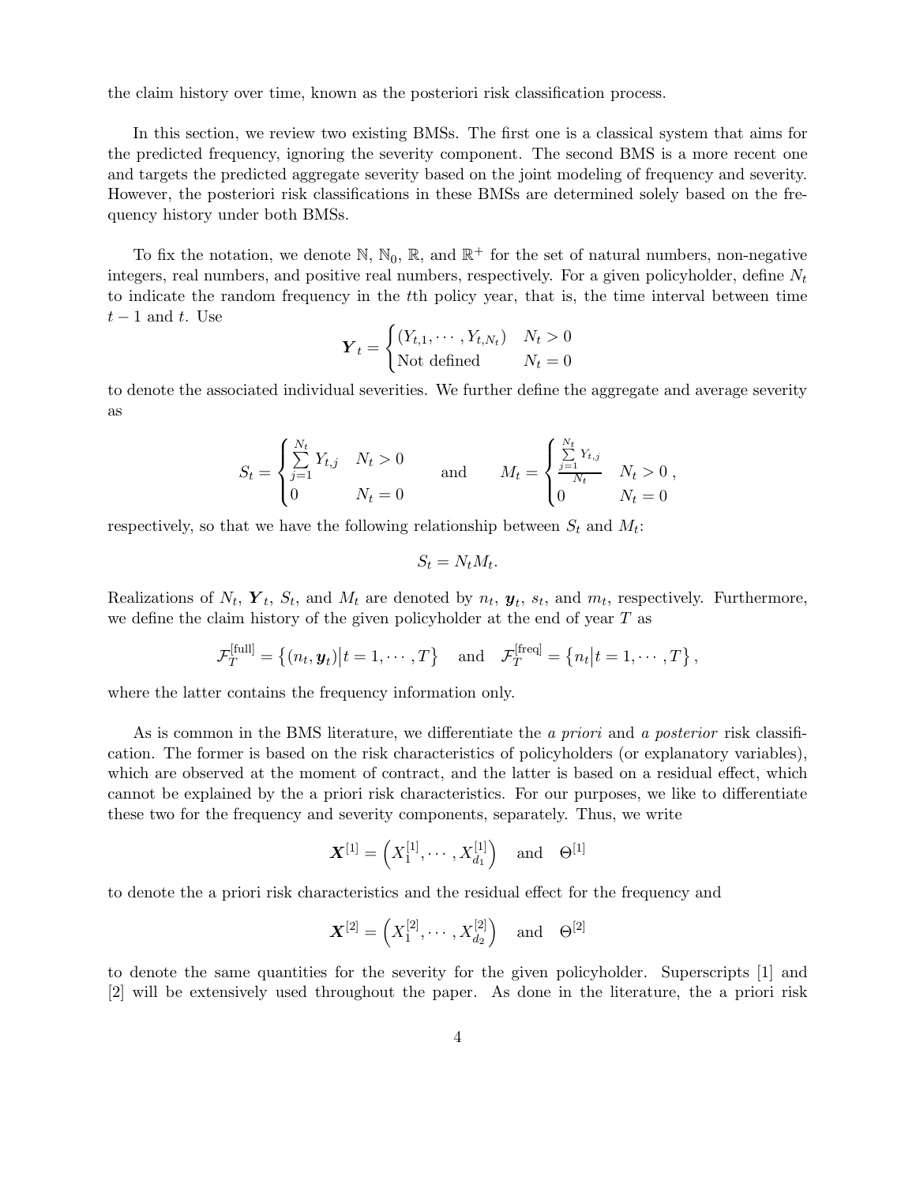the claim history over time, known as the posteriori risk classification process.

In this section, we review two existing BMSs. The first one is a classical system that aims for the predicted frequency, ignoring the severity component. The second BMS is a more recent one and targets the predicted aggregate severity based on the joint modeling of frequency and severity. However, the posteriori risk classifications in these BMSs are determined solely based on the frequency history under both BMSs.

To fix the notation, we denote $\mathbb{N}$, $\mathbb{N}_0$, $\mathbb{R}$, and $\mathbb{R}^+$ for the set of natural numbers, non-negative integers, real numbers, and positive real numbers, respectively. For a given policyholder, define $N_t$ to indicate the random frequency in the $t$th policy year, that is, the time interval between time $t-1$ and $t$. Use

$$
\boldsymbol{Y}_t = \begin{cases} (Y_{t,1}, \cdots, Y_{t,N_t}) & N_t > 0 \\ \text{Not defined} & N_t = 0 \end{cases}
$$

to denote the associated individual severities. We further define the aggregate and average severity as

$$
S_t = \begin{cases} \sum\limits_{j=1}^{N_t} Y_{t,j} & N_t > 0 \\ 0 & N_t = 0 \end{cases} \qquad \text{and} \qquad M_t = \begin{cases} \frac{\sum\limits_{j=1}^{N_t} Y_{t,j}}{N_t} & N_t > 0 \\ 0 & N_t = 0 \end{cases},
$$

respectively, so that we have the following relationship between $S_t$ and $M_t$:

$$
S_t = N_t M_t.
$$

Realizations of $N_t$, $\boldsymbol{Y}_t$, $S_t$, and $M_t$ are denoted by $n_t$, $\boldsymbol{y}_t$, $s_t$, and $m_t$, respectively. Furthermore, we define the claim history of the given policyholder at the end of year $T$ as

$$
\mathcal{F}_T^{[\text{full}]} = \left\{ (n_t, \boldsymbol{y}_t) \middle| t = 1, \cdots, T \right\} \quad \text{and} \quad \mathcal{F}_T^{[\text{freq}]} = \left\{ n_t \middle| t = 1, \cdots, T \right\},
$$

where the latter contains the frequency information only.

As is common in the BMS literature, we differentiate the *a priori* and *a posterior* risk classification. The former is based on the risk characteristics of policyholders (or explanatory variables), which are observed at the moment of contract, and the latter is based on a residual effect, which cannot be explained by the a priori risk characteristics. For our purposes, we like to differentiate these two for the frequency and severity components, separately. Thus, we write

$$
\boldsymbol{X}^{[1]} = \left( X_1^{[1]}, \cdots, X_{d_1}^{[1]} \right) \quad \text{and} \quad \Theta^{[1]}
$$

to denote the a priori risk characteristics and the residual effect for the frequency and

$$
\boldsymbol{X}^{[2]} = \left( X_1^{[2]}, \cdots, X_{d_2}^{[2]} \right) \quad \text{and} \quad \Theta^{[2]}
$$

to denote the same quantities for the severity for the given policyholder. Superscripts [1] and [2] will be extensively used throughout the paper. As done in the literature, the a priori risk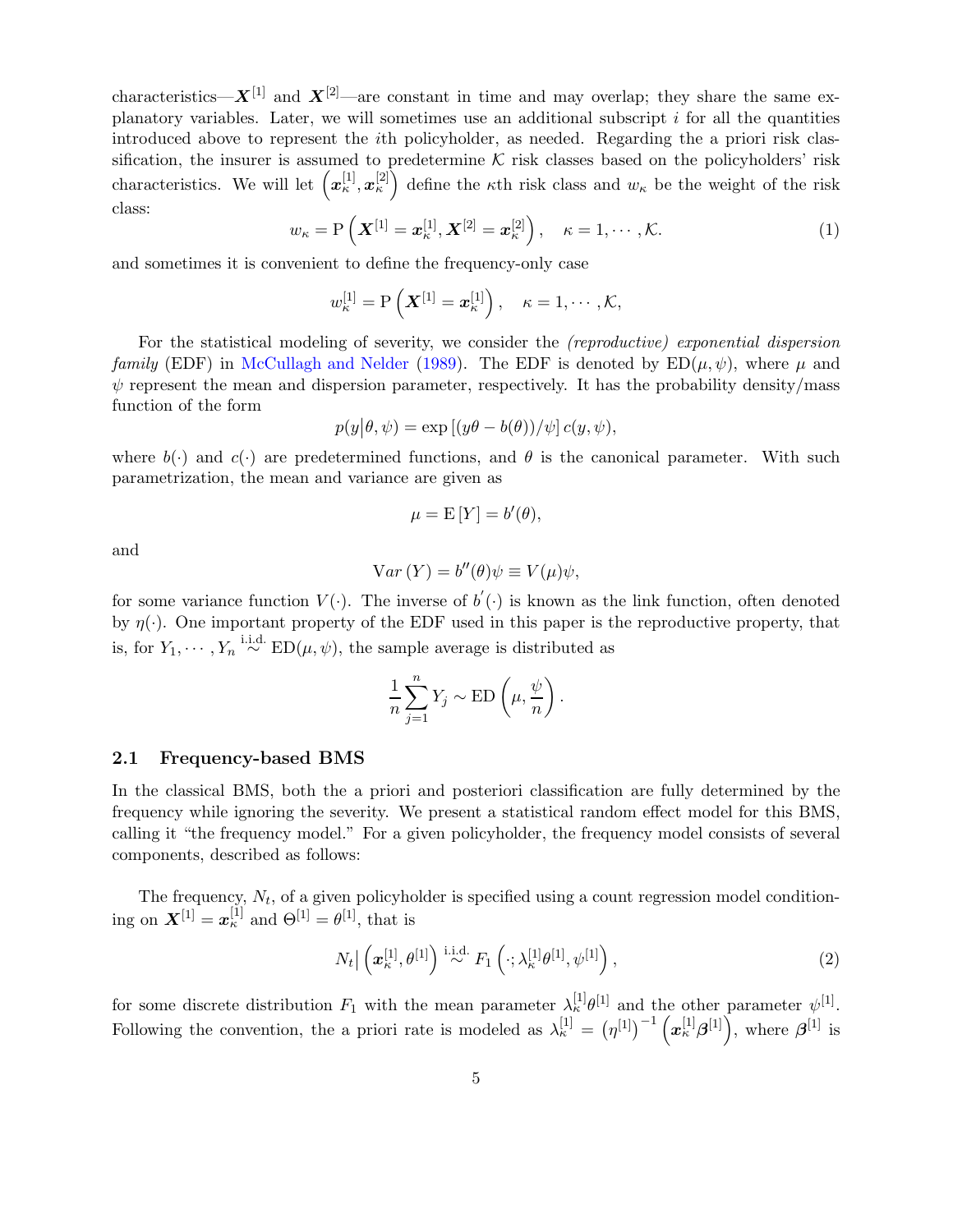characteristics—$\boldsymbol{X}^{[1]}$ and $\boldsymbol{X}^{[2]}$—are constant in time and may overlap; they share the same explanatory variables. Later, we will sometimes use an additional subscript $i$ for all the quantities introduced above to represent the $i$th policyholder, as needed. Regarding the a priori risk classification, the insurer is assumed to predetermine $\mathcal{K}$ risk classes based on the policyholders' risk characteristics. We will let $\left(\boldsymbol{x}_\kappa^{[1]}, \boldsymbol{x}_\kappa^{[2]}\right)$ define the $\kappa$th risk class and $w_\kappa$ be the weight of the risk class:

$$
w_\kappa = \mathrm{P}\left(\boldsymbol{X}^{[1]} = \boldsymbol{x}_\kappa^{[1]}, \boldsymbol{X}^{[2]} = \boldsymbol{x}_\kappa^{[2]}\right), \quad \kappa = 1, \cdots, \mathcal{K}. \tag{1}
$$

and sometimes it is convenient to define the frequency-only case

$$
w_\kappa^{[1]} = \mathrm{P}\left(\boldsymbol{X}^{[1]} = \boldsymbol{x}_\kappa^{[1]}\right), \quad \kappa = 1, \cdots, \mathcal{K},
$$

For the statistical modeling of severity, we consider the *(reproductive) exponential dispersion family* (EDF) in McCullagh and Nelder (1989). The EDF is denoted by $\mathrm{ED}(\mu, \psi)$, where $\mu$ and $\psi$ represent the mean and dispersion parameter, respectively. It has the probability density/mass function of the form

$$
p(y|\theta, \psi) = \exp\left[(y\theta - b(\theta))/\psi\right] c(y, \psi),
$$

where $b(\cdot)$ and $c(\cdot)$ are predetermined functions, and $\theta$ is the canonical parameter. With such parametrization, the mean and variance are given as

$$
\mu = \mathrm{E}\left[Y\right] = b'(\theta),
$$

and

$$
\mathrm{V}ar\left(Y\right) = b''(\theta)\psi \equiv V(\mu)\psi,
$$

for some variance function $V(\cdot)$. The inverse of $b'(\cdot)$ is known as the link function, often denoted by $\eta(\cdot)$. One important property of the EDF used in this paper is the reproductive property, that is, for $Y_1, \cdots, Y_n \overset{\text{i.i.d.}}{\sim} \mathrm{ED}(\mu, \psi)$, the sample average is distributed as

$$
\frac{1}{n}\sum_{j=1}^{n} Y_j \sim \mathrm{ED}\left(\mu, \frac{\psi}{n}\right).
$$

## 2.1 Frequency-based BMS

In the classical BMS, both the a priori and posteriori classification are fully determined by the frequency while ignoring the severity. We present a statistical random effect model for this BMS, calling it "the frequency model." For a given policyholder, the frequency model consists of several components, described as follows:

The frequency, $N_t$, of a given policyholder is specified using a count regression model conditioning on $\boldsymbol{X}^{[1]} = \boldsymbol{x}_\kappa^{[1]}$ and $\Theta^{[1]} = \theta^{[1]}$, that is

$$
N_t\big|\left(\boldsymbol{x}_\kappa^{[1]}, \theta^{[1]}\right) \overset{\text{i.i.d.}}{\sim} F_1\left(\cdot; \lambda_\kappa^{[1]}\theta^{[1]}, \psi^{[1]}\right), \tag{2}
$$

for some discrete distribution $F_1$ with the mean parameter $\lambda_\kappa^{[1]}\theta^{[1]}$ and the other parameter $\psi^{[1]}$. Following the convention, the a priori rate is modeled as $\lambda_\kappa^{[1]} = \left(\eta^{[1]}\right)^{-1}\left(\boldsymbol{x}_\kappa^{[1]}\boldsymbol{\beta}^{[1]}\right)$, where $\boldsymbol{\beta}^{[1]}$ is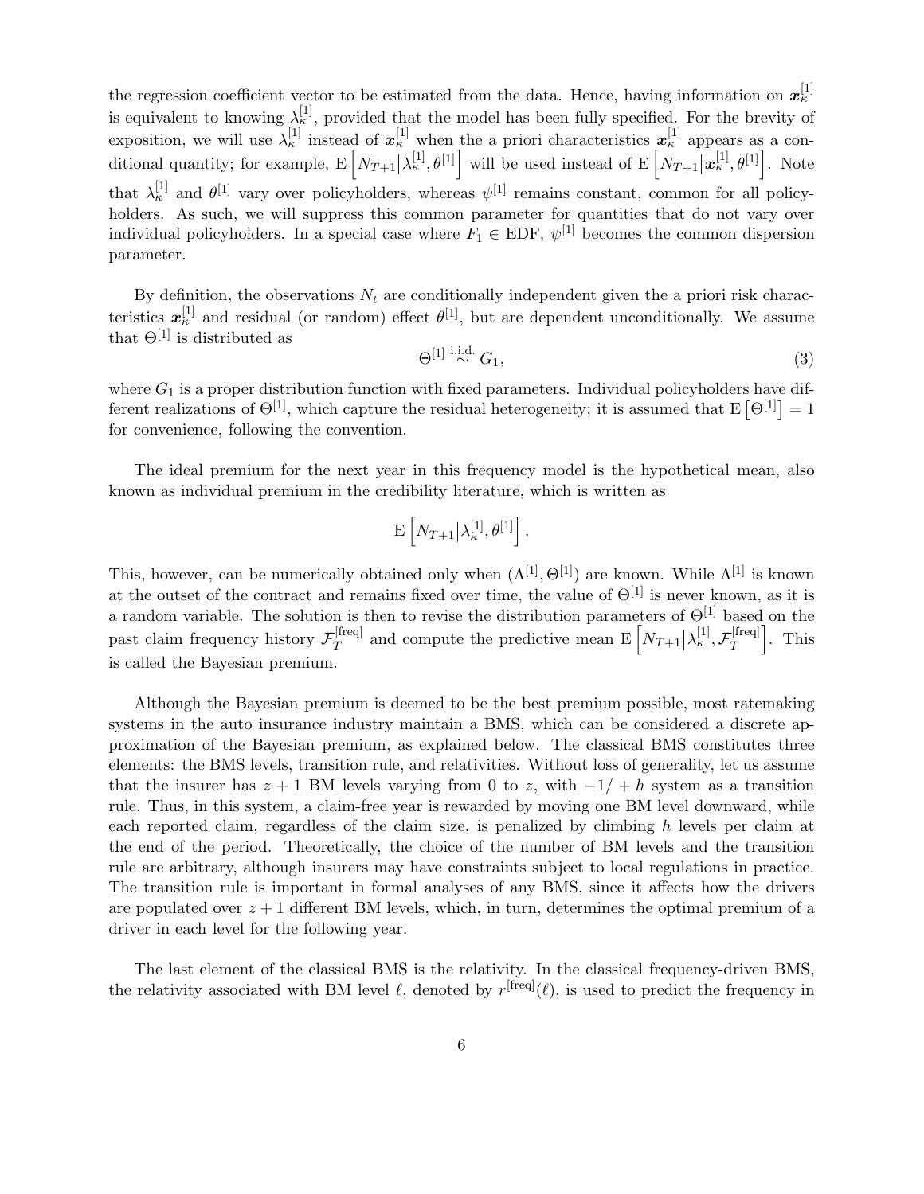the regression coefficient vector to be estimated from the data. Hence, having information on $\boldsymbol{x}_\kappa^{[1]}$ is equivalent to knowing $\lambda_\kappa^{[1]}$, provided that the model has been fully specified. For the brevity of exposition, we will use $\lambda_\kappa^{[1]}$ instead of $\boldsymbol{x}_\kappa^{[1]}$ when the a priori characteristics $\boldsymbol{x}_\kappa^{[1]}$ appears as a conditional quantity; for example, $\mathrm{E}\left[N_{T+1}\middle|\lambda_\kappa^{[1]}, \theta^{[1]}\right]$ will be used instead of $\mathrm{E}\left[N_{T+1}\middle|\boldsymbol{x}_\kappa^{[1]}, \theta^{[1]}\right]$. Note that $\lambda_\kappa^{[1]}$ and $\theta^{[1]}$ vary over policyholders, whereas $\psi^{[1]}$ remains constant, common for all policyholders. As such, we will suppress this common parameter for quantities that do not vary over individual policyholders. In a special case where $F_1 \in$ EDF, $\psi^{[1]}$ becomes the common dispersion parameter.

By definition, the observations $N_t$ are conditionally independent given the a priori risk characteristics $\boldsymbol{x}_\kappa^{[1]}$ and residual (or random) effect $\theta^{[1]}$, but are dependent unconditionally. We assume that $\Theta^{[1]}$ is distributed as

$$\Theta^{[1]} \stackrel{\text{i.i.d.}}{\sim} G_1, \tag{3}$$

where $G_1$ is a proper distribution function with fixed parameters. Individual policyholders have different realizations of $\Theta^{[1]}$, which capture the residual heterogeneity; it is assumed that $\mathrm{E}\left[\Theta^{[1]}\right] = 1$ for convenience, following the convention.

The ideal premium for the next year in this frequency model is the hypothetical mean, also known as individual premium in the credibility literature, which is written as

$$\mathrm{E}\left[N_{T+1}\middle|\lambda_\kappa^{[1]}, \theta^{[1]}\right].$$

This, however, can be numerically obtained only when $(\Lambda^{[1]}, \Theta^{[1]})$ are known. While $\Lambda^{[1]}$ is known at the outset of the contract and remains fixed over time, the value of $\Theta^{[1]}$ is never known, as it is a random variable. The solution is then to revise the distribution parameters of $\Theta^{[1]}$ based on the past claim frequency history $\mathcal{F}_T^{[\text{freq}]}$ and compute the predictive mean $\mathrm{E}\left[N_{T+1}\middle|\lambda_\kappa^{[1]}, \mathcal{F}_T^{[\text{freq}]}\right]$. This is called the Bayesian premium.

Although the Bayesian premium is deemed to be the best premium possible, most ratemaking systems in the auto insurance industry maintain a BMS, which can be considered a discrete approximation of the Bayesian premium, as explained below. The classical BMS constitutes three elements: the BMS levels, transition rule, and relativities. Without loss of generality, let us assume that the insurer has $z + 1$ BM levels varying from 0 to $z$, with $-1/+h$ system as a transition rule. Thus, in this system, a claim-free year is rewarded by moving one BM level downward, while each reported claim, regardless of the claim size, is penalized by climbing $h$ levels per claim at the end of the period. Theoretically, the choice of the number of BM levels and the transition rule are arbitrary, although insurers may have constraints subject to local regulations in practice. The transition rule is important in formal analyses of any BMS, since it affects how the drivers are populated over $z + 1$ different BM levels, which, in turn, determines the optimal premium of a driver in each level for the following year.

The last element of the classical BMS is the relativity. In the classical frequency-driven BMS, the relativity associated with BM level $\ell$, denoted by $r^{[\text{freq}]}(\ell)$, is used to predict the frequency in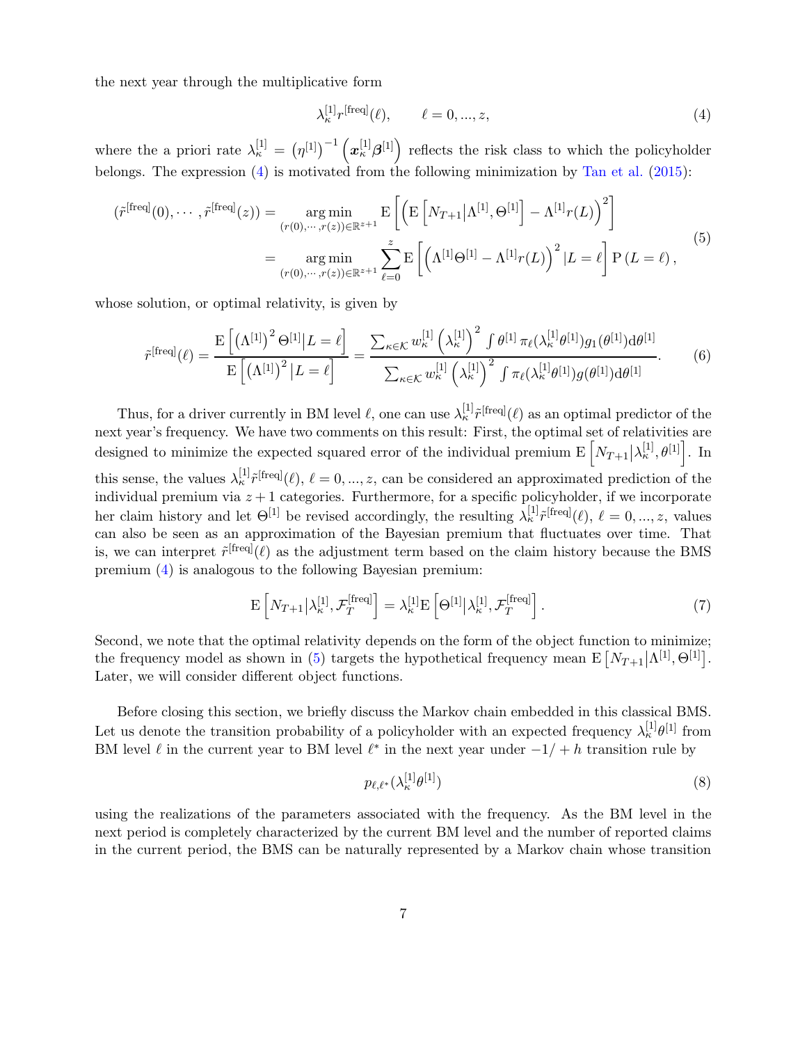the next year through the multiplicative form

$$\lambda_\kappa^{[1]} r^{[\text{freq}]}(\ell), \qquad \ell = 0, ..., z, \tag{4}$$

where the a priori rate $\lambda_\kappa^{[1]} = \left(\eta^{[1]}\right)^{-1}\left(\boldsymbol{x}_\kappa^{[1]}\boldsymbol{\beta}^{[1]}\right)$ reflects the risk class to which the policyholder belongs. The expression (4) is motivated from the following minimization by Tan et al. (2015):

$$\begin{aligned}(\tilde{r}^{[\text{freq}]}(0), \cdots, \tilde{r}^{[\text{freq}]}(z)) &= \underset{(r(0),\cdots,r(z))\in\mathbb{R}^{z+1}}{\arg\min}\ \mathrm{E}\left[\left(\mathrm{E}\left[N_{T+1}\middle|\Lambda^{[1]}, \Theta^{[1]}\right] - \Lambda^{[1]} r(L)\right)^2\right] \\ &= \underset{(r(0),\cdots,r(z))\in\mathbb{R}^{z+1}}{\arg\min} \sum_{\ell=0}^{z} \mathrm{E}\left[\left(\Lambda^{[1]}\Theta^{[1]} - \Lambda^{[1]} r(L)\right)^2 \middle| L = \ell\right] \mathrm{P}\left(L = \ell\right),\end{aligned} \tag{5}$$

whose solution, or optimal relativity, is given by

$$\tilde{r}^{[\text{freq}]}(\ell) = \frac{\mathrm{E}\left[\left(\Lambda^{[1]}\right)^2 \Theta^{[1]}\middle| L = \ell\right]}{\mathrm{E}\left[\left(\Lambda^{[1]}\right)^2\middle| L = \ell\right]} = \frac{\sum_{\kappa\in\mathcal{K}} w_\kappa^{[1]}\left(\lambda_\kappa^{[1]}\right)^2 \int \theta^{[1]}\, \pi_\ell(\lambda_\kappa^{[1]}\theta^{[1]}) g_1(\theta^{[1]}) \mathrm{d}\theta^{[1]}}{\sum_{\kappa\in\mathcal{K}} w_\kappa^{[1]}\left(\lambda_\kappa^{[1]}\right)^2 \int \pi_\ell(\lambda_\kappa^{[1]}\theta^{[1]}) g(\theta^{[1]}) \mathrm{d}\theta^{[1]}}. \tag{6}$$

Thus, for a driver currently in BM level $\ell$, one can use $\lambda_\kappa^{[1]}\tilde{r}^{[\text{freq}]}(\ell)$ as an optimal predictor of the next year's frequency. We have two comments on this result: First, the optimal set of relativities are designed to minimize the expected squared error of the individual premium $\mathrm{E}\left[N_{T+1}\middle|\lambda_\kappa^{[1]}, \theta^{[1]}\right]$. In this sense, the values $\lambda_\kappa^{[1]}\tilde{r}^{[\text{freq}]}(\ell)$, $\ell = 0, ..., z$, can be considered an approximated prediction of the individual premium via $z+1$ categories. Furthermore, for a specific policyholder, if we incorporate her claim history and let $\Theta^{[1]}$ be revised accordingly, the resulting $\lambda_\kappa^{[1]}\tilde{r}^{[\text{freq}]}(\ell)$, $\ell = 0, ..., z$, values can also be seen as an approximation of the Bayesian premium that fluctuates over time. That is, we can interpret $\tilde{r}^{[\text{freq}]}(\ell)$ as the adjustment term based on the claim history because the BMS premium (4) is analogous to the following Bayesian premium:

$$\mathrm{E}\left[N_{T+1}\middle|\lambda_\kappa^{[1]}, \mathcal{F}_T^{[\text{freq}]}\right] = \lambda_\kappa^{[1]}\mathrm{E}\left[\Theta^{[1]}\middle|\lambda_\kappa^{[1]}, \mathcal{F}_T^{[\text{freq}]}\right]. \tag{7}$$

Second, we note that the optimal relativity depends on the form of the object function to minimize; the frequency model as shown in (5) targets the hypothetical frequency mean $\mathrm{E}\left[N_{T+1}\middle|\Lambda^{[1]}, \Theta^{[1]}\right]$. Later, we will consider different object functions.

Before closing this section, we briefly discuss the Markov chain embedded in this classical BMS. Let us denote the transition probability of a policyholder with an expected frequency $\lambda_\kappa^{[1]}\theta^{[1]}$ from BM level $\ell$ in the current year to BM level $\ell^*$ in the next year under $-1/+h$ transition rule by

$$p_{\ell,\ell^*}(\lambda_\kappa^{[1]}\theta^{[1]}) \tag{8}$$

using the realizations of the parameters associated with the frequency. As the BM level in the next period is completely characterized by the current BM level and the number of reported claims in the current period, the BMS can be naturally represented by a Markov chain whose transition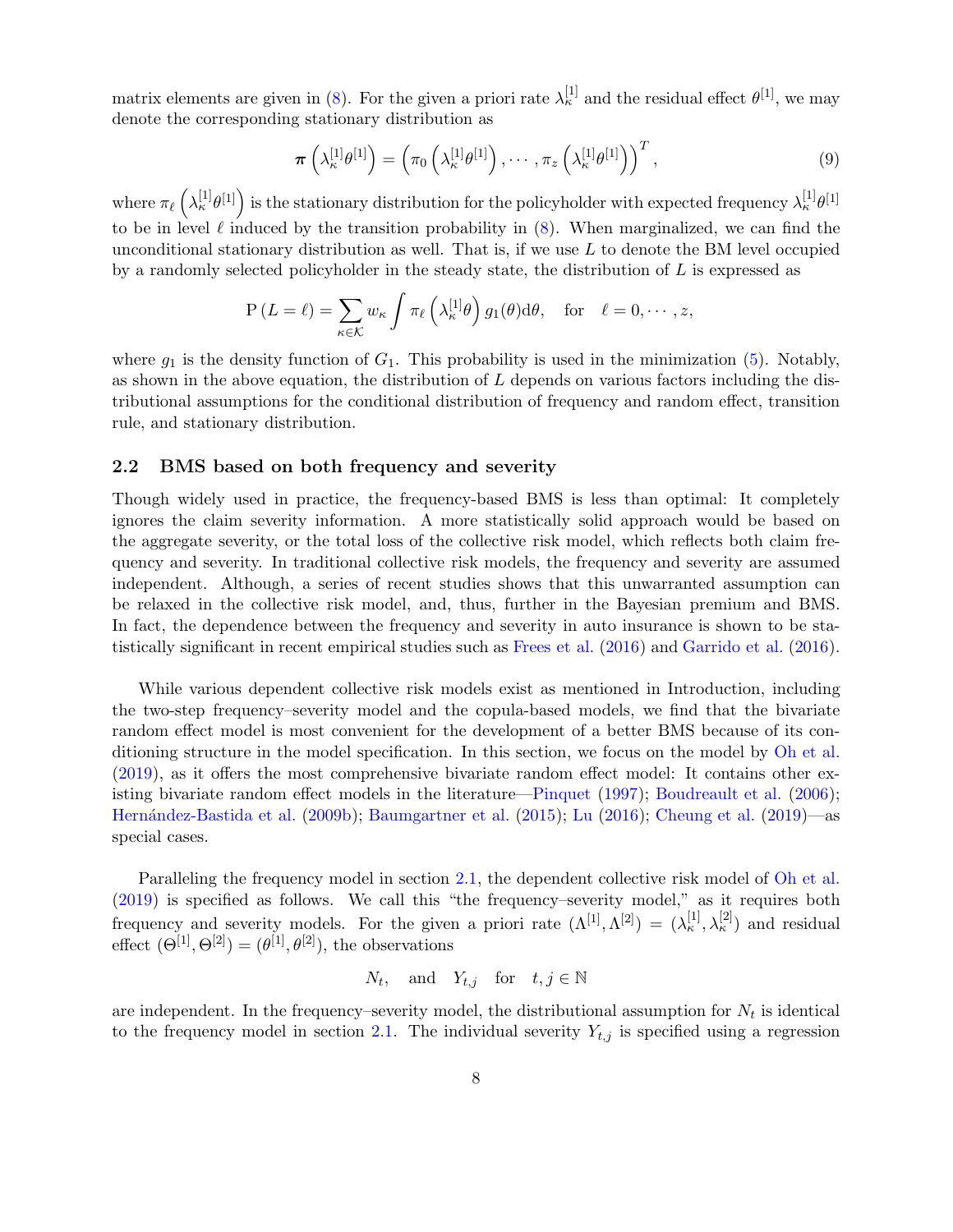matrix elements are given in (8). For the given a priori rate $\lambda_\kappa^{[1]}$ and the residual effect $\theta^{[1]}$, we may denote the corresponding stationary distribution as

$$
\boldsymbol{\pi}\left(\lambda_\kappa^{[1]}\theta^{[1]}\right) = \left(\pi_0\left(\lambda_\kappa^{[1]}\theta^{[1]}\right), \cdots, \pi_z\left(\lambda_\kappa^{[1]}\theta^{[1]}\right)\right)^T, \tag{9}
$$

where $\pi_\ell\left(\lambda_\kappa^{[1]}\theta^{[1]}\right)$ is the stationary distribution for the policyholder with expected frequency $\lambda_\kappa^{[1]}\theta^{[1]}$ to be in level $\ell$ induced by the transition probability in (8). When marginalized, we can find the unconditional stationary distribution as well. That is, if we use $L$ to denote the BM level occupied by a randomly selected policyholder in the steady state, the distribution of $L$ is expressed as

$$
\mathrm{P}\left(L = \ell\right) = \sum_{\kappa \in \mathcal{K}} w_\kappa \int \pi_\ell\left(\lambda_\kappa^{[1]}\theta\right) g_1(\theta)\mathrm{d}\theta, \quad \text{for} \quad \ell = 0, \cdots, z,
$$

where $g_1$ is the density function of $G_1$. This probability is used in the minimization (5). Notably, as shown in the above equation, the distribution of $L$ depends on various factors including the distributional assumptions for the conditional distribution of frequency and random effect, transition rule, and stationary distribution.

## 2.2 BMS based on both frequency and severity

Though widely used in practice, the frequency-based BMS is less than optimal: It completely ignores the claim severity information. A more statistically solid approach would be based on the aggregate severity, or the total loss of the collective risk model, which reflects both claim frequency and severity. In traditional collective risk models, the frequency and severity are assumed independent. Although, a series of recent studies shows that this unwarranted assumption can be relaxed in the collective risk model, and, thus, further in the Bayesian premium and BMS. In fact, the dependence between the frequency and severity in auto insurance is shown to be statistically significant in recent empirical studies such as Frees et al. (2016) and Garrido et al. (2016).

While various dependent collective risk models exist as mentioned in Introduction, including the two-step frequency–severity model and the copula-based models, we find that the bivariate random effect model is most convenient for the development of a better BMS because of its conditioning structure in the model specification. In this section, we focus on the model by Oh et al. (2019), as it offers the most comprehensive bivariate random effect model: It contains other existing bivariate random effect models in the literature—Pinquet (1997); Boudreault et al. (2006); Hernández-Bastida et al. (2009b); Baumgartner et al. (2015); Lu (2016); Cheung et al. (2019)—as special cases.

Paralleling the frequency model in section 2.1, the dependent collective risk model of Oh et al. (2019) is specified as follows. We call this "the frequency–severity model," as it requires both frequency and severity models. For the given a priori rate $(\Lambda^{[1]}, \Lambda^{[2]}) = (\lambda_\kappa^{[1]}, \lambda_\kappa^{[2]})$ and residual effect $(\Theta^{[1]}, \Theta^{[2]}) = (\theta^{[1]}, \theta^{[2]})$, the observations

$$
N_t, \quad \text{and} \quad Y_{t,j} \quad \text{for} \quad t, j \in \mathbb{N}
$$

are independent. In the frequency–severity model, the distributional assumption for $N_t$ is identical to the frequency model in section 2.1. The individual severity $Y_{t,j}$ is specified using a regression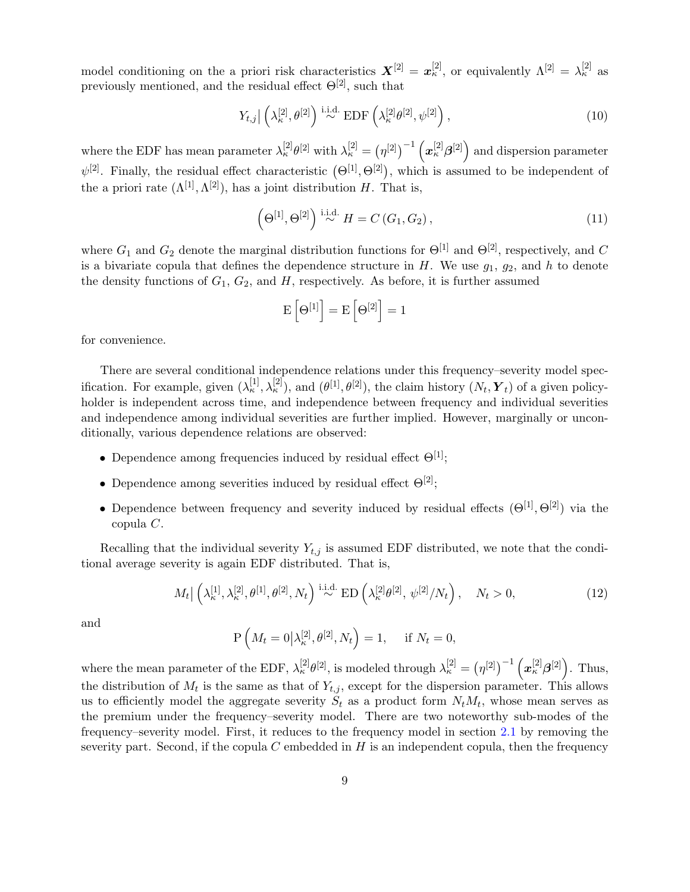model conditioning on the a priori risk characteristics $\boldsymbol{X}^{[2]} = \boldsymbol{x}_\kappa^{[2]}$, or equivalently $\Lambda^{[2]} = \lambda_\kappa^{[2]}$ as previously mentioned, and the residual effect $\Theta^{[2]}$, such that

$$Y_{t,j}\big| \left(\lambda_\kappa^{[2]}, \theta^{[2]}\right) \overset{\text{i.i.d.}}{\sim} \text{EDF}\left(\lambda_\kappa^{[2]}\theta^{[2]}, \psi^{[2]}\right), \tag{10}$$

where the EDF has mean parameter $\lambda_\kappa^{[2]}\theta^{[2]}$ with $\lambda_\kappa^{[2]} = \left(\eta^{[2]}\right)^{-1}\left(\boldsymbol{x}_\kappa^{[2]}\boldsymbol{\beta}^{[2]}\right)$ and dispersion parameter $\psi^{[2]}$. Finally, the residual effect characteristic $\left(\Theta^{[1]}, \Theta^{[2]}\right)$, which is assumed to be independent of the a priori rate $(\Lambda^{[1]}, \Lambda^{[2]})$, has a joint distribution $H$. That is,

$$\left(\Theta^{[1]}, \Theta^{[2]}\right) \overset{\text{i.i.d.}}{\sim} H = C\left(G_1, G_2\right), \tag{11}$$

where $G_1$ and $G_2$ denote the marginal distribution functions for $\Theta^{[1]}$ and $\Theta^{[2]}$, respectively, and $C$ is a bivariate copula that defines the dependence structure in $H$. We use $g_1$, $g_2$, and $h$ to denote the density functions of $G_1$, $G_2$, and $H$, respectively. As before, it is further assumed

$$\text{E}\left[\Theta^{[1]}\right] = \text{E}\left[\Theta^{[2]}\right] = 1$$

for convenience.

There are several conditional independence relations under this frequency–severity model specification. For example, given $(\lambda_\kappa^{[1]}, \lambda_\kappa^{[2]})$, and $(\theta^{[1]}, \theta^{[2]})$, the claim history $(N_t, \boldsymbol{Y}_t)$ of a given policyholder is independent across time, and independence between frequency and individual severities and independence among individual severities are further implied. However, marginally or unconditionally, various dependence relations are observed:

- Dependence among frequencies induced by residual effect $\Theta^{[1]}$;
- Dependence among severities induced by residual effect $\Theta^{[2]}$;
- Dependence between frequency and severity induced by residual effects $(\Theta^{[1]}, \Theta^{[2]})$ via the copula $C$.

Recalling that the individual severity $Y_{t,j}$ is assumed EDF distributed, we note that the conditional average severity is again EDF distributed. That is,

$$M_t\big| \left(\lambda_\kappa^{[1]}, \lambda_\kappa^{[2]}, \theta^{[1]}, \theta^{[2]}, N_t\right) \overset{\text{i.i.d.}}{\sim} \text{ED}\left(\lambda_\kappa^{[2]}\theta^{[2]}, \psi^{[2]}/N_t\right), \quad N_t > 0, \tag{12}$$

and

$$\text{P}\left(M_t = 0 \big| \lambda_\kappa^{[2]}, \theta^{[2]}, N_t\right) = 1, \quad \text{ if } N_t = 0,$$

where the mean parameter of the EDF, $\lambda_\kappa^{[2]}\theta^{[2]}$, is modeled through $\lambda_\kappa^{[2]} = \left(\eta^{[2]}\right)^{-1}\left(\boldsymbol{x}_\kappa^{[2]}\boldsymbol{\beta}^{[2]}\right)$. Thus, the distribution of $M_t$ is the same as that of $Y_{t,j}$, except for the dispersion parameter. This allows us to efficiently model the aggregate severity $S_t$ as a product form $N_t M_t$, whose mean serves as the premium under the frequency–severity model. There are two noteworthy sub-modes of the frequency–severity model. First, it reduces to the frequency model in section 2.1 by removing the severity part. Second, if the copula $C$ embedded in $H$ is an independent copula, then the frequency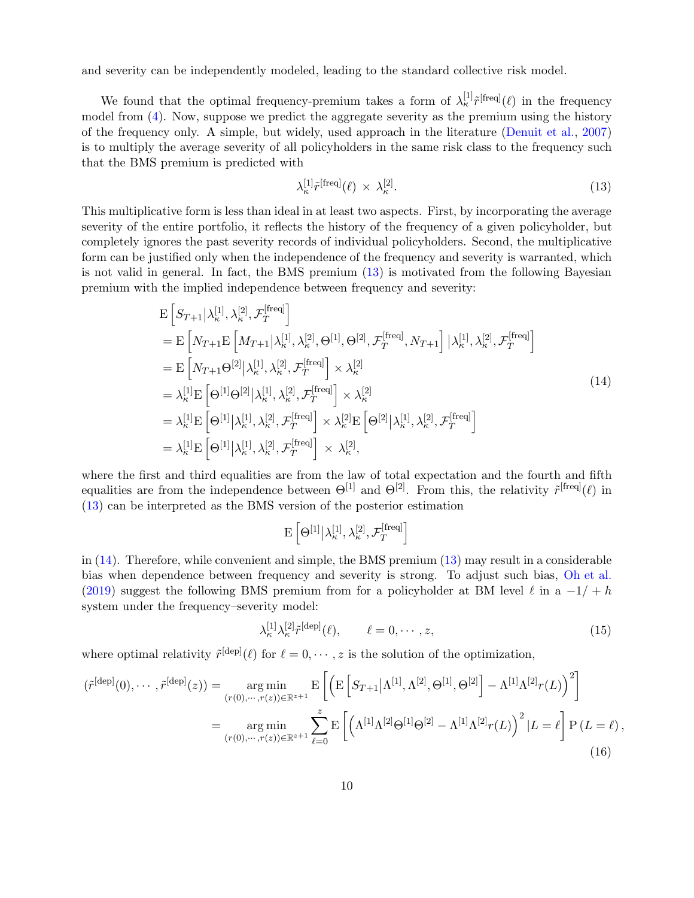and severity can be independently modeled, leading to the standard collective risk model.

We found that the optimal frequency-premium takes a form of $\lambda_\kappa^{[1]}\tilde{r}^{[\text{freq}]}(\ell)$ in the frequency model from (4). Now, suppose we predict the aggregate severity as the premium using the history of the frequency only. A simple, but widely, used approach in the literature (Denuit et al., 2007) is to multiply the average severity of all policyholders in the same risk class to the frequency such that the BMS premium is predicted with

$$
\lambda_\kappa^{[1]}\tilde{r}^{[\text{freq}]}(\ell) \times \lambda_\kappa^{[2]}. \tag{13}
$$

This multiplicative form is less than ideal in at least two aspects. First, by incorporating the average severity of the entire portfolio, it reflects the history of the frequency of a given policyholder, but completely ignores the past severity records of individual policyholders. Second, the multiplicative form can be justified only when the independence of the frequency and severity is warranted, which is not valid in general. In fact, the BMS premium (13) is motivated from the following Bayesian premium with the implied independence between frequency and severity:

$$
\begin{aligned}
&\mathrm{E}\left[S_{T+1}\middle|\lambda_\kappa^{[1]},\lambda_\kappa^{[2]},\mathcal{F}_T^{[\text{freq}]}\right] \\
&= \mathrm{E}\left[N_{T+1}\mathrm{E}\left[M_{T+1}\middle|\lambda_\kappa^{[1]},\lambda_\kappa^{[2]},\Theta^{[1]},\Theta^{[2]},\mathcal{F}_T^{[\text{freq}]},N_{T+1}\right]\middle|\lambda_\kappa^{[1]},\lambda_\kappa^{[2]},\mathcal{F}_T^{[\text{freq}]}\right] \\
&= \mathrm{E}\left[N_{T+1}\Theta^{[2]}\middle|\lambda_\kappa^{[1]},\lambda_\kappa^{[2]},\mathcal{F}_T^{[\text{freq}]}\right] \times \lambda_\kappa^{[2]} \\
&= \lambda_\kappa^{[1]}\mathrm{E}\left[\Theta^{[1]}\Theta^{[2]}\middle|\lambda_\kappa^{[1]},\lambda_\kappa^{[2]},\mathcal{F}_T^{[\text{freq}]}\right] \times \lambda_\kappa^{[2]} \\
&= \lambda_\kappa^{[1]}\mathrm{E}\left[\Theta^{[1]}\middle|\lambda_\kappa^{[1]},\lambda_\kappa^{[2]},\mathcal{F}_T^{[\text{freq}]}\right] \times \lambda_\kappa^{[2]}\mathrm{E}\left[\Theta^{[2]}\middle|\lambda_\kappa^{[1]},\lambda_\kappa^{[2]},\mathcal{F}_T^{[\text{freq}]}\right] \\
&= \lambda_\kappa^{[1]}\mathrm{E}\left[\Theta^{[1]}\middle|\lambda_\kappa^{[1]},\lambda_\kappa^{[2]},\mathcal{F}_T^{[\text{freq}]}\right] \times \lambda_\kappa^{[2]},
\end{aligned} \tag{14}
$$

where the first and third equalities are from the law of total expectation and the fourth and fifth equalities are from the independence between $\Theta^{[1]}$ and $\Theta^{[2]}$. From this, the relativity $\tilde{r}^{[\text{freq}]}(\ell)$ in (13) can be interpreted as the BMS version of the posterior estimation

$$
\mathrm{E}\left[\Theta^{[1]}\middle|\lambda_\kappa^{[1]},\lambda_\kappa^{[2]},\mathcal{F}_T^{[\text{freq}]}\right]
$$

in (14). Therefore, while convenient and simple, the BMS premium (13) may result in a considerable bias when dependence between frequency and severity is strong. To adjust such bias, Oh et al. (2019) suggest the following BMS premium from for a policyholder at BM level $\ell$ in a $-1/+h$ system under the frequency–severity model:

$$
\lambda_\kappa^{[1]}\lambda_\kappa^{[2]}\tilde{r}^{[\text{dep}]}(\ell), \qquad \ell = 0,\cdots,z, \tag{15}
$$

where optimal relativity $\tilde{r}^{[\text{dep}]}(\ell)$ for $\ell = 0,\cdots,z$ is the solution of the optimization,

$$
\begin{aligned}
(\tilde{r}^{[\text{dep}]}(0),\cdots,\tilde{r}^{[\text{dep}]}(z)) &= \underset{(r(0),\cdots,r(z))\in\mathbb{R}^{z+1}}{\arg\min}\ \mathrm{E}\left[\left(\mathrm{E}\left[S_{T+1}\middle|\Lambda^{[1]},\Lambda^{[2]},\Theta^{[1]},\Theta^{[2]}\right]-\Lambda^{[1]}\Lambda^{[2]}r(L)\right)^2\right] \\
&= \underset{(r(0),\cdots,r(z))\in\mathbb{R}^{z+1}}{\arg\min}\ \sum_{\ell=0}^{z}\mathrm{E}\left[\left(\Lambda^{[1]}\Lambda^{[2]}\Theta^{[1]}\Theta^{[2]}-\Lambda^{[1]}\Lambda^{[2]}r(L)\right)^2\middle|L=\ell\right]\mathrm{P}\left(L=\ell\right),
\end{aligned} \tag{16}
$$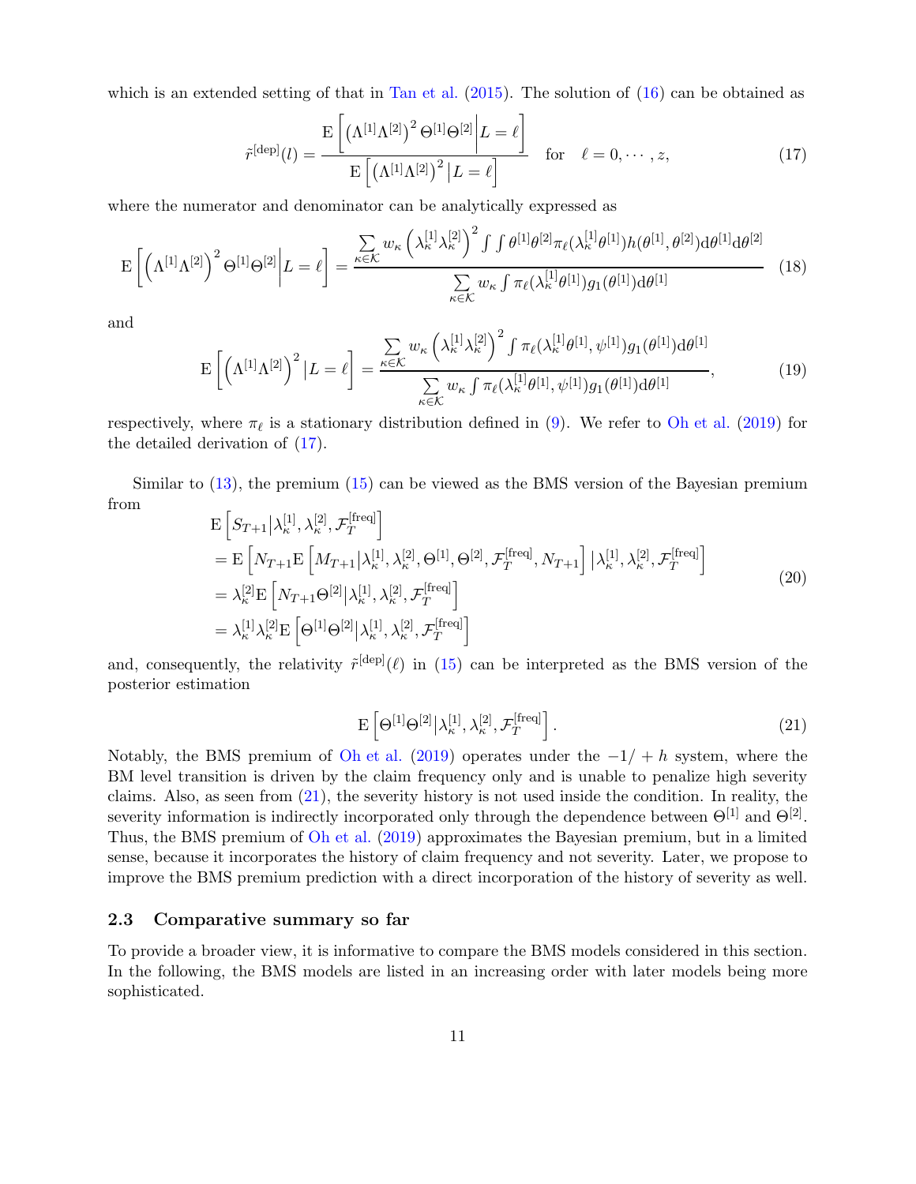which is an extended setting of that in Tan et al. (2015). The solution of (16) can be obtained as

$$\tilde{r}^{[\text{dep}]}(l) = \frac{\mathrm{E}\left[\left(\Lambda^{[1]}\Lambda^{[2]}\right)^2 \Theta^{[1]}\Theta^{[2]} \middle| L = \ell\right]}{\mathrm{E}\left[\left(\Lambda^{[1]}\Lambda^{[2]}\right)^2 \middle| L = \ell\right]} \quad \text{for} \quad \ell = 0, \cdots, z, \tag{17}$$

where the numerator and denominator can be analytically expressed as

$$\mathrm{E}\left[\left(\Lambda^{[1]}\Lambda^{[2]}\right)^2 \Theta^{[1]}\Theta^{[2]} \middle| L = \ell\right] = \frac{\sum\limits_{\kappa\in\mathcal{K}} w_\kappa \left(\lambda_\kappa^{[1]}\lambda_\kappa^{[2]}\right)^2 \int\int \theta^{[1]}\theta^{[2]}\pi_\ell(\lambda_\kappa^{[1]}\theta^{[1]}) h(\theta^{[1]}, \theta^{[2]}) \mathrm{d}\theta^{[1]}\mathrm{d}\theta^{[2]}}{\sum\limits_{\kappa\in\mathcal{K}} w_\kappa \int \pi_\ell(\lambda_\kappa^{[1]}\theta^{[1]}) g_1(\theta^{[1]}) \mathrm{d}\theta^{[1]}} \tag{18}$$

and

$$\mathrm{E}\left[\left(\Lambda^{[1]}\Lambda^{[2]}\right)^2 \middle| L = \ell\right] = \frac{\sum\limits_{\kappa\in\mathcal{K}} w_\kappa \left(\lambda_\kappa^{[1]}\lambda_\kappa^{[2]}\right)^2 \int \pi_\ell(\lambda_\kappa^{[1]}\theta^{[1]}, \psi^{[1]}) g_1(\theta^{[1]}) \mathrm{d}\theta^{[1]}}{\sum\limits_{\kappa\in\mathcal{K}} w_\kappa \int \pi_\ell(\lambda_\kappa^{[1]}\theta^{[1]}, \psi^{[1]}) g_1(\theta^{[1]}) \mathrm{d}\theta^{[1]}}, \tag{19}$$

respectively, where $\pi_\ell$ is a stationary distribution defined in (9). We refer to Oh et al. (2019) for the detailed derivation of (17).

Similar to (13), the premium (15) can be viewed as the BMS version of the Bayesian premium from

$$\begin{aligned}
&\mathrm{E}\left[S_{T+1} \middle| \lambda_\kappa^{[1]}, \lambda_\kappa^{[2]}, \mathcal{F}_T^{[\text{freq}]}\right] \\
&= \mathrm{E}\left[N_{T+1}\mathrm{E}\left[M_{T+1} \middle| \lambda_\kappa^{[1]}, \lambda_\kappa^{[2]}, \Theta^{[1]}, \Theta^{[2]}, \mathcal{F}_T^{[\text{freq}]}, N_{T+1}\right] \middle| \lambda_\kappa^{[1]}, \lambda_\kappa^{[2]}, \mathcal{F}_T^{[\text{freq}]}\right] \\
&= \lambda_\kappa^{[2]}\mathrm{E}\left[N_{T+1}\Theta^{[2]} \middle| \lambda_\kappa^{[1]}, \lambda_\kappa^{[2]}, \mathcal{F}_T^{[\text{freq}]}\right] \\
&= \lambda_\kappa^{[1]}\lambda_\kappa^{[2]}\mathrm{E}\left[\Theta^{[1]}\Theta^{[2]} \middle| \lambda_\kappa^{[1]}, \lambda_\kappa^{[2]}, \mathcal{F}_T^{[\text{freq}]}\right]
\end{aligned} \tag{20}$$

and, consequently, the relativity $\tilde{r}^{[\text{dep}]}(\ell)$ in (15) can be interpreted as the BMS version of the posterior estimation

$$\mathrm{E}\left[\Theta^{[1]}\Theta^{[2]} \middle| \lambda_\kappa^{[1]}, \lambda_\kappa^{[2]}, \mathcal{F}_T^{[\text{freq}]}\right]. \tag{21}$$

Notably, the BMS premium of Oh et al. (2019) operates under the $-1/+h$ system, where the BM level transition is driven by the claim frequency only and is unable to penalize high severity claims. Also, as seen from (21), the severity history is not used inside the condition. In reality, the severity information is indirectly incorporated only through the dependence between $\Theta^{[1]}$ and $\Theta^{[2]}$. Thus, the BMS premium of Oh et al. (2019) approximates the Bayesian premium, but in a limited sense, because it incorporates the history of claim frequency and not severity. Later, we propose to improve the BMS premium prediction with a direct incorporation of the history of severity as well.

### 2.3 Comparative summary so far

To provide a broader view, it is informative to compare the BMS models considered in this section. In the following, the BMS models are listed in an increasing order with later models being more sophisticated.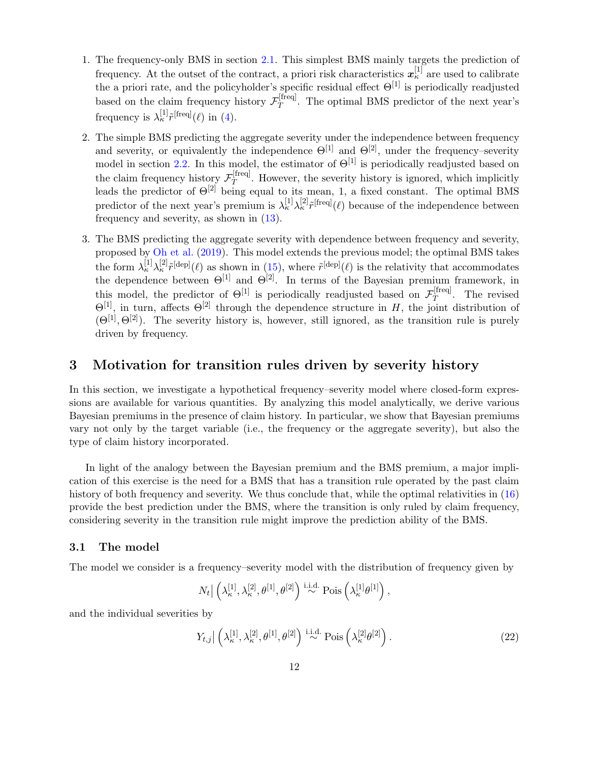1. The frequency-only BMS in section 2.1. This simplest BMS mainly targets the prediction of frequency. At the outset of the contract, a priori risk characteristics $\boldsymbol{x}_{\kappa}^{[1]}$ are used to calibrate the a priori rate, and the policyholder's specific residual effect $\Theta^{[1]}$ is periodically readjusted based on the claim frequency history $\mathcal{F}_T^{[\text{freq}]}$. The optimal BMS predictor of the next year's frequency is $\lambda_{\kappa}^{[1]}\tilde{r}^{[\text{freq}]}(\ell)$ in (4).

2. The simple BMS predicting the aggregate severity under the independence between frequency and severity, or equivalently the independence $\Theta^{[1]}$ and $\Theta^{[2]}$, under the frequency–severity model in section 2.2. In this model, the estimator of $\Theta^{[1]}$ is periodically readjusted based on the claim frequency history $\mathcal{F}_T^{[\text{freq}]}$. However, the severity history is ignored, which implicitly leads the predictor of $\Theta^{[2]}$ being equal to its mean, 1, a fixed constant. The optimal BMS predictor of the next year's premium is $\lambda_{\kappa}^{[1]}\lambda_{\kappa}^{[2]}\tilde{r}^{[\text{freq}]}(\ell)$ because of the independence between frequency and severity, as shown in (13).

3. The BMS predicting the aggregate severity with dependence between frequency and severity, proposed by Oh et al. (2019). This model extends the previous model; the optimal BMS takes the form $\lambda_{\kappa}^{[1]}\lambda_{\kappa}^{[2]}\tilde{r}^{[\text{dep}]}(\ell)$ as shown in (15), where $\tilde{r}^{[\text{dep}]}(\ell)$ is the relativity that accommodates the dependence between $\Theta^{[1]}$ and $\Theta^{[2]}$. In terms of the Bayesian premium framework, in this model, the predictor of $\Theta^{[1]}$ is periodically readjusted based on $\mathcal{F}_T^{[\text{freq}]}$. The revised $\Theta^{[1]}$, in turn, affects $\Theta^{[2]}$ through the dependence structure in $H$, the joint distribution of $(\Theta^{[1]}, \Theta^{[2]})$. The severity history is, however, still ignored, as the transition rule is purely driven by frequency.

## 3 Motivation for transition rules driven by severity history

In this section, we investigate a hypothetical frequency–severity model where closed-form expressions are available for various quantities. By analyzing this model analytically, we derive various Bayesian premiums in the presence of claim history. In particular, we show that Bayesian premiums vary not only by the target variable (i.e., the frequency or the aggregate severity), but also the type of claim history incorporated.

In light of the analogy between the Bayesian premium and the BMS premium, a major implication of this exercise is the need for a BMS that has a transition rule operated by the past claim history of both frequency and severity. We thus conclude that, while the optimal relativities in (16) provide the best prediction under the BMS, where the transition is only ruled by claim frequency, considering severity in the transition rule might improve the prediction ability of the BMS.

### 3.1 The model

The model we consider is a frequency–severity model with the distribution of frequency given by

$$N_t \big| \left(\lambda_{\kappa}^{[1]}, \lambda_{\kappa}^{[2]}, \theta^{[1]}, \theta^{[2]}\right) \overset{\text{i.i.d.}}{\sim} \text{Pois}\left(\lambda_{\kappa}^{[1]}\theta^{[1]}\right),$$

and the individual severities by

$$Y_{t,j} \big| \left(\lambda_{\kappa}^{[1]}, \lambda_{\kappa}^{[2]}, \theta^{[1]}, \theta^{[2]}\right) \overset{\text{i.i.d.}}{\sim} \text{Pois}\left(\lambda_{\kappa}^{[2]}\theta^{[2]}\right). \tag{22}$$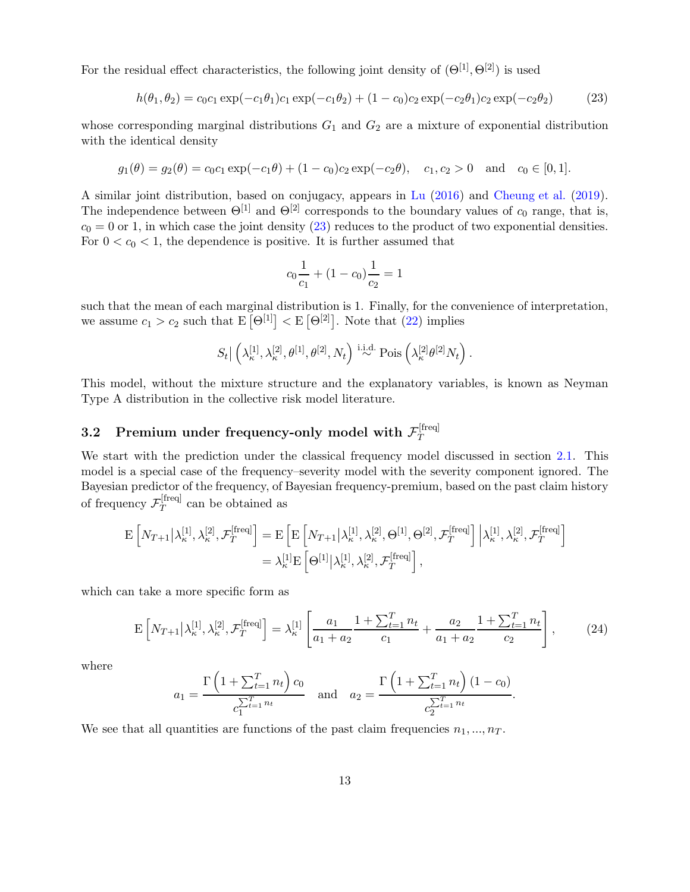For the residual effect characteristics, the following joint density of $(\Theta^{[1]}, \Theta^{[2]})$ is used

$$h(\theta_1, \theta_2) = c_0 c_1 \exp(-c_1\theta_1) c_1 \exp(-c_1\theta_2) + (1-c_0) c_2 \exp(-c_2\theta_1) c_2 \exp(-c_2\theta_2) \tag{23}$$

whose corresponding marginal distributions $G_1$ and $G_2$ are a mixture of exponential distribution with the identical density

$$g_1(\theta) = g_2(\theta) = c_0 c_1 \exp(-c_1\theta) + (1-c_0) c_2 \exp(-c_2\theta), \quad c_1, c_2 > 0 \quad \text{and} \quad c_0 \in [0,1].$$

A similar joint distribution, based on conjugacy, appears in Lu (2016) and Cheung et al. (2019). The independence between $\Theta^{[1]}$ and $\Theta^{[2]}$ corresponds to the boundary values of $c_0$ range, that is, $c_0 = 0$ or 1, in which case the joint density (23) reduces to the product of two exponential densities. For $0 < c_0 < 1$, the dependence is positive. It is further assumed that

$$c_0 \frac{1}{c_1} + (1-c_0)\frac{1}{c_2} = 1$$

such that the mean of each marginal distribution is 1. Finally, for the convenience of interpretation, we assume $c_1 > c_2$ such that $\mathrm{E}\left[\Theta^{[1]}\right] < \mathrm{E}\left[\Theta^{[2]}\right]$. Note that (22) implies

$$S_t \big| \left(\lambda_\kappa^{[1]}, \lambda_\kappa^{[2]}, \theta^{[1]}, \theta^{[2]}, N_t\right) \overset{\text{i.i.d.}}{\sim} \mathrm{Pois}\left(\lambda_\kappa^{[2]} \theta^{[2]} N_t\right).$$

This model, without the mixture structure and the explanatory variables, is known as Neyman Type A distribution in the collective risk model literature.

## 3.2 Premium under frequency-only model with $\mathcal{F}_T^{[\text{freq}]}$

We start with the prediction under the classical frequency model discussed in section 2.1. This model is a special case of the frequency–severity model with the severity component ignored. The Bayesian predictor of the frequency, of Bayesian frequency-premium, based on the past claim history of frequency $\mathcal{F}_T^{[\text{freq}]}$ can be obtained as

$$\begin{aligned}
\mathrm{E}\left[N_{T+1} \big| \lambda_\kappa^{[1]}, \lambda_\kappa^{[2]}, \mathcal{F}_T^{[\text{freq}]}\right] &= \mathrm{E}\left[\mathrm{E}\left[N_{T+1} \big| \lambda_\kappa^{[1]}, \lambda_\kappa^{[2]}, \Theta^{[1]}, \Theta^{[2]}, \mathcal{F}_T^{[\text{freq}]}\right] \bigg| \lambda_\kappa^{[1]}, \lambda_\kappa^{[2]}, \mathcal{F}_T^{[\text{freq}]}\right] \\
&= \lambda_\kappa^{[1]} \mathrm{E}\left[\Theta^{[1]} \big| \lambda_\kappa^{[1]}, \lambda_\kappa^{[2]}, \mathcal{F}_T^{[\text{freq}]}\right],
\end{aligned}$$

which can take a more specific form as

$$\mathrm{E}\left[N_{T+1} \big| \lambda_\kappa^{[1]}, \lambda_\kappa^{[2]}, \mathcal{F}_T^{[\text{freq}]}\right] = \lambda_\kappa^{[1]} \left[\frac{a_1}{a_1 + a_2} \frac{1 + \sum_{t=1}^T n_t}{c_1} + \frac{a_2}{a_1 + a_2} \frac{1 + \sum_{t=1}^T n_t}{c_2}\right], \tag{24}$$

where

$$a_1 = \frac{\Gamma\left(1 + \sum_{t=1}^T n_t\right) c_0}{c_1^{\sum_{t=1}^T n_t}} \quad \text{and} \quad a_2 = \frac{\Gamma\left(1 + \sum_{t=1}^T n_t\right)(1 - c_0)}{c_2^{\sum_{t=1}^T n_t}}.$$

We see that all quantities are functions of the past claim frequencies $n_1, ..., n_T$.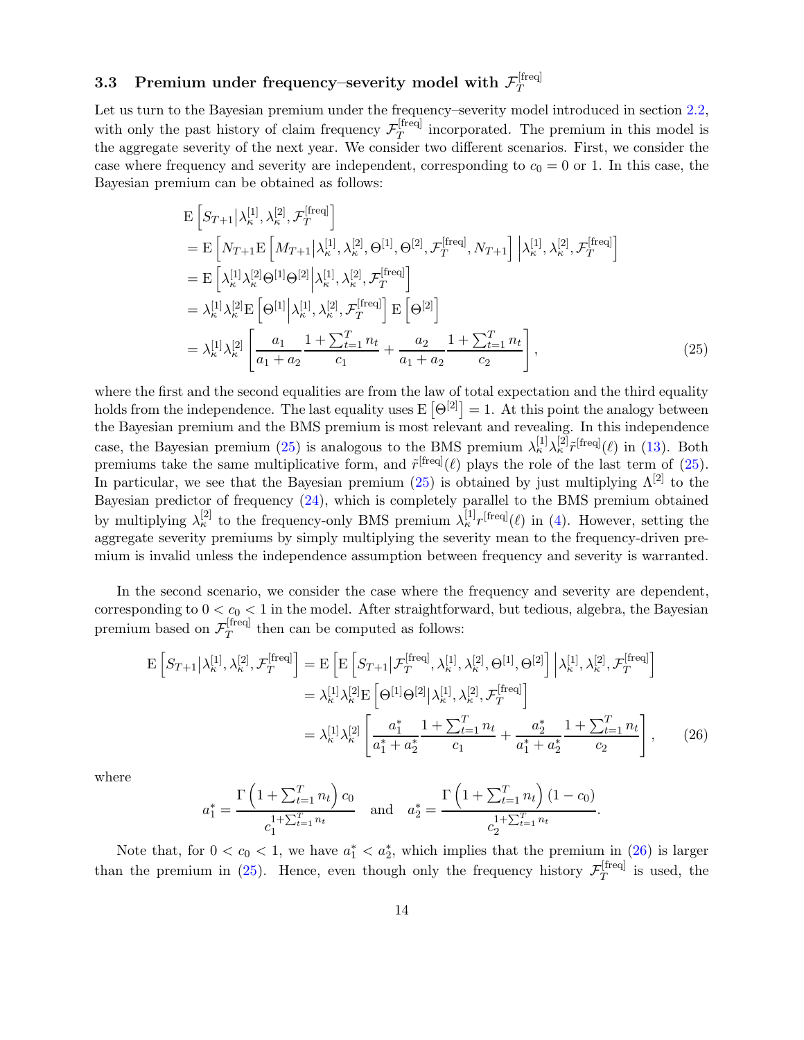### 3.3 Premium under frequency–severity model with $\mathcal{F}_T^{[\text{freq}]}$

Let us turn to the Bayesian premium under the frequency–severity model introduced in section 2.2, with only the past history of claim frequency $\mathcal{F}_T^{[\text{freq}]}$ incorporated. The premium in this model is the aggregate severity of the next year. We consider two different scenarios. First, we consider the case where frequency and severity are independent, corresponding to $c_0 = 0$ or 1. In this case, the Bayesian premium can be obtained as follows:

$$
\begin{aligned}
&\mathrm{E}\left[S_{T+1}\middle|\lambda_\kappa^{[1]}, \lambda_\kappa^{[2]}, \mathcal{F}_T^{[\text{freq}]}\right] \\
&= \mathrm{E}\left[N_{T+1}\mathrm{E}\left[M_{T+1}\middle|\lambda_\kappa^{[1]}, \lambda_\kappa^{[2]}, \Theta^{[1]}, \Theta^{[2]}, \mathcal{F}_T^{[\text{freq}]}, N_{T+1}\right]\middle|\lambda_\kappa^{[1]}, \lambda_\kappa^{[2]}, \mathcal{F}_T^{[\text{freq}]}\right] \\
&= \mathrm{E}\left[\lambda_\kappa^{[1]}\lambda_\kappa^{[2]}\Theta^{[1]}\Theta^{[2]}\middle|\lambda_\kappa^{[1]}, \lambda_\kappa^{[2]}, \mathcal{F}_T^{[\text{freq}]}\right] \\
&= \lambda_\kappa^{[1]}\lambda_\kappa^{[2]}\mathrm{E}\left[\Theta^{[1]}\middle|\lambda_\kappa^{[1]}, \lambda_\kappa^{[2]}, \mathcal{F}_T^{[\text{freq}]}\right]\mathrm{E}\left[\Theta^{[2]}\right] \\
&= \lambda_\kappa^{[1]}\lambda_\kappa^{[2]}\left[\frac{a_1}{a_1+a_2}\frac{1+\sum_{t=1}^T n_t}{c_1} + \frac{a_2}{a_1+a_2}\frac{1+\sum_{t=1}^T n_t}{c_2}\right],
\end{aligned}
\tag{25}
$$

where the first and the second equalities are from the law of total expectation and the third equality holds from the independence. The last equality uses $\mathrm{E}\left[\Theta^{[2]}\right] = 1$. At this point the analogy between the Bayesian premium and the BMS premium is most relevant and revealing. In this independence case, the Bayesian premium (25) is analogous to the BMS premium $\lambda_\kappa^{[1]}\lambda_\kappa^{[2]}\tilde{r}^{[\text{freq}]}(\ell)$ in (13). Both premiums take the same multiplicative form, and $\tilde{r}^{[\text{freq}]}(\ell)$ plays the role of the last term of (25). In particular, we see that the Bayesian premium (25) is obtained by just multiplying $\Lambda^{[2]}$ to the Bayesian predictor of frequency (24), which is completely parallel to the BMS premium obtained by multiplying $\lambda_\kappa^{[2]}$ to the frequency-only BMS premium $\lambda_\kappa^{[1]}r^{[\text{freq}]}(\ell)$ in (4). However, setting the aggregate severity premiums by simply multiplying the severity mean to the frequency-driven premium is invalid unless the independence assumption between frequency and severity is warranted.

In the second scenario, we consider the case where the frequency and severity are dependent, corresponding to $0 < c_0 < 1$ in the model. After straightforward, but tedious, algebra, the Bayesian premium based on $\mathcal{F}_T^{[\text{freq}]}$ then can be computed as follows:

$$
\begin{aligned}
\mathrm{E}\left[S_{T+1}\middle|\lambda_\kappa^{[1]}, \lambda_\kappa^{[2]}, \mathcal{F}_T^{[\text{freq}]}\right] &= \mathrm{E}\left[\mathrm{E}\left[S_{T+1}\middle|\mathcal{F}_T^{[\text{freq}]}, \lambda_\kappa^{[1]}, \lambda_\kappa^{[2]}, \Theta^{[1]}, \Theta^{[2]}\right]\middle|\lambda_\kappa^{[1]}, \lambda_\kappa^{[2]}, \mathcal{F}_T^{[\text{freq}]}\right] \\
&= \lambda_\kappa^{[1]}\lambda_\kappa^{[2]}\mathrm{E}\left[\Theta^{[1]}\Theta^{[2]}\middle|\lambda_\kappa^{[1]}, \lambda_\kappa^{[2]}, \mathcal{F}_T^{[\text{freq}]}\right] \\
&= \lambda_\kappa^{[1]}\lambda_\kappa^{[2]}\left[\frac{a_1^*}{a_1^*+a_2^*}\frac{1+\sum_{t=1}^T n_t}{c_1} + \frac{a_2^*}{a_1^*+a_2^*}\frac{1+\sum_{t=1}^T n_t}{c_2}\right],
\end{aligned}
\tag{26}
$$

where

$$
a_1^* = \frac{\Gamma\left(1+\sum_{t=1}^T n_t\right)c_0}{c_1^{1+\sum_{t=1}^T n_t}} \quad \text{and} \quad a_2^* = \frac{\Gamma\left(1+\sum_{t=1}^T n_t\right)(1-c_0)}{c_2^{1+\sum_{t=1}^T n_t}}.
$$

Note that, for $0 < c_0 < 1$, we have $a_1^* < a_2^*$, which implies that the premium in (26) is larger than the premium in (25). Hence, even though only the frequency history $\mathcal{F}_T^{[\text{freq}]}$ is used, the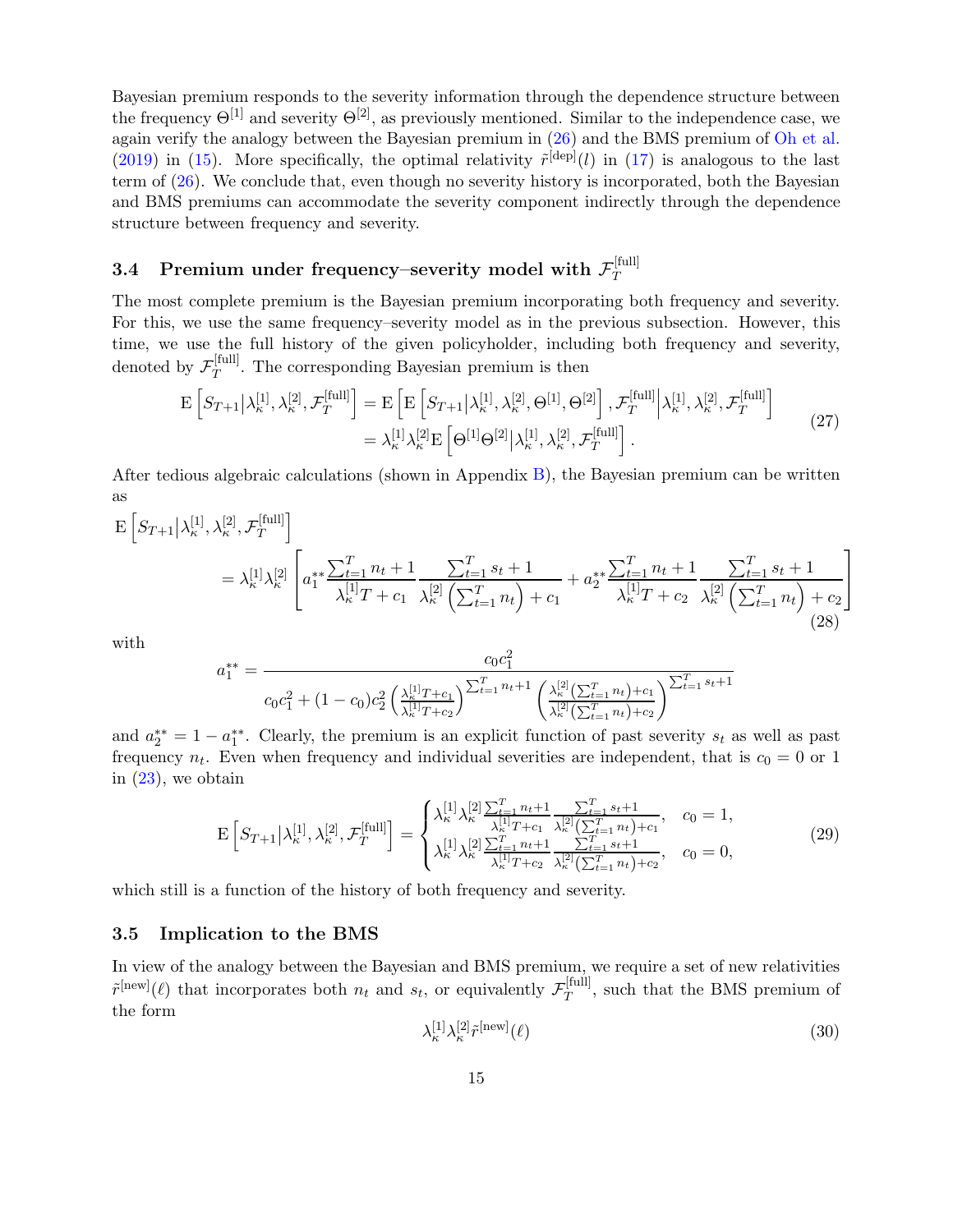Bayesian premium responds to the severity information through the dependence structure between the frequency $\Theta^{[1]}$ and severity $\Theta^{[2]}$, as previously mentioned. Similar to the independence case, we again verify the analogy between the Bayesian premium in (26) and the BMS premium of Oh et al. (2019) in (15). More specifically, the optimal relativity $\tilde{r}^{[\text{dep}]}(l)$ in (17) is analogous to the last term of (26). We conclude that, even though no severity history is incorporated, both the Bayesian and BMS premiums can accommodate the severity component indirectly through the dependence structure between frequency and severity.

### 3.4 Premium under frequency–severity model with $\mathcal{F}_T^{[\text{full}]}$

The most complete premium is the Bayesian premium incorporating both frequency and severity. For this, we use the same frequency–severity model as in the previous subsection. However, this time, we use the full history of the given policyholder, including both frequency and severity, denoted by $\mathcal{F}_T^{[\text{full}]}$. The corresponding Bayesian premium is then

$$
\begin{aligned}
\mathrm{E}\left[S_{T+1}\middle|\lambda_\kappa^{[1]}, \lambda_\kappa^{[2]}, \mathcal{F}_T^{[\text{full}]}\right] &= \mathrm{E}\left[\mathrm{E}\left[S_{T+1}\middle|\lambda_\kappa^{[1]}, \lambda_\kappa^{[2]}, \Theta^{[1]}, \Theta^{[2]}\right], \mathcal{F}_T^{[\text{full}]}\middle|\lambda_\kappa^{[1]}, \lambda_\kappa^{[2]}, \mathcal{F}_T^{[\text{full}]}\right] \\
&= \lambda_\kappa^{[1]}\lambda_\kappa^{[2]}\mathrm{E}\left[\Theta^{[1]}\Theta^{[2]}\middle|\lambda_\kappa^{[1]}, \lambda_\kappa^{[2]}, \mathcal{F}_T^{[\text{full}]}\right].
\end{aligned}
\tag{27}
$$

After tedious algebraic calculations (shown in Appendix B), the Bayesian premium can be written as

$$
\begin{aligned}
&\mathrm{E}\left[S_{T+1}\middle|\lambda_\kappa^{[1]}, \lambda_\kappa^{[2]}, \mathcal{F}_T^{[\text{full}]}\right] \\
&\quad = \lambda_\kappa^{[1]}\lambda_\kappa^{[2]}\left[a_1^{**}\frac{\sum_{t=1}^T n_t + 1}{\lambda_\kappa^{[1]}T + c_1}\frac{\sum_{t=1}^T s_t + 1}{\lambda_\kappa^{[2]}\left(\sum_{t=1}^T n_t\right) + c_1} + a_2^{**}\frac{\sum_{t=1}^T n_t + 1}{\lambda_\kappa^{[1]}T + c_2}\frac{\sum_{t=1}^T s_t + 1}{\lambda_\kappa^{[2]}\left(\sum_{t=1}^T n_t\right) + c_2}\right]
\end{aligned}
\tag{28}
$$

with

$$
a_1^{**} = \frac{c_0 c_1^2}{c_0 c_1^2 + (1-c_0)c_2^2\left(\frac{\lambda_\kappa^{[1]}T + c_1}{\lambda_\kappa^{[1]}T + c_2}\right)^{\sum_{t=1}^T n_t + 1}\left(\frac{\lambda_\kappa^{[2]}\left(\sum_{t=1}^T n_t\right) + c_1}{\lambda_\kappa^{[2]}\left(\sum_{t=1}^T n_t\right) + c_2}\right)^{\sum_{t=1}^T s_t + 1}}
$$

and $a_2^{**} = 1 - a_1^{**}$. Clearly, the premium is an explicit function of past severity $s_t$ as well as past frequency $n_t$. Even when frequency and individual severities are independent, that is $c_0 = 0$ or 1 in (23), we obtain

$$
\mathrm{E}\left[S_{T+1}\middle|\lambda_\kappa^{[1]}, \lambda_\kappa^{[2]}, \mathcal{F}_T^{[\text{full}]}\right] = \begin{cases}
\lambda_\kappa^{[1]}\lambda_\kappa^{[2]}\frac{\sum_{t=1}^T n_t + 1}{\lambda_\kappa^{[1]}T + c_1}\frac{\sum_{t=1}^T s_t + 1}{\lambda_\kappa^{[2]}\left(\sum_{t=1}^T n_t\right) + c_1}, & c_0 = 1, \\
\lambda_\kappa^{[1]}\lambda_\kappa^{[2]}\frac{\sum_{t=1}^T n_t + 1}{\lambda_\kappa^{[1]}T + c_2}\frac{\sum_{t=1}^T s_t + 1}{\lambda_\kappa^{[2]}\left(\sum_{t=1}^T n_t\right) + c_2}, & c_0 = 0,
\end{cases}
\tag{29}
$$

which still is a function of the history of both frequency and severity.

### 3.5 Implication to the BMS

In view of the analogy between the Bayesian and BMS premium, we require a set of new relativities $\tilde{r}^{[\text{new}]}(\ell)$ that incorporates both $n_t$ and $s_t$, or equivalently $\mathcal{F}_T^{[\text{full}]}$, such that the BMS premium of the form

$$
\lambda_\kappa^{[1]}\lambda_\kappa^{[2]}\tilde{r}^{[\text{new}]}(\ell)
\tag{30}
$$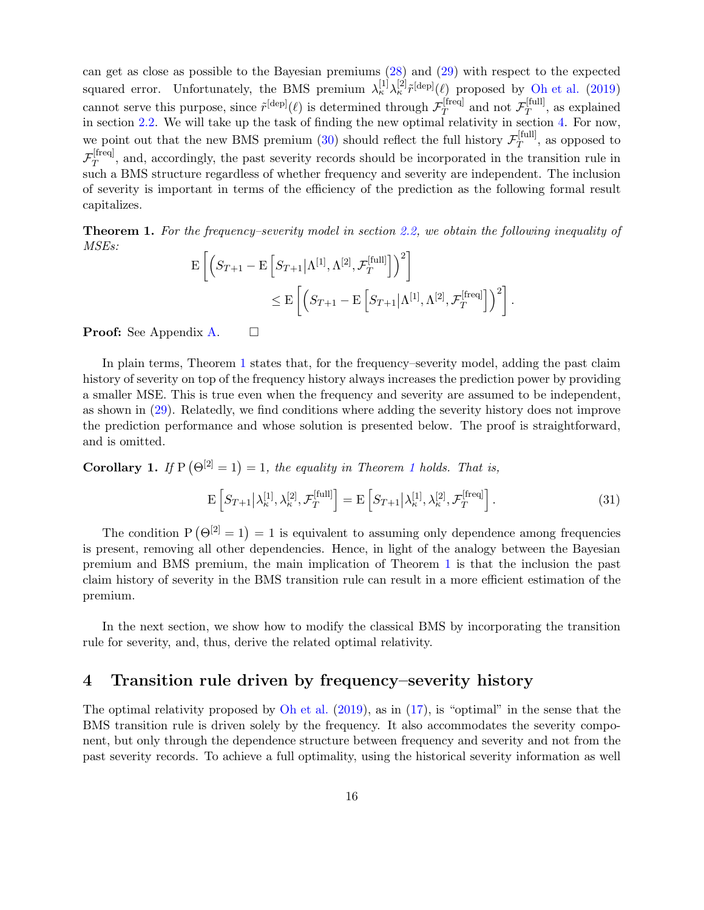can get as close as possible to the Bayesian premiums (28) and (29) with respect to the expected squared error. Unfortunately, the BMS premium $\lambda_\kappa^{[1]}\lambda_\kappa^{[2]}\tilde{r}^{[\mathrm{dep}]}(\ell)$ proposed by Oh et al. (2019) cannot serve this purpose, since $\tilde{r}^{[\mathrm{dep}]}(\ell)$ is determined through $\mathcal{F}_T^{[\mathrm{freq}]}$ and not $\mathcal{F}_T^{[\mathrm{full}]}$, as explained in section 2.2. We will take up the task of finding the new optimal relativity in section 4. For now, we point out that the new BMS premium (30) should reflect the full history $\mathcal{F}_T^{[\mathrm{full}]}$, as opposed to $\mathcal{F}_T^{[\mathrm{freq}]}$, and, accordingly, the past severity records should be incorporated in the transition rule in such a BMS structure regardless of whether frequency and severity are independent. The inclusion of severity is important in terms of the efficiency of the prediction as the following formal result capitalizes.

**Theorem 1.** *For the frequency–severity model in section 2.2, we obtain the following inequality of MSEs:*

$$
\begin{aligned}
\mathrm{E}\left[\left(S_{T+1}-\mathrm{E}\left[S_{T+1}\middle|\Lambda^{[1]},\Lambda^{[2]},\mathcal{F}_T^{[\mathrm{full}]}\right]\right)^2\right]& \\
\leq \mathrm{E}&\left[\left(S_{T+1}-\mathrm{E}\left[S_{T+1}\middle|\Lambda^{[1]},\Lambda^{[2]},\mathcal{F}_T^{[\mathrm{freq}]}\right]\right)^2\right].
\end{aligned}
$$

**Proof:** See Appendix A. □

In plain terms, Theorem 1 states that, for the frequency–severity model, adding the past claim history of severity on top of the frequency history always increases the prediction power by providing a smaller MSE. This is true even when the frequency and severity are assumed to be independent, as shown in (29). Relatedly, we find conditions where adding the severity history does not improve the prediction performance and whose solution is presented below. The proof is straightforward, and is omitted.

**Corollary 1.** *If* $\mathrm{P}\left(\Theta^{[2]}=1\right)=1$*, the equality in Theorem 1 holds. That is,*

$$
\mathrm{E}\left[S_{T+1}\middle|\lambda_\kappa^{[1]},\lambda_\kappa^{[2]},\mathcal{F}_T^{[\mathrm{full}]}\right]=\mathrm{E}\left[S_{T+1}\middle|\lambda_\kappa^{[1]},\lambda_\kappa^{[2]},\mathcal{F}_T^{[\mathrm{freq}]}\right]. \tag{31}
$$

The condition $\mathrm{P}\left(\Theta^{[2]}=1\right)=1$ is equivalent to assuming only dependence among frequencies is present, removing all other dependencies. Hence, in light of the analogy between the Bayesian premium and BMS premium, the main implication of Theorem 1 is that the inclusion the past claim history of severity in the BMS transition rule can result in a more efficient estimation of the premium.

In the next section, we show how to modify the classical BMS by incorporating the transition rule for severity, and, thus, derive the related optimal relativity.

# 4 Transition rule driven by frequency–severity history

The optimal relativity proposed by Oh et al. (2019), as in (17), is "optimal" in the sense that the BMS transition rule is driven solely by the frequency. It also accommodates the severity component, but only through the dependence structure between frequency and severity and not from the past severity records. To achieve a full optimality, using the historical severity information as well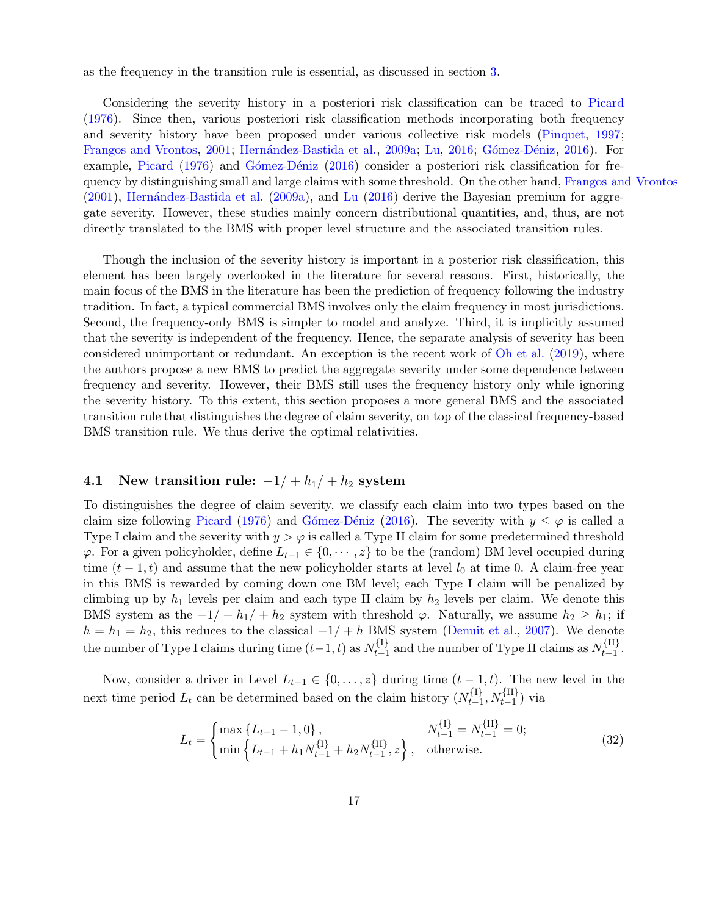as the frequency in the transition rule is essential, as discussed in section 3.

Considering the severity history in a posteriori risk classification can be traced to Picard (1976). Since then, various posteriori risk classification methods incorporating both frequency and severity history have been proposed under various collective risk models (Pinquet, 1997; Frangos and Vrontos, 2001; Hernández-Bastida et al., 2009a; Lu, 2016; Gómez-Déniz, 2016). For example, Picard (1976) and Gómez-Déniz (2016) consider a posteriori risk classification for frequency by distinguishing small and large claims with some threshold. On the other hand, Frangos and Vrontos (2001), Hernández-Bastida et al. (2009a), and Lu (2016) derive the Bayesian premium for aggregate severity. However, these studies mainly concern distributional quantities, and, thus, are not directly translated to the BMS with proper level structure and the associated transition rules.

Though the inclusion of the severity history is important in a posterior risk classification, this element has been largely overlooked in the literature for several reasons. First, historically, the main focus of the BMS in the literature has been the prediction of frequency following the industry tradition. In fact, a typical commercial BMS involves only the claim frequency in most jurisdictions. Second, the frequency-only BMS is simpler to model and analyze. Third, it is implicitly assumed that the severity is independent of the frequency. Hence, the separate analysis of severity has been considered unimportant or redundant. An exception is the recent work of Oh et al. (2019), where the authors propose a new BMS to predict the aggregate severity under some dependence between frequency and severity. However, their BMS still uses the frequency history only while ignoring the severity history. To this extent, this section proposes a more general BMS and the associated transition rule that distinguishes the degree of claim severity, on top of the classical frequency-based BMS transition rule. We thus derive the optimal relativities.

### 4.1 New transition rule: $-1/+h_1/+h_2$ system

To distinguishes the degree of claim severity, we classify each claim into two types based on the claim size following Picard (1976) and Gómez-Déniz (2016). The severity with $y \le \varphi$ is called a Type I claim and the severity with $y > \varphi$ is called a Type II claim for some predetermined threshold $\varphi$. For a given policyholder, define $L_{t-1} \in \{0, \cdots, z\}$ to be the (random) BM level occupied during time $(t-1, t)$ and assume that the new policyholder starts at level $l_0$ at time 0. A claim-free year in this BMS is rewarded by coming down one BM level; each Type I claim will be penalized by climbing up by $h_1$ levels per claim and each type II claim by $h_2$ levels per claim. We denote this BMS system as the $-1/+h_1/+h_2$ system with threshold $\varphi$. Naturally, we assume $h_2 \ge h_1$; if $h = h_1 = h_2$, this reduces to the classical $-1/+h$ BMS system (Denuit et al., 2007). We denote the number of Type I claims during time $(t-1, t)$ as $N_{t-1}^{\{\mathrm{I}\}}$ and the number of Type II claims as $N_{t-1}^{\{\mathrm{II}\}}$.

Now, consider a driver in Level $L_{t-1} \in \{0, \ldots, z\}$ during time $(t-1, t)$. The new level in the next time period $L_t$ can be determined based on the claim history $(N_{t-1}^{\{\mathrm{I}\}}, N_{t-1}^{\{\mathrm{II}\}})$ via

$$
L_t = \begin{cases} \max\{L_{t-1} - 1, 0\}, & N_{t-1}^{\{\mathrm{I}\}} = N_{t-1}^{\{\mathrm{II}\}} = 0; \\ \min\left\{L_{t-1} + h_1 N_{t-1}^{\{\mathrm{I}\}} + h_2 N_{t-1}^{\{\mathrm{II}\}}, z\right\}, & \text{otherwise.} \end{cases} \tag{32}
$$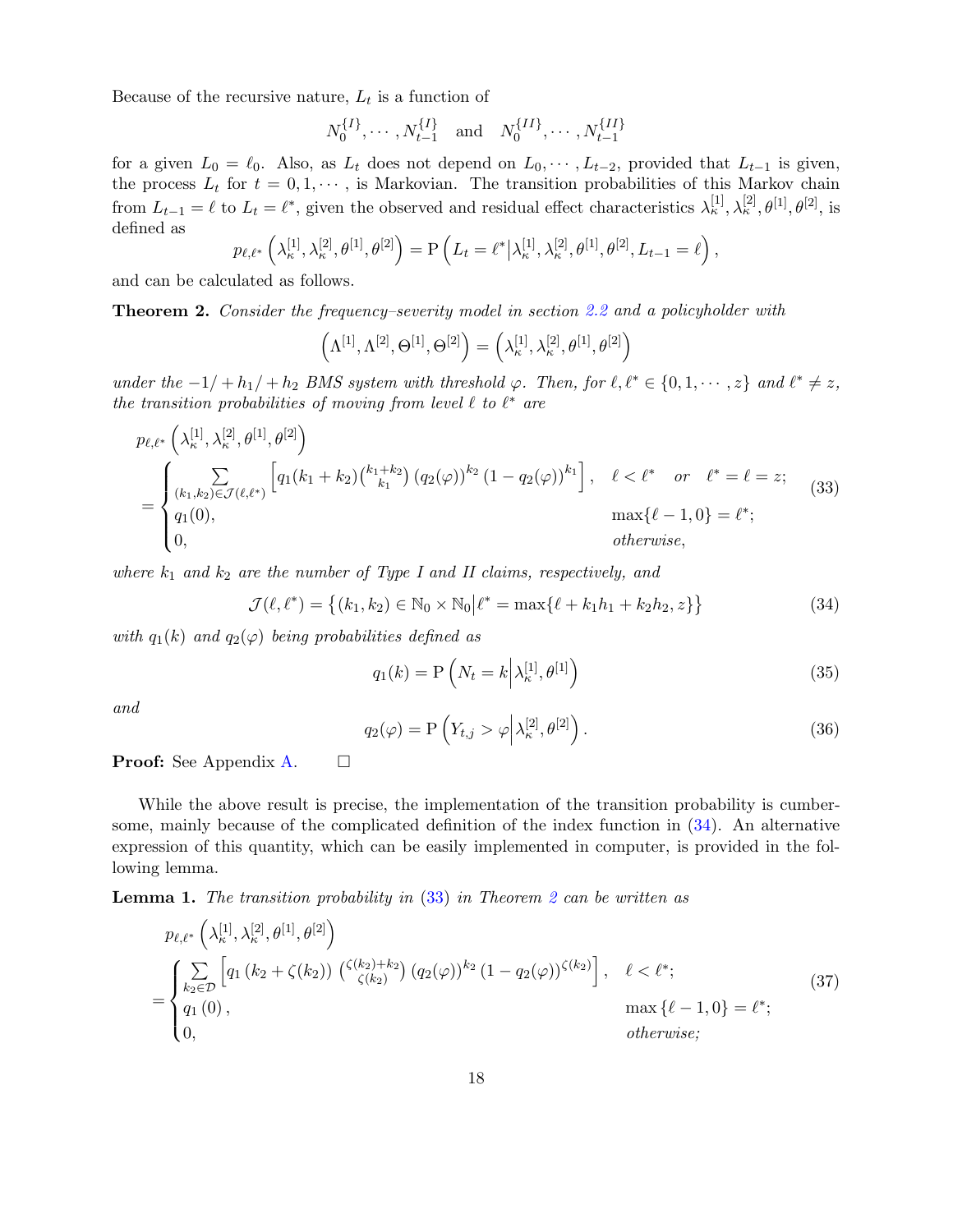Because of the recursive nature, $L_t$ is a function of

$$N_0^{\{I\}}, \cdots, N_{t-1}^{\{I\}} \quad \text{and} \quad N_0^{\{II\}}, \cdots, N_{t-1}^{\{II\}}$$

for a given $L_0 = \ell_0$. Also, as $L_t$ does not depend on $L_0, \cdots, L_{t-2}$, provided that $L_{t-1}$ is given, the process $L_t$ for $t = 0, 1, \cdots$, is Markovian. The transition probabilities of this Markov chain from $L_{t-1} = \ell$ to $L_t = \ell^*$, given the observed and residual effect characteristics $\lambda_\kappa^{[1]}, \lambda_\kappa^{[2]}, \theta^{[1]}, \theta^{[2]}$, is defined as

$$p_{\ell,\ell^*}\left(\lambda_\kappa^{[1]}, \lambda_\kappa^{[2]}, \theta^{[1]}, \theta^{[2]}\right) = \mathrm{P}\left(L_t = \ell^* \middle| \lambda_\kappa^{[1]}, \lambda_\kappa^{[2]}, \theta^{[1]}, \theta^{[2]}, L_{t-1} = \ell\right),$$

and can be calculated as follows.

**Theorem 2.** *Consider the frequency–severity model in section 2.2 and a policyholder with*

$$\left(\Lambda^{[1]}, \Lambda^{[2]}, \Theta^{[1]}, \Theta^{[2]}\right) = \left(\lambda_\kappa^{[1]}, \lambda_\kappa^{[2]}, \theta^{[1]}, \theta^{[2]}\right)$$

*under the $-1/+h_1/+h_2$ BMS system with threshold $\varphi$. Then, for $\ell, \ell^* \in \{0, 1, \cdots, z\}$ and $\ell^* \neq z$, the transition probabilities of moving from level $\ell$ to $\ell^*$ are*

$$p_{\ell,\ell^*}\left(\lambda_\kappa^{[1]}, \lambda_\kappa^{[2]}, \theta^{[1]}, \theta^{[2]}\right) = \begin{cases} \sum\limits_{(k_1,k_2)\in\mathcal{J}(\ell,\ell^*)} \left[q_1(k_1+k_2)\binom{k_1+k_2}{k_1}\left(q_2(\varphi)\right)^{k_2}\left(1-q_2(\varphi)\right)^{k_1}\right], & \ell < \ell^* \quad \text{or} \quad \ell^* = \ell = z; \\ q_1(0), & \max\{\ell-1, 0\} = \ell^*; \\ 0, & \text{otherwise}, \end{cases} \tag{33}$$

*where $k_1$ and $k_2$ are the number of Type I and II claims, respectively, and*

$$\mathcal{J}(\ell,\ell^*) = \left\{(k_1,k_2) \in \mathbb{N}_0 \times \mathbb{N}_0 \middle| \ell^* = \max\{\ell + k_1 h_1 + k_2 h_2, z\}\right\} \tag{34}$$

*with $q_1(k)$ and $q_2(\varphi)$ being probabilities defined as*

$$q_1(k) = \mathrm{P}\left(N_t = k \middle| \lambda_\kappa^{[1]}, \theta^{[1]}\right) \tag{35}$$

*and*

$$q_2(\varphi) = \mathrm{P}\left(Y_{t,j} > \varphi \middle| \lambda_\kappa^{[2]}, \theta^{[2]}\right). \tag{36}$$

**Proof:** See Appendix A. □

While the above result is precise, the implementation of the transition probability is cumbersome, mainly because of the complicated definition of the index function in (34). An alternative expression of this quantity, which can be easily implemented in computer, is provided in the following lemma.

**Lemma 1.** *The transition probability in (33) in Theorem 2 can be written as*

$$p_{\ell,\ell^*}\left(\lambda_\kappa^{[1]}, \lambda_\kappa^{[2]}, \theta^{[1]}, \theta^{[2]}\right) = \begin{cases} \sum\limits_{k_2\in\mathcal{D}} \left[q_1\left(k_2+\zeta(k_2)\right)\binom{\zeta(k_2)+k_2}{\zeta(k_2)}\left(q_2(\varphi)\right)^{k_2}\left(1-q_2(\varphi)\right)^{\zeta(k_2)}\right], & \ell < \ell^*; \\ q_1(0), & \max\{\ell-1, 0\} = \ell^*; \\ 0, & \text{otherwise}; \end{cases} \tag{37}$$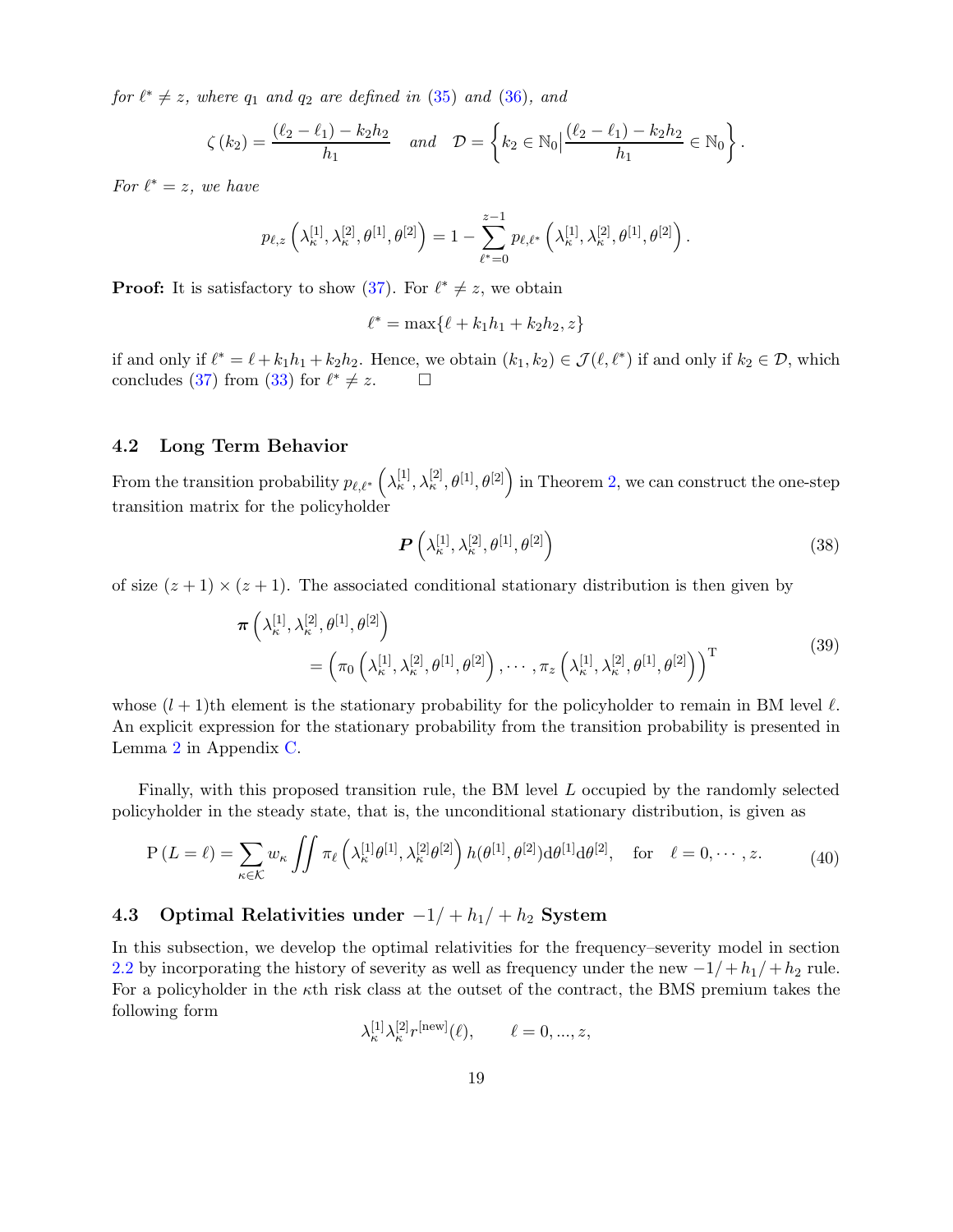*for $\ell^* \neq z$, where $q_1$ and $q_2$ are defined in (35) and (36), and*

$$\zeta(k_2) = \frac{(\ell_2 - \ell_1) - k_2 h_2}{h_1} \quad \text{and} \quad \mathcal{D} = \left\{ k_2 \in \mathbb{N}_0 \Big| \frac{(\ell_2 - \ell_1) - k_2 h_2}{h_1} \in \mathbb{N}_0 \right\}.$$

*For $\ell^* = z$, we have*

$$p_{\ell,z}\left(\lambda_\kappa^{[1]}, \lambda_\kappa^{[2]}, \theta^{[1]}, \theta^{[2]}\right) = 1 - \sum_{\ell^*=0}^{z-1} p_{\ell,\ell^*}\left(\lambda_\kappa^{[1]}, \lambda_\kappa^{[2]}, \theta^{[1]}, \theta^{[2]}\right).$$

**Proof:** It is satisfactory to show (37). For $\ell^* \neq z$, we obtain

$$\ell^* = \max\{\ell + k_1 h_1 + k_2 h_2, z\}$$

if and only if $\ell^* = \ell + k_1 h_1 + k_2 h_2$. Hence, we obtain $(k_1, k_2) \in \mathcal{J}(\ell, \ell^*)$ if and only if $k_2 \in \mathcal{D}$, which concludes (37) from (33) for $\ell^* \neq z$. $\square$

## 4.2 Long Term Behavior

From the transition probability $p_{\ell,\ell^*}\left(\lambda_\kappa^{[1]}, \lambda_\kappa^{[2]}, \theta^{[1]}, \theta^{[2]}\right)$ in Theorem 2, we can construct the one-step transition matrix for the policyholder

$$\boldsymbol{P}\left(\lambda_\kappa^{[1]}, \lambda_\kappa^{[2]}, \theta^{[1]}, \theta^{[2]}\right) \tag{38}$$

of size $(z+1) \times (z+1)$. The associated conditional stationary distribution is then given by

$$\begin{aligned} &\boldsymbol{\pi}\left(\lambda_\kappa^{[1]}, \lambda_\kappa^{[2]}, \theta^{[1]}, \theta^{[2]}\right) \\ &\qquad = \left(\pi_0\left(\lambda_\kappa^{[1]}, \lambda_\kappa^{[2]}, \theta^{[1]}, \theta^{[2]}\right), \cdots, \pi_z\left(\lambda_\kappa^{[1]}, \lambda_\kappa^{[2]}, \theta^{[1]}, \theta^{[2]}\right)\right)^{\mathrm{T}} \end{aligned} \tag{39}$$

whose $(l+1)$th element is the stationary probability for the policyholder to remain in BM level $\ell$. An explicit expression for the stationary probability from the transition probability is presented in Lemma 2 in Appendix C.

Finally, with this proposed transition rule, the BM level $L$ occupied by the randomly selected policyholder in the steady state, that is, the unconditional stationary distribution, is given as

$$\mathrm{P}(L = \ell) = \sum_{\kappa \in \mathcal{K}} w_\kappa \iint \pi_\ell\left(\lambda_\kappa^{[1]}\theta^{[1]}, \lambda_\kappa^{[2]}\theta^{[2]}\right) h(\theta^{[1]}, \theta^{[2]}) \mathrm{d}\theta^{[1]} \mathrm{d}\theta^{[2]}, \quad \text{for} \quad \ell = 0, \cdots, z. \tag{40}$$

## 4.3 Optimal Relativities under $-1/+h_1/+h_2$ System

In this subsection, we develop the optimal relativities for the frequency–severity model in section 2.2 by incorporating the history of severity as well as frequency under the new $-1/+h_1/+h_2$ rule. For a policyholder in the $\kappa$th risk class at the outset of the contract, the BMS premium takes the following form

$$\lambda_\kappa^{[1]}\lambda_\kappa^{[2]} r^{[\text{new}]}(\ell), \qquad \ell = 0, ..., z,$$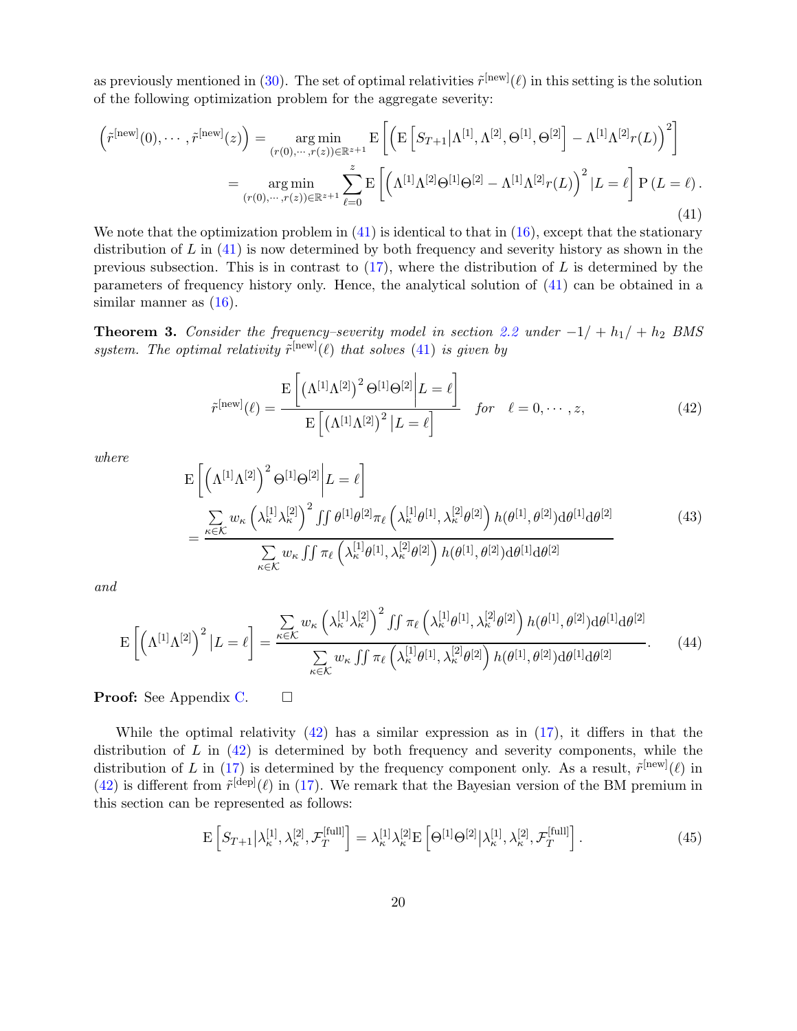as previously mentioned in (30). The set of optimal relativities $\tilde{r}^{[\text{new}]}(\ell)$ in this setting is the solution of the following optimization problem for the aggregate severity:

$$
\begin{aligned}
\left(\tilde{r}^{[\text{new}]}(0), \cdots, \tilde{r}^{[\text{new}]}(z)\right) &= \underset{(r(0),\cdots,r(z))\in\mathbb{R}^{z+1}}{\arg\min} \; \mathrm{E}\left[\left(\mathrm{E}\left[S_{T+1}\middle|\Lambda^{[1]},\Lambda^{[2]},\Theta^{[1]},\Theta^{[2]}\right] - \Lambda^{[1]}\Lambda^{[2]}r(L)\right)^2\right] \\
&= \underset{(r(0),\cdots,r(z))\in\mathbb{R}^{z+1}}{\arg\min} \sum_{\ell=0}^{z} \mathrm{E}\left[\left(\Lambda^{[1]}\Lambda^{[2]}\Theta^{[1]}\Theta^{[2]} - \Lambda^{[1]}\Lambda^{[2]}r(L)\right)^2 \middle| L=\ell\right] \mathrm{P}\left(L=\ell\right).
\end{aligned}
\tag{41}
$$

We note that the optimization problem in (41) is identical to that in (16), except that the stationary distribution of $L$ in (41) is now determined by both frequency and severity history as shown in the previous subsection. This is in contrast to (17), where the distribution of $L$ is determined by the parameters of frequency history only. Hence, the analytical solution of (41) can be obtained in a similar manner as (16).

**Theorem 3.** *Consider the frequency–severity model in section 2.2 under $-1/+h_1/+h_2$ BMS system. The optimal relativity $\tilde{r}^{[\text{new}]}(\ell)$ that solves (41) is given by*

$$
\tilde{r}^{[\text{new}]}(\ell) = \frac{\mathrm{E}\left[\left(\Lambda^{[1]}\Lambda^{[2]}\right)^2\Theta^{[1]}\Theta^{[2]}\middle| L=\ell\right]}{\mathrm{E}\left[\left(\Lambda^{[1]}\Lambda^{[2]}\right)^2 \middle| L=\ell\right]} \quad \text{for} \quad \ell = 0,\cdots,z,
\tag{42}
$$

*where*

$$
\mathrm{E}\left[\left(\Lambda^{[1]}\Lambda^{[2]}\right)^2\Theta^{[1]}\Theta^{[2]}\middle| L=\ell\right] = \frac{\sum\limits_{\kappa\in\mathcal{K}} w_\kappa \left(\lambda_\kappa^{[1]}\lambda_\kappa^{[2]}\right)^2 \iint \theta^{[1]}\theta^{[2]}\pi_\ell\left(\lambda_\kappa^{[1]}\theta^{[1]},\lambda_\kappa^{[2]}\theta^{[2]}\right) h(\theta^{[1]},\theta^{[2]})\mathrm{d}\theta^{[1]}\mathrm{d}\theta^{[2]}}{\sum\limits_{\kappa\in\mathcal{K}} w_\kappa \iint \pi_\ell\left(\lambda_\kappa^{[1]}\theta^{[1]},\lambda_\kappa^{[2]}\theta^{[2]}\right) h(\theta^{[1]},\theta^{[2]})\mathrm{d}\theta^{[1]}\mathrm{d}\theta^{[2]}}
\tag{43}
$$

*and*

$$
\mathrm{E}\left[\left(\Lambda^{[1]}\Lambda^{[2]}\right)^2 \middle| L=\ell\right] = \frac{\sum\limits_{\kappa\in\mathcal{K}} w_\kappa \left(\lambda_\kappa^{[1]}\lambda_\kappa^{[2]}\right)^2 \iint \pi_\ell\left(\lambda_\kappa^{[1]}\theta^{[1]},\lambda_\kappa^{[2]}\theta^{[2]}\right) h(\theta^{[1]},\theta^{[2]})\mathrm{d}\theta^{[1]}\mathrm{d}\theta^{[2]}}{\sum\limits_{\kappa\in\mathcal{K}} w_\kappa \iint \pi_\ell\left(\lambda_\kappa^{[1]}\theta^{[1]},\lambda_\kappa^{[2]}\theta^{[2]}\right) h(\theta^{[1]},\theta^{[2]})\mathrm{d}\theta^{[1]}\mathrm{d}\theta^{[2]}}.
\tag{44}
$$

**Proof:** See Appendix C. □

While the optimal relativity (42) has a similar expression as in (17), it differs in that the distribution of $L$ in (42) is determined by both frequency and severity components, while the distribution of $L$ in (17) is determined by the frequency component only. As a result, $\tilde{r}^{[\text{new}]}(\ell)$ in (42) is different from $\tilde{r}^{[\text{dep}]}(\ell)$ in (17). We remark that the Bayesian version of the BM premium in this section can be represented as follows:

$$
\mathrm{E}\left[S_{T+1}\middle|\lambda_\kappa^{[1]},\lambda_\kappa^{[2]},\mathcal{F}_T^{[\text{full}]}\right] = \lambda_\kappa^{[1]}\lambda_\kappa^{[2]}\mathrm{E}\left[\Theta^{[1]}\Theta^{[2]}\middle|\lambda_\kappa^{[1]},\lambda_\kappa^{[2]},\mathcal{F}_T^{[\text{full}]}\right].
\tag{45}
$$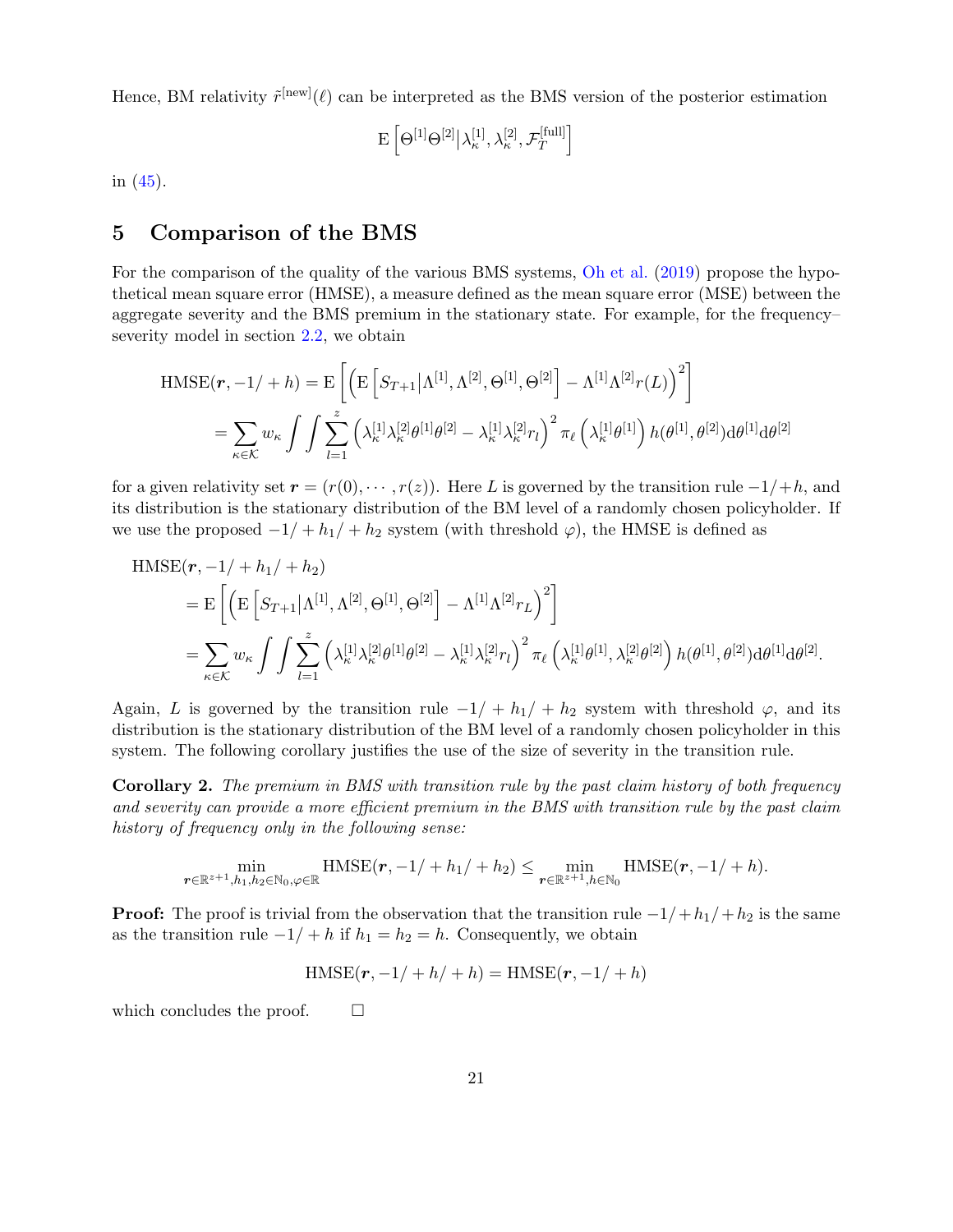Hence, BM relativity $\tilde{r}^{[\text{new}]}(\ell)$ can be interpreted as the BMS version of the posterior estimation

$$
\mathrm{E}\left[\Theta^{[1]}\Theta^{[2]}\middle|\lambda_\kappa^{[1]},\lambda_\kappa^{[2]},\mathcal{F}_T^{[\text{full}]}\right]
$$

in (45).

## 5 Comparison of the BMS

For the comparison of the quality of the various BMS systems, Oh et al. (2019) propose the hypothetical mean square error (HMSE), a measure defined as the mean square error (MSE) between the aggregate severity and the BMS premium in the stationary state. For example, for the frequency–severity model in section 2.2, we obtain

$$
\begin{aligned}
\mathrm{HMSE}(\boldsymbol{r},-1/+h) &= \mathrm{E}\left[\left(\mathrm{E}\left[S_{T+1}\middle|\Lambda^{[1]},\Lambda^{[2]},\Theta^{[1]},\Theta^{[2]}\right]-\Lambda^{[1]}\Lambda^{[2]}r(L)\right)^2\right]\\
&= \sum_{\kappa\in\mathcal{K}} w_\kappa \int\int \sum_{l=1}^{z}\left(\lambda_\kappa^{[1]}\lambda_\kappa^{[2]}\theta^{[1]}\theta^{[2]}-\lambda_\kappa^{[1]}\lambda_\kappa^{[2]}r_l\right)^2 \pi_\ell\left(\lambda_\kappa^{[1]}\theta^{[1]}\right)h(\theta^{[1]},\theta^{[2]})\mathrm{d}\theta^{[1]}\mathrm{d}\theta^{[2]}
\end{aligned}
$$

for a given relativity set $\boldsymbol{r}=(r(0),\cdots,r(z))$. Here $L$ is governed by the transition rule $-1/+h$, and its distribution is the stationary distribution of the BM level of a randomly chosen policyholder. If we use the proposed $-1/+h_1/+h_2$ system (with threshold $\varphi$), the HMSE is defined as

$$
\begin{aligned}
&\mathrm{HMSE}(\boldsymbol{r},-1/+h_1/+h_2)\\
&= \mathrm{E}\left[\left(\mathrm{E}\left[S_{T+1}\middle|\Lambda^{[1]},\Lambda^{[2]},\Theta^{[1]},\Theta^{[2]}\right]-\Lambda^{[1]}\Lambda^{[2]}r_L\right)^2\right]\\
&= \sum_{\kappa\in\mathcal{K}} w_\kappa \int\int \sum_{l=1}^{z}\left(\lambda_\kappa^{[1]}\lambda_\kappa^{[2]}\theta^{[1]}\theta^{[2]}-\lambda_\kappa^{[1]}\lambda_\kappa^{[2]}r_l\right)^2 \pi_\ell\left(\lambda_\kappa^{[1]}\theta^{[1]},\lambda_\kappa^{[2]}\theta^{[2]}\right)h(\theta^{[1]},\theta^{[2]})\mathrm{d}\theta^{[1]}\mathrm{d}\theta^{[2]}.
\end{aligned}
$$

Again, $L$ is governed by the transition rule $-1/+h_1/+h_2$ system with threshold $\varphi$, and its distribution is the stationary distribution of the BM level of a randomly chosen policyholder in this system. The following corollary justifies the use of the size of severity in the transition rule.

**Corollary 2.** *The premium in BMS with transition rule by the past claim history of both frequency and severity can provide a more efficient premium in the BMS with transition rule by the past claim history of frequency only in the following sense:*

$$
\min_{\boldsymbol{r}\in\mathbb{R}^{z+1},h_1,h_2\in\mathbb{N}_0,\varphi\in\mathbb{R}} \mathrm{HMSE}(\boldsymbol{r},-1/+h_1/+h_2) \le \min_{\boldsymbol{r}\in\mathbb{R}^{z+1},h\in\mathbb{N}_0} \mathrm{HMSE}(\boldsymbol{r},-1/+h).
$$

**Proof:** The proof is trivial from the observation that the transition rule $-1/+h_1/+h_2$ is the same as the transition rule $-1/+h$ if $h_1=h_2=h$. Consequently, we obtain

$$
\mathrm{HMSE}(\boldsymbol{r},-1/+h/+h)=\mathrm{HMSE}(\boldsymbol{r},-1/+h)
$$

which concludes the proof. □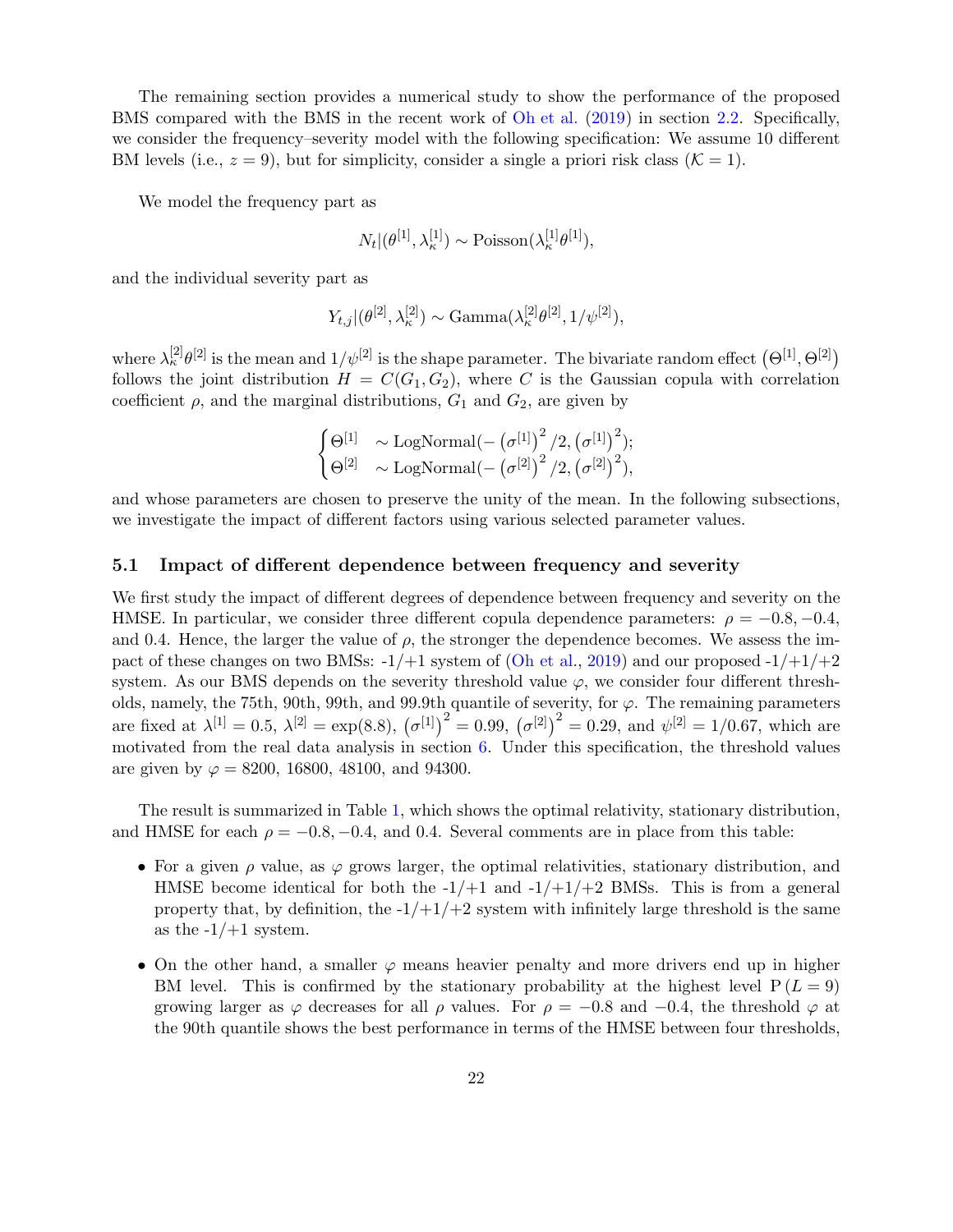The remaining section provides a numerical study to show the performance of the proposed BMS compared with the BMS in the recent work of Oh et al. (2019) in section 2.2. Specifically, we consider the frequency–severity model with the following specification: We assume 10 different BM levels (i.e., $z = 9$), but for simplicity, consider a single a priori risk class ($\mathcal{K} = 1$).

We model the frequency part as

$$N_t|(\theta^{[1]}, \lambda_\kappa^{[1]}) \sim \text{Poisson}(\lambda_\kappa^{[1]}\theta^{[1]}),$$

and the individual severity part as

$$Y_{t,j}|(\theta^{[2]}, \lambda_\kappa^{[2]}) \sim \text{Gamma}(\lambda_\kappa^{[2]}\theta^{[2]}, 1/\psi^{[2]}),$$

where $\lambda_\kappa^{[2]}\theta^{[2]}$ is the mean and $1/\psi^{[2]}$ is the shape parameter. The bivariate random effect $\left(\Theta^{[1]}, \Theta^{[2]}\right)$ follows the joint distribution $H = C(G_1, G_2)$, where $C$ is the Gaussian copula with correlation coefficient $\rho$, and the marginal distributions, $G_1$ and $G_2$, are given by

$$\begin{cases} \Theta^{[1]} & \sim \text{LogNormal}(-\left(\sigma^{[1]}\right)^2/2, \left(\sigma^{[1]}\right)^2); \\ \Theta^{[2]} & \sim \text{LogNormal}(-\left(\sigma^{[2]}\right)^2/2, \left(\sigma^{[2]}\right)^2), \end{cases}$$

and whose parameters are chosen to preserve the unity of the mean. In the following subsections, we investigate the impact of different factors using various selected parameter values.

### 5.1 Impact of different dependence between frequency and severity

We first study the impact of different degrees of dependence between frequency and severity on the HMSE. In particular, we consider three different copula dependence parameters: $\rho = -0.8, -0.4$, and 0.4. Hence, the larger the value of $\rho$, the stronger the dependence becomes. We assess the impact of these changes on two BMSs: -1/+1 system of (Oh et al., 2019) and our proposed -1/+1/+2 system. As our BMS depends on the severity threshold value $\varphi$, we consider four different thresholds, namely, the 75th, 90th, 99th, and 99.9th quantile of severity, for $\varphi$. The remaining parameters are fixed at $\lambda^{[1]} = 0.5$, $\lambda^{[2]} = \exp(8.8)$, $\left(\sigma^{[1]}\right)^2 = 0.99$, $\left(\sigma^{[2]}\right)^2 = 0.29$, and $\psi^{[2]} = 1/0.67$, which are motivated from the real data analysis in section 6. Under this specification, the threshold values are given by $\varphi = 8200$, 16800, 48100, and 94300.

The result is summarized in Table 1, which shows the optimal relativity, stationary distribution, and HMSE for each $\rho = -0.8, -0.4$, and 0.4. Several comments are in place from this table:

- For a given $\rho$ value, as $\varphi$ grows larger, the optimal relativities, stationary distribution, and HMSE become identical for both the -1/+1 and -1/+1/+2 BMSs. This is from a general property that, by definition, the -1/+1/+2 system with infinitely large threshold is the same as the -1/+1 system.
- On the other hand, a smaller $\varphi$ means heavier penalty and more drivers end up in higher BM level. This is confirmed by the stationary probability at the highest level $\text{P}\left(L = 9\right)$ growing larger as $\varphi$ decreases for all $\rho$ values. For $\rho = -0.8$ and $-0.4$, the threshold $\varphi$ at the 90th quantile shows the best performance in terms of the HMSE between four thresholds,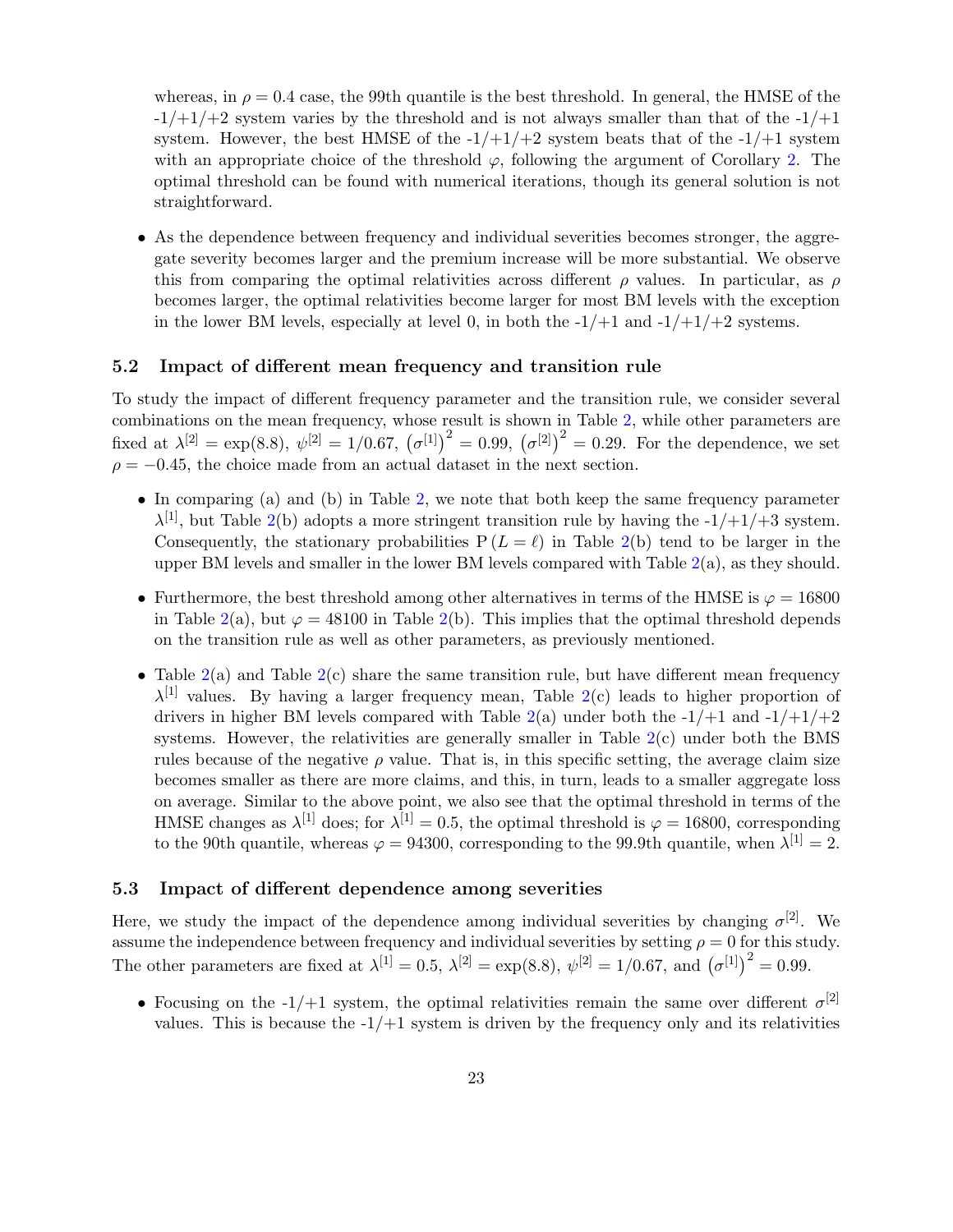whereas, in $\rho = 0.4$ case, the 99th quantile is the best threshold. In general, the HMSE of the -1/+1/+2 system varies by the threshold and is not always smaller than that of the -1/+1 system. However, the best HMSE of the -1/+1/+2 system beats that of the -1/+1 system with an appropriate choice of the threshold $\varphi$, following the argument of Corollary 2. The optimal threshold can be found with numerical iterations, though its general solution is not straightforward.

- As the dependence between frequency and individual severities becomes stronger, the aggregate severity becomes larger and the premium increase will be more substantial. We observe this from comparing the optimal relativities across different $\rho$ values. In particular, as $\rho$ becomes larger, the optimal relativities become larger for most BM levels with the exception in the lower BM levels, especially at level 0, in both the -1/+1 and -1/+1/+2 systems.

### 5.2 Impact of different mean frequency and transition rule

To study the impact of different frequency parameter and the transition rule, we consider several combinations on the mean frequency, whose result is shown in Table 2, while other parameters are fixed at $\lambda^{[2]} = \exp(8.8)$, $\psi^{[2]} = 1/0.67$, $\left(\sigma^{[1]}\right)^2 = 0.99$, $\left(\sigma^{[2]}\right)^2 = 0.29$. For the dependence, we set $\rho = -0.45$, the choice made from an actual dataset in the next section.

- In comparing (a) and (b) in Table 2, we note that both keep the same frequency parameter $\lambda^{[1]}$, but Table 2(b) adopts a more stringent transition rule by having the -1/+1/+3 system. Consequently, the stationary probabilities $\mathrm{P}\left(L = \ell\right)$ in Table 2(b) tend to be larger in the upper BM levels and smaller in the lower BM levels compared with Table 2(a), as they should.
- Furthermore, the best threshold among other alternatives in terms of the HMSE is $\varphi = 16800$ in Table 2(a), but $\varphi = 48100$ in Table 2(b). This implies that the optimal threshold depends on the transition rule as well as other parameters, as previously mentioned.
- Table 2(a) and Table 2(c) share the same transition rule, but have different mean frequency $\lambda^{[1]}$ values. By having a larger frequency mean, Table 2(c) leads to higher proportion of drivers in higher BM levels compared with Table 2(a) under both the -1/+1 and -1/+1/+2 systems. However, the relativities are generally smaller in Table 2(c) under both the BMS rules because of the negative $\rho$ value. That is, in this specific setting, the average claim size becomes smaller as there are more claims, and this, in turn, leads to a smaller aggregate loss on average. Similar to the above point, we also see that the optimal threshold in terms of the HMSE changes as $\lambda^{[1]}$ does; for $\lambda^{[1]} = 0.5$, the optimal threshold is $\varphi = 16800$, corresponding to the 90th quantile, whereas $\varphi = 94300$, corresponding to the 99.9th quantile, when $\lambda^{[1]} = 2$.

### 5.3 Impact of different dependence among severities

Here, we study the impact of the dependence among individual severities by changing $\sigma^{[2]}$. We assume the independence between frequency and individual severities by setting $\rho = 0$ for this study. The other parameters are fixed at $\lambda^{[1]} = 0.5$, $\lambda^{[2]} = \exp(8.8)$, $\psi^{[2]} = 1/0.67$, and $\left(\sigma^{[1]}\right)^2 = 0.99$.

- Focusing on the -1/+1 system, the optimal relativities remain the same over different $\sigma^{[2]}$ values. This is because the -1/+1 system is driven by the frequency only and its relativities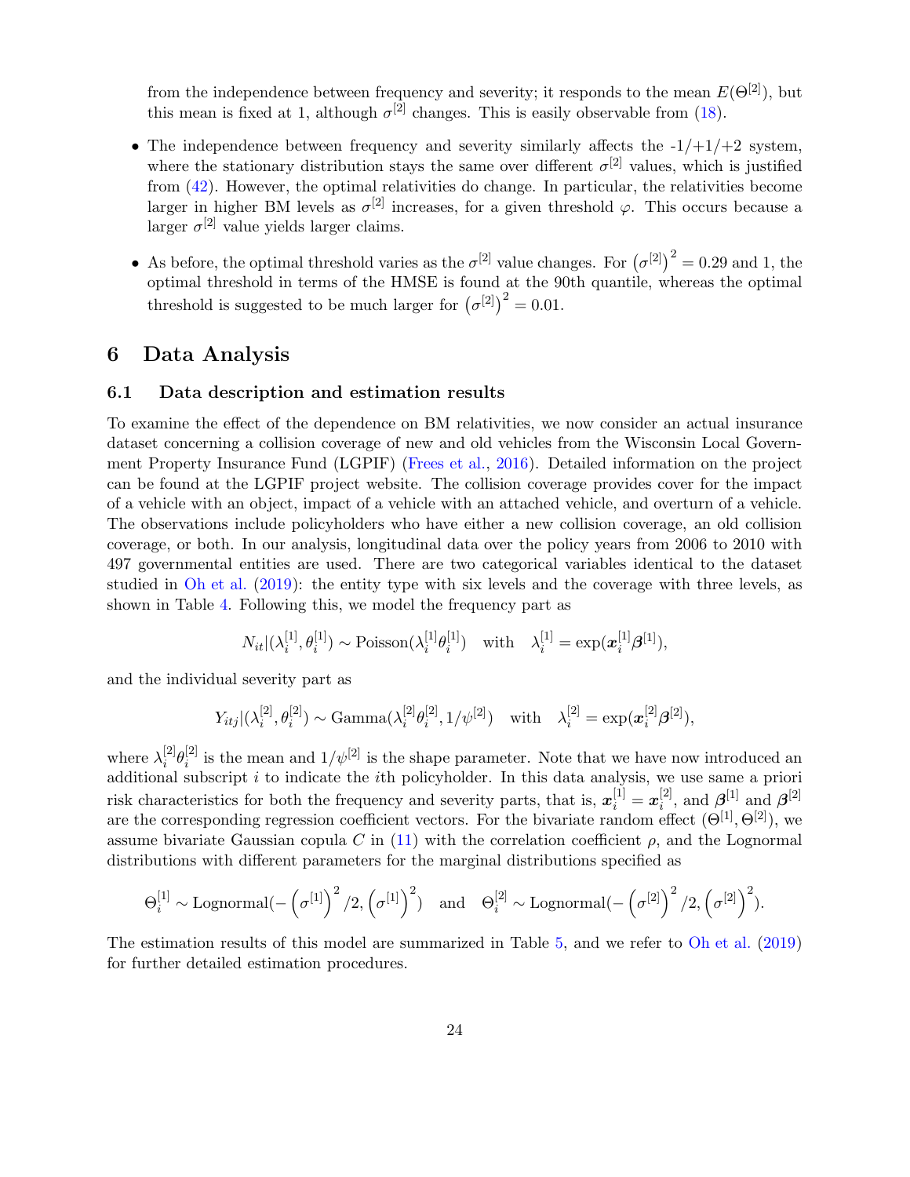from the independence between frequency and severity; it responds to the mean $E(\Theta^{[2]})$, but this mean is fixed at 1, although $\sigma^{[2]}$ changes. This is easily observable from (18).

- The independence between frequency and severity similarly affects the -1/+1/+2 system, where the stationary distribution stays the same over different $\sigma^{[2]}$ values, which is justified from (42). However, the optimal relativities do change. In particular, the relativities become larger in higher BM levels as $\sigma^{[2]}$ increases, for a given threshold $\varphi$. This occurs because a larger $\sigma^{[2]}$ value yields larger claims.
- As before, the optimal threshold varies as the $\sigma^{[2]}$ value changes. For $\left(\sigma^{[2]}\right)^2 = 0.29$ and 1, the optimal threshold in terms of the HMSE is found at the 90th quantile, whereas the optimal threshold is suggested to be much larger for $\left(\sigma^{[2]}\right)^2 = 0.01$.

# 6 Data Analysis

## 6.1 Data description and estimation results

To examine the effect of the dependence on BM relativities, we now consider an actual insurance dataset concerning a collision coverage of new and old vehicles from the Wisconsin Local Government Property Insurance Fund (LGPIF) (Frees et al., 2016). Detailed information on the project can be found at the LGPIF project website. The collision coverage provides cover for the impact of a vehicle with an object, impact of a vehicle with an attached vehicle, and overturn of a vehicle. The observations include policyholders who have either a new collision coverage, an old collision coverage, or both. In our analysis, longitudinal data over the policy years from 2006 to 2010 with 497 governmental entities are used. There are two categorical variables identical to the dataset studied in Oh et al. (2019): the entity type with six levels and the coverage with three levels, as shown in Table 4. Following this, we model the frequency part as

$$N_{it}|(\lambda_i^{[1]}, \theta_i^{[1]}) \sim \text{Poisson}(\lambda_i^{[1]}\theta_i^{[1]}) \quad \text{with} \quad \lambda_i^{[1]} = \exp(\boldsymbol{x}_i^{[1]}\boldsymbol{\beta}^{[1]}),$$

and the individual severity part as

$$Y_{itj}|(\lambda_i^{[2]}, \theta_i^{[2]}) \sim \text{Gamma}(\lambda_i^{[2]}\theta_i^{[2]}, 1/\psi^{[2]}) \quad \text{with} \quad \lambda_i^{[2]} = \exp(\boldsymbol{x}_i^{[2]}\boldsymbol{\beta}^{[2]}),$$

where $\lambda_i^{[2]}\theta_i^{[2]}$ is the mean and $1/\psi^{[2]}$ is the shape parameter. Note that we have now introduced an additional subscript $i$ to indicate the $i$th policyholder. In this data analysis, we use same a priori risk characteristics for both the frequency and severity parts, that is, $\boldsymbol{x}_i^{[1]} = \boldsymbol{x}_i^{[2]}$, and $\boldsymbol{\beta}^{[1]}$ and $\boldsymbol{\beta}^{[2]}$ are the corresponding regression coefficient vectors. For the bivariate random effect $(\Theta^{[1]}, \Theta^{[2]})$, we assume bivariate Gaussian copula $C$ in (11) with the correlation coefficient $\rho$, and the Lognormal distributions with different parameters for the marginal distributions specified as

$$\Theta_i^{[1]} \sim \text{Lognormal}(-\left(\sigma^{[1]}\right)^2/2, \left(\sigma^{[1]}\right)^2) \quad \text{and} \quad \Theta_i^{[2]} \sim \text{Lognormal}(-\left(\sigma^{[2]}\right)^2/2, \left(\sigma^{[2]}\right)^2).$$

The estimation results of this model are summarized in Table 5, and we refer to Oh et al. (2019) for further detailed estimation procedures.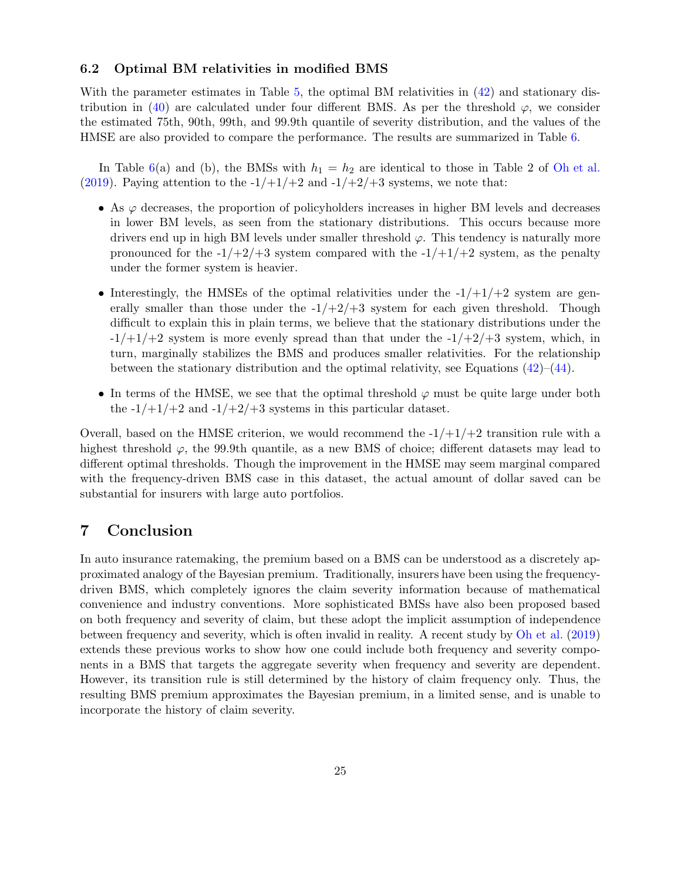### 6.2 Optimal BM relativities in modified BMS

With the parameter estimates in Table 5, the optimal BM relativities in (42) and stationary distribution in (40) are calculated under four different BMS. As per the threshold $\varphi$, we consider the estimated 75th, 90th, 99th, and 99.9th quantile of severity distribution, and the values of the HMSE are also provided to compare the performance. The results are summarized in Table 6.

In Table 6(a) and (b), the BMSs with $h_1 = h_2$ are identical to those in Table 2 of Oh et al. (2019). Paying attention to the -1/+1/+2 and -1/+2/+3 systems, we note that:

- As $\varphi$ decreases, the proportion of policyholders increases in higher BM levels and decreases in lower BM levels, as seen from the stationary distributions. This occurs because more drivers end up in high BM levels under smaller threshold $\varphi$. This tendency is naturally more pronounced for the -1/+2/+3 system compared with the -1/+1/+2 system, as the penalty under the former system is heavier.
- Interestingly, the HMSEs of the optimal relativities under the -1/+1/+2 system are generally smaller than those under the -1/+2/+3 system for each given threshold. Though difficult to explain this in plain terms, we believe that the stationary distributions under the -1/+1/+2 system is more evenly spread than that under the -1/+2/+3 system, which, in turn, marginally stabilizes the BMS and produces smaller relativities. For the relationship between the stationary distribution and the optimal relativity, see Equations (42)–(44).
- In terms of the HMSE, we see that the optimal threshold $\varphi$ must be quite large under both the -1/+1/+2 and -1/+2/+3 systems in this particular dataset.

Overall, based on the HMSE criterion, we would recommend the -1/+1/+2 transition rule with a highest threshold $\varphi$, the 99.9th quantile, as a new BMS of choice; different datasets may lead to different optimal thresholds. Though the improvement in the HMSE may seem marginal compared with the frequency-driven BMS case in this dataset, the actual amount of dollar saved can be substantial for insurers with large auto portfolios.

## 7 Conclusion

In auto insurance ratemaking, the premium based on a BMS can be understood as a discretely approximated analogy of the Bayesian premium. Traditionally, insurers have been using the frequency-driven BMS, which completely ignores the claim severity information because of mathematical convenience and industry conventions. More sophisticated BMSs have also been proposed based on both frequency and severity of claim, but these adopt the implicit assumption of independence between frequency and severity, which is often invalid in reality. A recent study by Oh et al. (2019) extends these previous works to show how one could include both frequency and severity components in a BMS that targets the aggregate severity when frequency and severity are dependent. However, its transition rule is still determined by the history of claim frequency only. Thus, the resulting BMS premium approximates the Bayesian premium, in a limited sense, and is unable to incorporate the history of claim severity.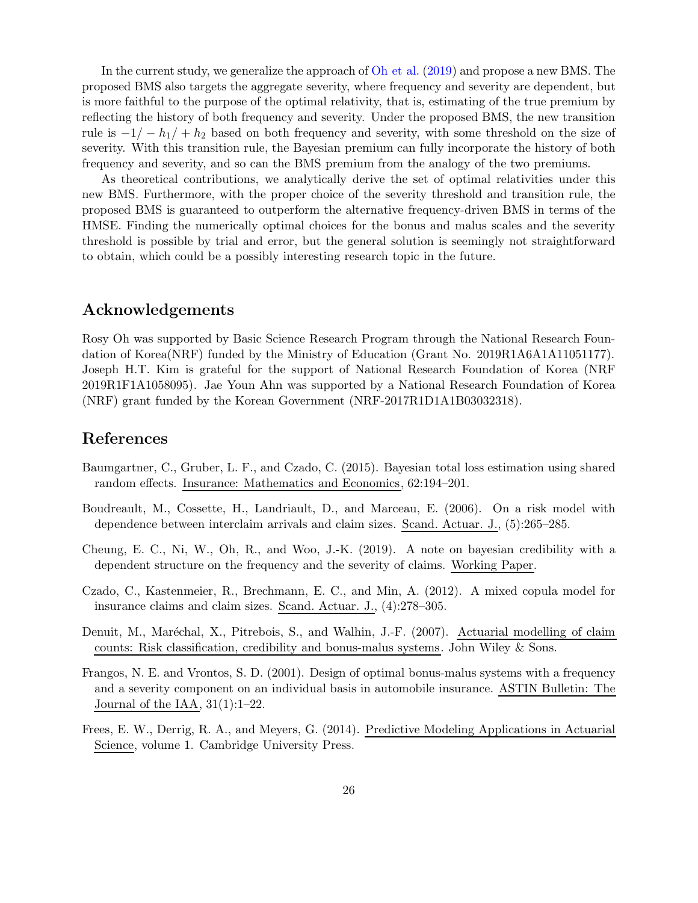In the current study, we generalize the approach of Oh et al. (2019) and propose a new BMS. The proposed BMS also targets the aggregate severity, where frequency and severity are dependent, but is more faithful to the purpose of the optimal relativity, that is, estimating of the true premium by reflecting the history of both frequency and severity. Under the proposed BMS, the new transition rule is $-1/-h_1/+h_2$ based on both frequency and severity, with some threshold on the size of severity. With this transition rule, the Bayesian premium can fully incorporate the history of both frequency and severity, and so can the BMS premium from the analogy of the two premiums.

As theoretical contributions, we analytically derive the set of optimal relativities under this new BMS. Furthermore, with the proper choice of the severity threshold and transition rule, the proposed BMS is guaranteed to outperform the alternative frequency-driven BMS in terms of the HMSE. Finding the numerically optimal choices for the bonus and malus scales and the severity threshold is possible by trial and error, but the general solution is seemingly not straightforward to obtain, which could be a possibly interesting research topic in the future.

## Acknowledgements

Rosy Oh was supported by Basic Science Research Program through the National Research Foundation of Korea(NRF) funded by the Ministry of Education (Grant No. 2019R1A6A1A11051177). Joseph H.T. Kim is grateful for the support of National Research Foundation of Korea (NRF 2019R1F1A1058095). Jae Youn Ahn was supported by a National Research Foundation of Korea (NRF) grant funded by the Korean Government (NRF-2017R1D1A1B03032318).

## References

Baumgartner, C., Gruber, L. F., and Czado, C. (2015). Bayesian total loss estimation using shared random effects. Insurance: Mathematics and Economics, 62:194–201.

Boudreault, M., Cossette, H., Landriault, D., and Marceau, E. (2006). On a risk model with dependence between interclaim arrivals and claim sizes. Scand. Actuar. J., (5):265–285.

Cheung, E. C., Ni, W., Oh, R., and Woo, J.-K. (2019). A note on bayesian credibility with a dependent structure on the frequency and the severity of claims. Working Paper.

Czado, C., Kastenmeier, R., Brechmann, E. C., and Min, A. (2012). A mixed copula model for insurance claims and claim sizes. Scand. Actuar. J., (4):278–305.

Denuit, M., Maréchal, X., Pitrebois, S., and Walhin, J.-F. (2007). Actuarial modelling of claim counts: Risk classification, credibility and bonus-malus systems. John Wiley & Sons.

Frangos, N. E. and Vrontos, S. D. (2001). Design of optimal bonus-malus systems with a frequency and a severity component on an individual basis in automobile insurance. ASTIN Bulletin: The Journal of the IAA, 31(1):1–22.

Frees, E. W., Derrig, R. A., and Meyers, G. (2014). Predictive Modeling Applications in Actuarial Science, volume 1. Cambridge University Press.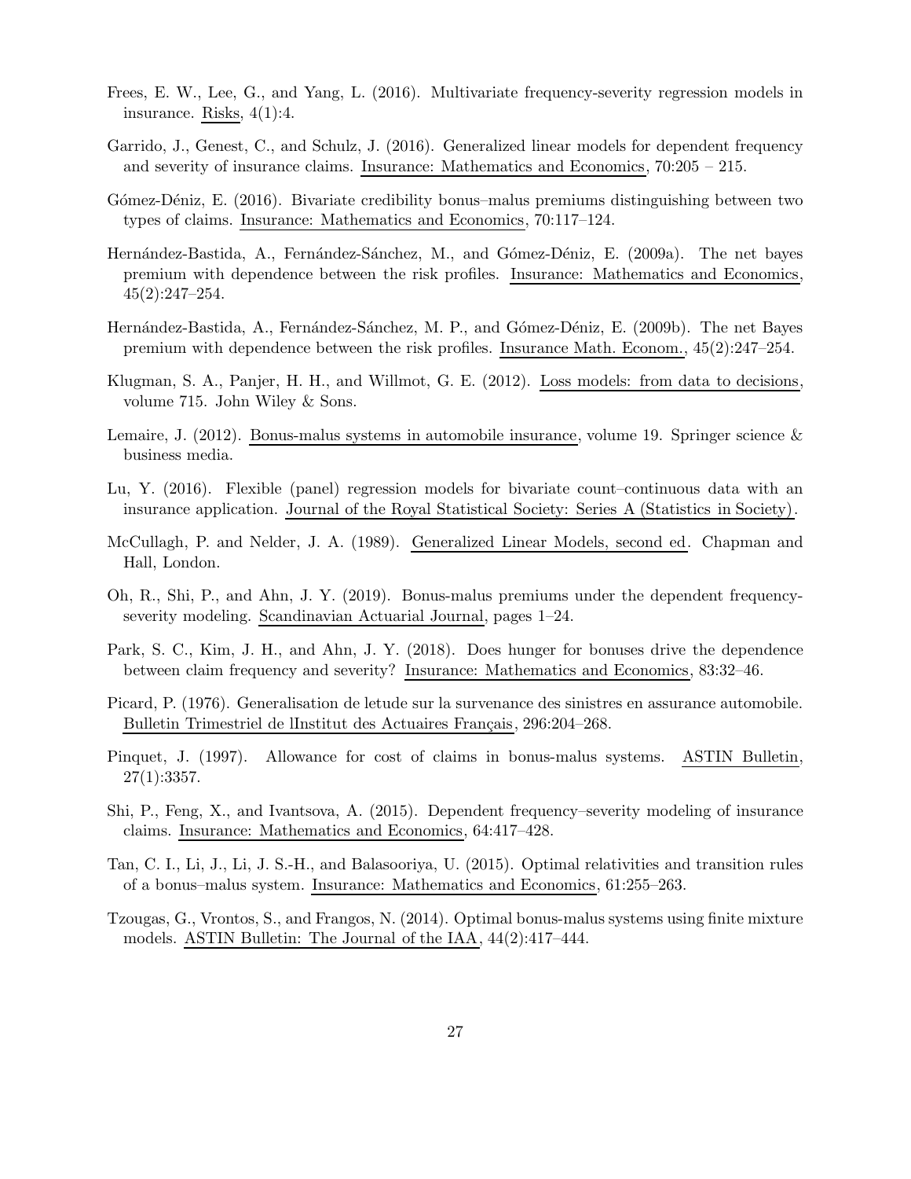Frees, E. W., Lee, G., and Yang, L. (2016). Multivariate frequency-severity regression models in insurance. Risks, 4(1):4.

Garrido, J., Genest, C., and Schulz, J. (2016). Generalized linear models for dependent frequency and severity of insurance claims. Insurance: Mathematics and Economics, 70:205 – 215.

Gómez-Déniz, E. (2016). Bivariate credibility bonus–malus premiums distinguishing between two types of claims. Insurance: Mathematics and Economics, 70:117–124.

Hernández-Bastida, A., Fernández-Sánchez, M., and Gómez-Déniz, E. (2009a). The net bayes premium with dependence between the risk profiles. Insurance: Mathematics and Economics, 45(2):247–254.

Hernández-Bastida, A., Fernández-Sánchez, M. P., and Gómez-Déniz, E. (2009b). The net Bayes premium with dependence between the risk profiles. Insurance Math. Econom., 45(2):247–254.

Klugman, S. A., Panjer, H. H., and Willmot, G. E. (2012). Loss models: from data to decisions, volume 715. John Wiley & Sons.

Lemaire, J. (2012). Bonus-malus systems in automobile insurance, volume 19. Springer science & business media.

Lu, Y. (2016). Flexible (panel) regression models for bivariate count–continuous data with an insurance application. Journal of the Royal Statistical Society: Series A (Statistics in Society).

McCullagh, P. and Nelder, J. A. (1989). Generalized Linear Models, second ed. Chapman and Hall, London.

Oh, R., Shi, P., and Ahn, J. Y. (2019). Bonus-malus premiums under the dependent frequency-severity modeling. Scandinavian Actuarial Journal, pages 1–24.

Park, S. C., Kim, J. H., and Ahn, J. Y. (2018). Does hunger for bonuses drive the dependence between claim frequency and severity? Insurance: Mathematics and Economics, 83:32–46.

Picard, P. (1976). Generalisation de letude sur la survenance des sinistres en assurance automobile. Bulletin Trimestriel de lInstitut des Actuaires Français, 296:204–268.

Pinquet, J. (1997). Allowance for cost of claims in bonus-malus systems. ASTIN Bulletin, 27(1):3357.

Shi, P., Feng, X., and Ivantsova, A. (2015). Dependent frequency–severity modeling of insurance claims. Insurance: Mathematics and Economics, 64:417–428.

Tan, C. I., Li, J., Li, J. S.-H., and Balasooriya, U. (2015). Optimal relativities and transition rules of a bonus–malus system. Insurance: Mathematics and Economics, 61:255–263.

Tzougas, G., Vrontos, S., and Frangos, N. (2014). Optimal bonus-malus systems using finite mixture models. ASTIN Bulletin: The Journal of the IAA, 44(2):417–444.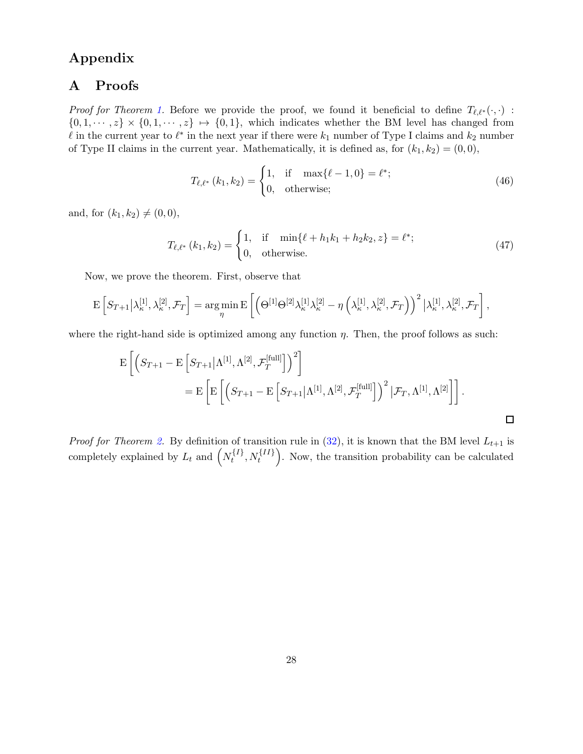# Appendix

## A Proofs

*Proof for Theorem 1.* Before we provide the proof, we found it beneficial to define $T_{\ell,\ell^*}(\cdot,\cdot) : \{0,1,\cdots,z\} \times \{0,1,\cdots,z\} \mapsto \{0,1\}$, which indicates whether the BM level has changed from $\ell$ in the current year to $\ell^*$ in the next year if there were $k_1$ number of Type I claims and $k_2$ number of Type II claims in the current year. Mathematically, it is defined as, for $(k_1,k_2) = (0,0)$,

$$T_{\ell,\ell^*}(k_1,k_2) = \begin{cases} 1, & \text{if} \quad \max\{\ell-1,0\} = \ell^*; \\ 0, & \text{otherwise;} \end{cases} \tag{46}$$

and, for $(k_1,k_2) \neq (0,0)$,

$$T_{\ell,\ell^*}(k_1,k_2) = \begin{cases} 1, & \text{if} \quad \min\{\ell + h_1 k_1 + h_2 k_2, z\} = \ell^*; \\ 0, & \text{otherwise.} \end{cases} \tag{47}$$

Now, we prove the theorem. First, observe that

$$\mathrm{E}\left[S_{T+1}\middle|\lambda_\kappa^{[1]},\lambda_\kappa^{[2]},\mathcal{F}_T\right] = \arg\min_{\eta} \mathrm{E}\left[\left(\Theta^{[1]}\Theta^{[2]}\lambda_\kappa^{[1]}\lambda_\kappa^{[2]} - \eta\left(\lambda_\kappa^{[1]},\lambda_\kappa^{[2]},\mathcal{F}_T\right)\right)^2\middle|\lambda_\kappa^{[1]},\lambda_\kappa^{[2]},\mathcal{F}_T\right],$$

where the right-hand side is optimized among any function $\eta$. Then, the proof follows as such:

$$\begin{aligned}
&\mathrm{E}\left[\left(S_{T+1} - \mathrm{E}\left[S_{T+1}\middle|\Lambda^{[1]},\Lambda^{[2]},\mathcal{F}_T^{[\text{full}]}\right]\right)^2\right] \\
&\qquad = \mathrm{E}\left[\mathrm{E}\left[\left(S_{T+1} - \mathrm{E}\left[S_{T+1}\middle|\Lambda^{[1]},\Lambda^{[2]},\mathcal{F}_T^{[\text{full}]}\right]\right)^2\middle|\mathcal{F}_T,\Lambda^{[1]},\Lambda^{[2]}\right]\right].
\end{aligned}$$

□

*Proof for Theorem 2.* By definition of transition rule in (32), it is known that the BM level $L_{t+1}$ is completely explained by $L_t$ and $\left(N_t^{\{I\}}, N_t^{\{II\}}\right)$. Now, the transition probability can be calculated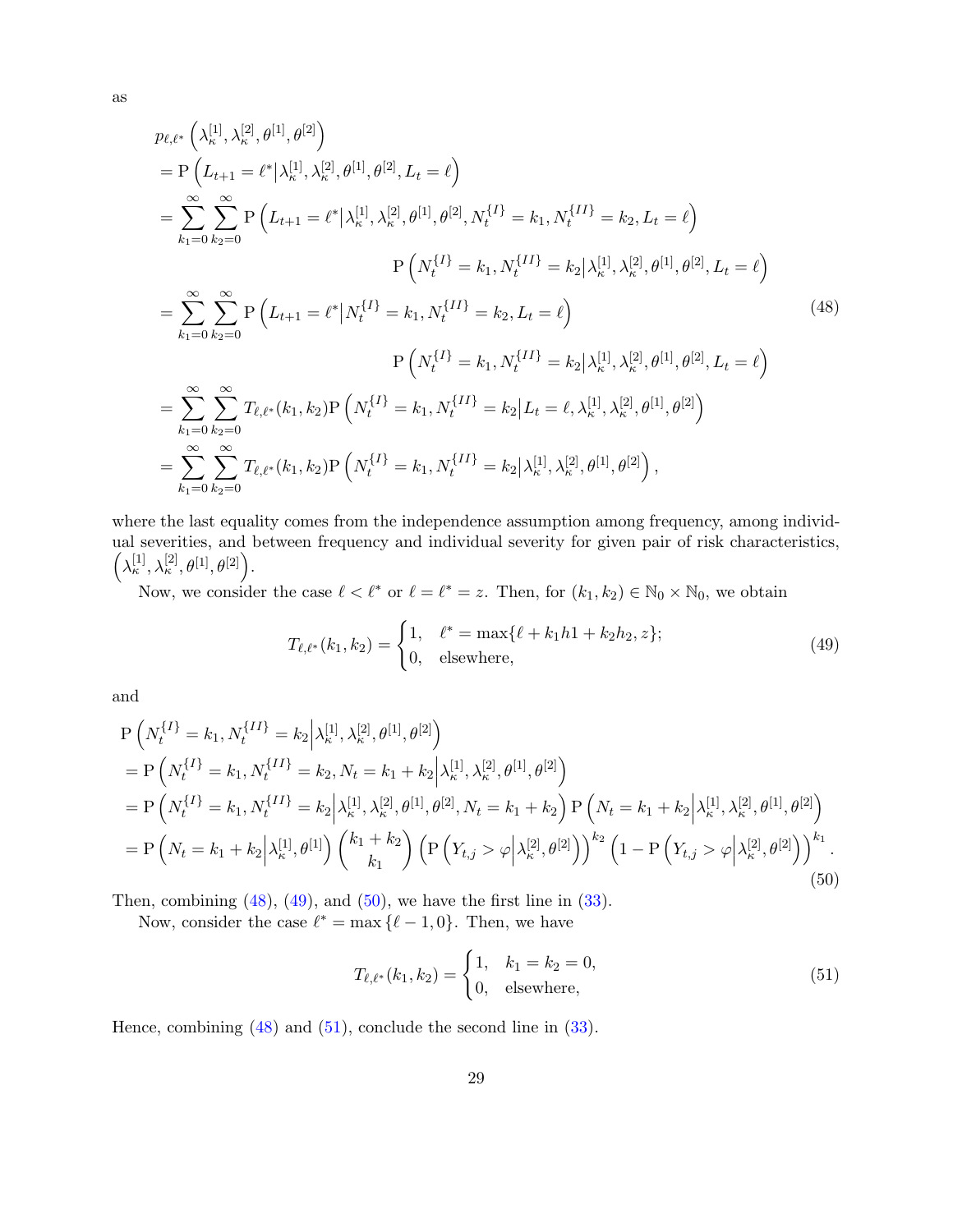as

$$
\begin{aligned}
& p_{\ell,\ell^*}\left(\lambda_\kappa^{[1]},\lambda_\kappa^{[2]},\theta^{[1]},\theta^{[2]}\right) \\
&= \mathrm{P}\left(L_{t+1}=\ell^* \middle| \lambda_\kappa^{[1]},\lambda_\kappa^{[2]},\theta^{[1]},\theta^{[2]},L_t=\ell\right) \\
&= \sum_{k_1=0}^{\infty}\sum_{k_2=0}^{\infty} \mathrm{P}\left(L_{t+1}=\ell^* \middle| \lambda_\kappa^{[1]},\lambda_\kappa^{[2]},\theta^{[1]},\theta^{[2]},N_t^{\{I\}}=k_1,N_t^{\{II\}}=k_2,L_t=\ell\right) \\
&\qquad\qquad\qquad\qquad \mathrm{P}\left(N_t^{\{I\}}=k_1,N_t^{\{II\}}=k_2 \middle| \lambda_\kappa^{[1]},\lambda_\kappa^{[2]},\theta^{[1]},\theta^{[2]},L_t=\ell\right) \\
&= \sum_{k_1=0}^{\infty}\sum_{k_2=0}^{\infty} \mathrm{P}\left(L_{t+1}=\ell^* \middle| N_t^{\{I\}}=k_1,N_t^{\{II\}}=k_2,L_t=\ell\right) \\
&\qquad\qquad\qquad\qquad \mathrm{P}\left(N_t^{\{I\}}=k_1,N_t^{\{II\}}=k_2 \middle| \lambda_\kappa^{[1]},\lambda_\kappa^{[2]},\theta^{[1]},\theta^{[2]},L_t=\ell\right) \\
&= \sum_{k_1=0}^{\infty}\sum_{k_2=0}^{\infty} T_{\ell,\ell^*}(k_1,k_2)\mathrm{P}\left(N_t^{\{I\}}=k_1,N_t^{\{II\}}=k_2 \middle| L_t=\ell,\lambda_\kappa^{[1]},\lambda_\kappa^{[2]},\theta^{[1]},\theta^{[2]}\right) \\
&= \sum_{k_1=0}^{\infty}\sum_{k_2=0}^{\infty} T_{\ell,\ell^*}(k_1,k_2)\mathrm{P}\left(N_t^{\{I\}}=k_1,N_t^{\{II\}}=k_2 \middle| \lambda_\kappa^{[1]},\lambda_\kappa^{[2]},\theta^{[1]},\theta^{[2]}\right),
\end{aligned}
\tag{48}
$$

where the last equality comes from the independence assumption among frequency, among individual severities, and between frequency and individual severity for given pair of risk characteristics, $\left(\lambda_\kappa^{[1]},\lambda_\kappa^{[2]},\theta^{[1]},\theta^{[2]}\right)$.

Now, we consider the case $\ell<\ell^*$ or $\ell=\ell^*=z$. Then, for $(k_1,k_2)\in\mathbb{N}_0\times\mathbb{N}_0$, we obtain

$$
T_{\ell,\ell^*}(k_1,k_2)=\begin{cases}1, & \ell^*=\max\{\ell+k_1h1+k_2h_2,z\};\\ 0, & \text{elsewhere,}\end{cases}
\tag{49}
$$

and

$$
\begin{aligned}
& \mathrm{P}\left(N_t^{\{I\}}=k_1,N_t^{\{II\}}=k_2 \middle| \lambda_\kappa^{[1]},\lambda_\kappa^{[2]},\theta^{[1]},\theta^{[2]}\right) \\
&= \mathrm{P}\left(N_t^{\{I\}}=k_1,N_t^{\{II\}}=k_2,N_t=k_1+k_2 \middle| \lambda_\kappa^{[1]},\lambda_\kappa^{[2]},\theta^{[1]},\theta^{[2]}\right) \\
&= \mathrm{P}\left(N_t^{\{I\}}=k_1,N_t^{\{II\}}=k_2 \middle| \lambda_\kappa^{[1]},\lambda_\kappa^{[2]},\theta^{[1]},\theta^{[2]},N_t=k_1+k_2\right)\mathrm{P}\left(N_t=k_1+k_2 \middle| \lambda_\kappa^{[1]},\lambda_\kappa^{[2]},\theta^{[1]},\theta^{[2]}\right) \\
&= \mathrm{P}\left(N_t=k_1+k_2 \middle| \lambda_\kappa^{[1]},\theta^{[1]}\right)\binom{k_1+k_2}{k_1}\left(\mathrm{P}\left(Y_{t,j}>\varphi \middle| \lambda_\kappa^{[2]},\theta^{[2]}\right)\right)^{k_2}\left(1-\mathrm{P}\left(Y_{t,j}>\varphi \middle| \lambda_\kappa^{[2]},\theta^{[2]}\right)\right)^{k_1}.
\end{aligned}
\tag{50}
$$

Then, combining (48), (49), and (50), we have the first line in (33).

Now, consider the case $\ell^*=\max\{\ell-1,0\}$. Then, we have

$$
T_{\ell,\ell^*}(k_1,k_2)=\begin{cases}1, & k_1=k_2=0,\\ 0, & \text{elsewhere,}\end{cases}
\tag{51}
$$

Hence, combining (48) and (51), conclude the second line in (33).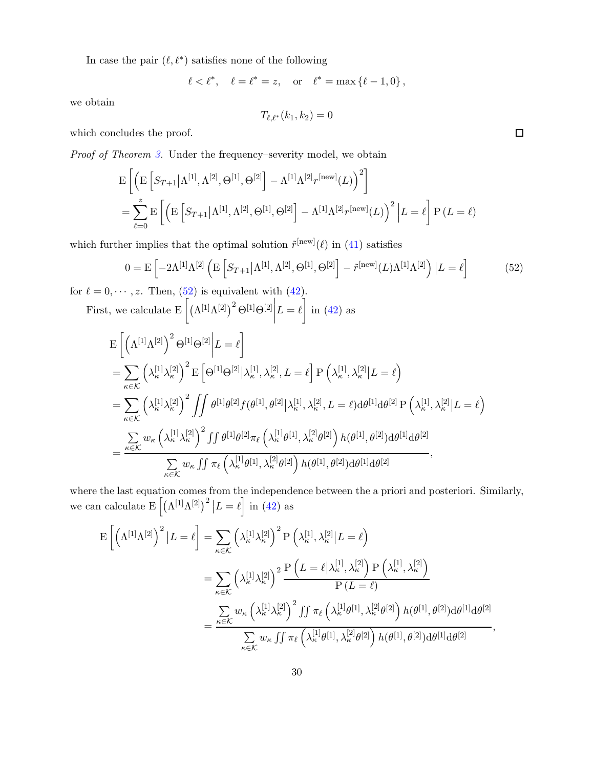In case the pair $(\ell, \ell^*)$ satisfies none of the following

$$\ell < \ell^*, \quad \ell = \ell^* = z, \quad \text{or} \quad \ell^* = \max\{\ell - 1, 0\},$$

we obtain

$$T_{\ell,\ell^*}(k_1, k_2) = 0$$

which concludes the proof. ☐

*Proof of Theorem 3.* Under the frequency–severity model, we obtain

$$\begin{aligned}
&\mathrm{E}\left[\left(\mathrm{E}\left[S_{T+1}\middle|\Lambda^{[1]}, \Lambda^{[2]}, \Theta^{[1]}, \Theta^{[2]}\right] - \Lambda^{[1]}\Lambda^{[2]} r^{[\text{new}]}(L)\right)^2\right] \\
&= \sum_{\ell=0}^{z} \mathrm{E}\left[\left(\mathrm{E}\left[S_{T+1}\middle|\Lambda^{[1]}, \Lambda^{[2]}, \Theta^{[1]}, \Theta^{[2]}\right] - \Lambda^{[1]}\Lambda^{[2]} r^{[\text{new}]}(L)\right)^2 \middle| L = \ell\right] \mathrm{P}\left(L = \ell\right)
\end{aligned}$$

which further implies that the optimal solution $\tilde{r}^{[\text{new}]}(\ell)$ in (41) satisfies

$$0 = \mathrm{E}\left[-2\Lambda^{[1]}\Lambda^{[2]}\left(\mathrm{E}\left[S_{T+1}\middle|\Lambda^{[1]}, \Lambda^{[2]}, \Theta^{[1]}, \Theta^{[2]}\right] - \tilde{r}^{[\text{new}]}(L)\Lambda^{[1]}\Lambda^{[2]}\right)\middle| L = \ell\right] \tag{52}$$

for $\ell = 0, \cdots, z$. Then, (52) is equivalent with (42).

First, we calculate $\mathrm{E}\left[\left(\Lambda^{[1]}\Lambda^{[2]}\right)^2 \Theta^{[1]}\Theta^{[2]}\middle| L = \ell\right]$ in (42) as

$$\begin{aligned}
&\mathrm{E}\left[\left(\Lambda^{[1]}\Lambda^{[2]}\right)^2 \Theta^{[1]}\Theta^{[2]}\middle| L = \ell\right] \\
&= \sum_{\kappa\in\mathcal{K}} \left(\lambda_\kappa^{[1]}\lambda_\kappa^{[2]}\right)^2 \mathrm{E}\left[\Theta^{[1]}\Theta^{[2]}\middle|\lambda_\kappa^{[1]}, \lambda_\kappa^{[2]}, L = \ell\right] \mathrm{P}\left(\lambda_\kappa^{[1]}, \lambda_\kappa^{[2]}\middle| L = \ell\right) \\
&= \sum_{\kappa\in\mathcal{K}} \left(\lambda_\kappa^{[1]}\lambda_\kappa^{[2]}\right)^2 \iint \theta^{[1]}\theta^{[2]} f(\theta^{[1]}, \theta^{[2]}|\lambda_\kappa^{[1]}, \lambda_\kappa^{[2]}, L = \ell)\mathrm{d}\theta^{[1]}\mathrm{d}\theta^{[2]}\, \mathrm{P}\left(\lambda_\kappa^{[1]}, \lambda_\kappa^{[2]}\middle| L = \ell\right) \\
&= \frac{\sum\limits_{\kappa\in\mathcal{K}} w_\kappa \left(\lambda_\kappa^{[1]}\lambda_\kappa^{[2]}\right)^2 \iint \theta^{[1]}\theta^{[2]} \pi_\ell\left(\lambda_\kappa^{[1]}\theta^{[1]}, \lambda_\kappa^{[2]}\theta^{[2]}\right) h(\theta^{[1]}, \theta^{[2]})\mathrm{d}\theta^{[1]}\mathrm{d}\theta^{[2]}}{\sum\limits_{\kappa\in\mathcal{K}} w_\kappa \iint \pi_\ell\left(\lambda_\kappa^{[1]}\theta^{[1]}, \lambda_\kappa^{[2]}\theta^{[2]}\right) h(\theta^{[1]}, \theta^{[2]})\mathrm{d}\theta^{[1]}\mathrm{d}\theta^{[2]}},
\end{aligned}$$

where the last equation comes from the independence between the a priori and posteriori. Similarly, we can calculate $\mathrm{E}\left[\left(\Lambda^{[1]}\Lambda^{[2]}\right)^2 \middle| L = \ell\right]$ in (42) as

$$\begin{aligned}
\mathrm{E}\left[\left(\Lambda^{[1]}\Lambda^{[2]}\right)^2 \middle| L = \ell\right] &= \sum_{\kappa\in\mathcal{K}} \left(\lambda_\kappa^{[1]}\lambda_\kappa^{[2]}\right)^2 \mathrm{P}\left(\lambda_\kappa^{[1]}, \lambda_\kappa^{[2]}\middle| L = \ell\right) \\
&= \sum_{\kappa\in\mathcal{K}} \left(\lambda_\kappa^{[1]}\lambda_\kappa^{[2]}\right)^2 \frac{\mathrm{P}\left(L = \ell\middle|\lambda_\kappa^{[1]}, \lambda_\kappa^{[2]}\right)\mathrm{P}\left(\lambda_\kappa^{[1]}, \lambda_\kappa^{[2]}\right)}{\mathrm{P}\left(L = \ell\right)} \\
&= \frac{\sum\limits_{\kappa\in\mathcal{K}} w_\kappa \left(\lambda_\kappa^{[1]}\lambda_\kappa^{[2]}\right)^2 \iint \pi_\ell\left(\lambda_\kappa^{[1]}\theta^{[1]}, \lambda_\kappa^{[2]}\theta^{[2]}\right) h(\theta^{[1]}, \theta^{[2]})\mathrm{d}\theta^{[1]}\mathrm{d}\theta^{[2]}}{\sum\limits_{\kappa\in\mathcal{K}} w_\kappa \iint \pi_\ell\left(\lambda_\kappa^{[1]}\theta^{[1]}, \lambda_\kappa^{[2]}\theta^{[2]}\right) h(\theta^{[1]}, \theta^{[2]})\mathrm{d}\theta^{[1]}\mathrm{d}\theta^{[2]}},
\end{aligned}$$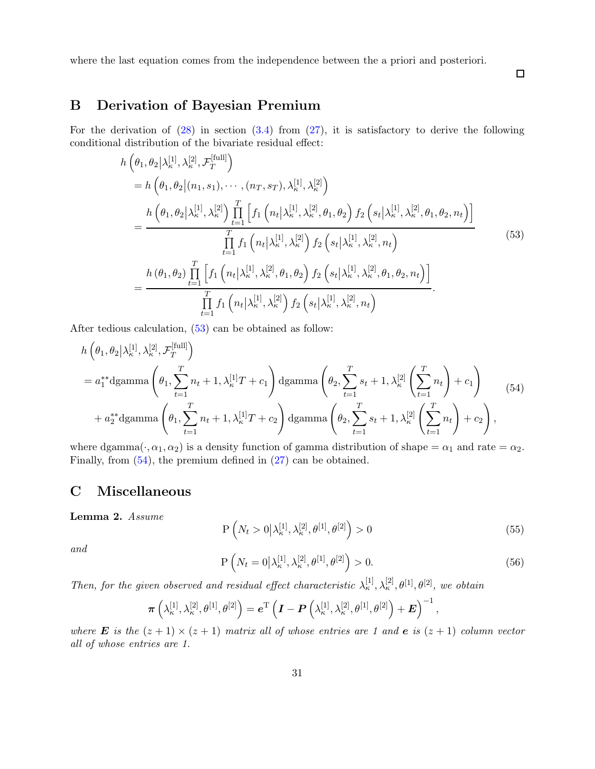where the last equation comes from the independence between the a priori and posteriori.

□

## B Derivation of Bayesian Premium

For the derivation of (28) in section (3.4) from (27), it is satisfactory to derive the following conditional distribution of the bivariate residual effect:

$$
\begin{aligned}
& h\left(\theta_1, \theta_2 \middle| \lambda_\kappa^{[1]}, \lambda_\kappa^{[2]}, \mathcal{F}_T^{[\text{full}]}\right) \\
&= h\left(\theta_1, \theta_2 \middle| (n_1, s_1), \cdots, (n_T, s_T), \lambda_\kappa^{[1]}, \lambda_\kappa^{[2]}\right) \\
&= \frac{h\left(\theta_1, \theta_2 \middle| \lambda_\kappa^{[1]}, \lambda_\kappa^{[2]}\right) \prod\limits_{t=1}^{T} \left[ f_1\left(n_t \middle| \lambda_\kappa^{[1]}, \lambda_\kappa^{[2]}, \theta_1, \theta_2\right) f_2\left(s_t \middle| \lambda_\kappa^{[1]}, \lambda_\kappa^{[2]}, \theta_1, \theta_2, n_t\right)\right]}{\prod\limits_{t=1}^{T} f_1\left(n_t \middle| \lambda_\kappa^{[1]}, \lambda_\kappa^{[2]}\right) f_2\left(s_t \middle| \lambda_\kappa^{[1]}, \lambda_\kappa^{[2]}, n_t\right)} \\
&= \frac{h\left(\theta_1, \theta_2\right) \prod\limits_{t=1}^{T} \left[ f_1\left(n_t \middle| \lambda_\kappa^{[1]}, \lambda_\kappa^{[2]}, \theta_1, \theta_2\right) f_2\left(s_t \middle| \lambda_\kappa^{[1]}, \lambda_\kappa^{[2]}, \theta_1, \theta_2, n_t\right)\right]}{\prod\limits_{t=1}^{T} f_1\left(n_t \middle| \lambda_\kappa^{[1]}, \lambda_\kappa^{[2]}\right) f_2\left(s_t \middle| \lambda_\kappa^{[1]}, \lambda_\kappa^{[2]}, n_t\right)}.
\end{aligned}
\tag{53}
$$

After tedious calculation, (53) can be obtained as follow:

$$
\begin{aligned}
& h\left(\theta_1, \theta_2 \middle| \lambda_\kappa^{[1]}, \lambda_\kappa^{[2]}, \mathcal{F}_T^{[\text{full}]}\right) \\
&= a_1^{**} \text{dgamma}\left(\theta_1, \sum_{t=1}^{T} n_t + 1, \lambda_\kappa^{[1]} T + c_1\right) \text{dgamma}\left(\theta_2, \sum_{t=1}^{T} s_t + 1, \lambda_\kappa^{[2]}\left(\sum_{t=1}^{T} n_t\right) + c_1\right) \\
&\quad + a_2^{**} \text{dgamma}\left(\theta_1, \sum_{t=1}^{T} n_t + 1, \lambda_\kappa^{[1]} T + c_2\right) \text{dgamma}\left(\theta_2, \sum_{t=1}^{T} s_t + 1, \lambda_\kappa^{[2]}\left(\sum_{t=1}^{T} n_t\right) + c_2\right),
\end{aligned}
\tag{54}
$$

where $\text{dgamma}(\cdot, \alpha_1, \alpha_2)$ is a density function of gamma distribution of shape $= \alpha_1$ and rate $= \alpha_2$. Finally, from (54), the premium defined in (27) can be obtained.

## C Miscellaneous

**Lemma 2.** *Assume*

$$
\mathrm{P}\left(N_t > 0 \middle| \lambda_\kappa^{[1]}, \lambda_\kappa^{[2]}, \theta^{[1]}, \theta^{[2]}\right) > 0 \tag{55}
$$

*and*

$$
\mathrm{P}\left(N_t = 0 \middle| \lambda_\kappa^{[1]}, \lambda_\kappa^{[2]}, \theta^{[1]}, \theta^{[2]}\right) > 0. \tag{56}
$$

*Then, for the given observed and residual effect characteristic $\lambda_\kappa^{[1]}, \lambda_\kappa^{[2]}, \theta^{[1]}, \theta^{[2]}$, we obtain*

$$
\boldsymbol{\pi}\left(\lambda_\kappa^{[1]}, \lambda_\kappa^{[2]}, \theta^{[1]}, \theta^{[2]}\right) = \boldsymbol{e}^{\mathrm{T}}\left(\boldsymbol{I} - \boldsymbol{P}\left(\lambda_\kappa^{[1]}, \lambda_\kappa^{[2]}, \theta^{[1]}, \theta^{[2]}\right) + \boldsymbol{E}\right)^{-1},
$$

*where $\boldsymbol{E}$ is the $(z+1) \times (z+1)$ matrix all of whose entries are 1 and $\boldsymbol{e}$ is $(z+1)$ column vector all of whose entries are 1.*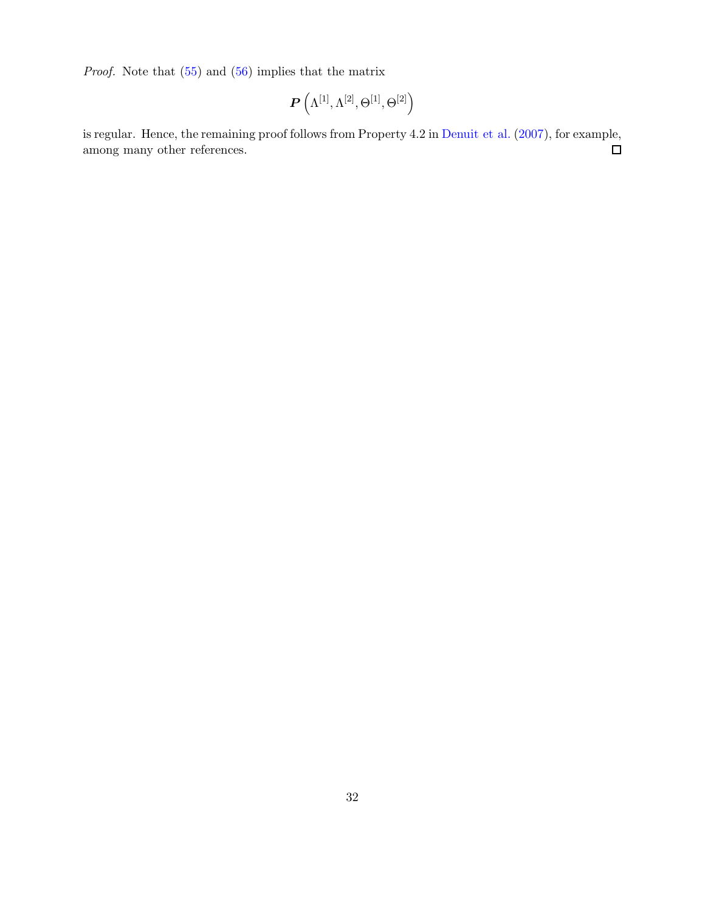*Proof.* Note that (55) and (56) implies that the matrix

$$\boldsymbol{P}\left(\Lambda^{[1]}, \Lambda^{[2]}, \Theta^{[1]}, \Theta^{[2]}\right)$$

is regular. Hence, the remaining proof follows from Property 4.2 in Denuit et al. (2007), for example, among many other references. □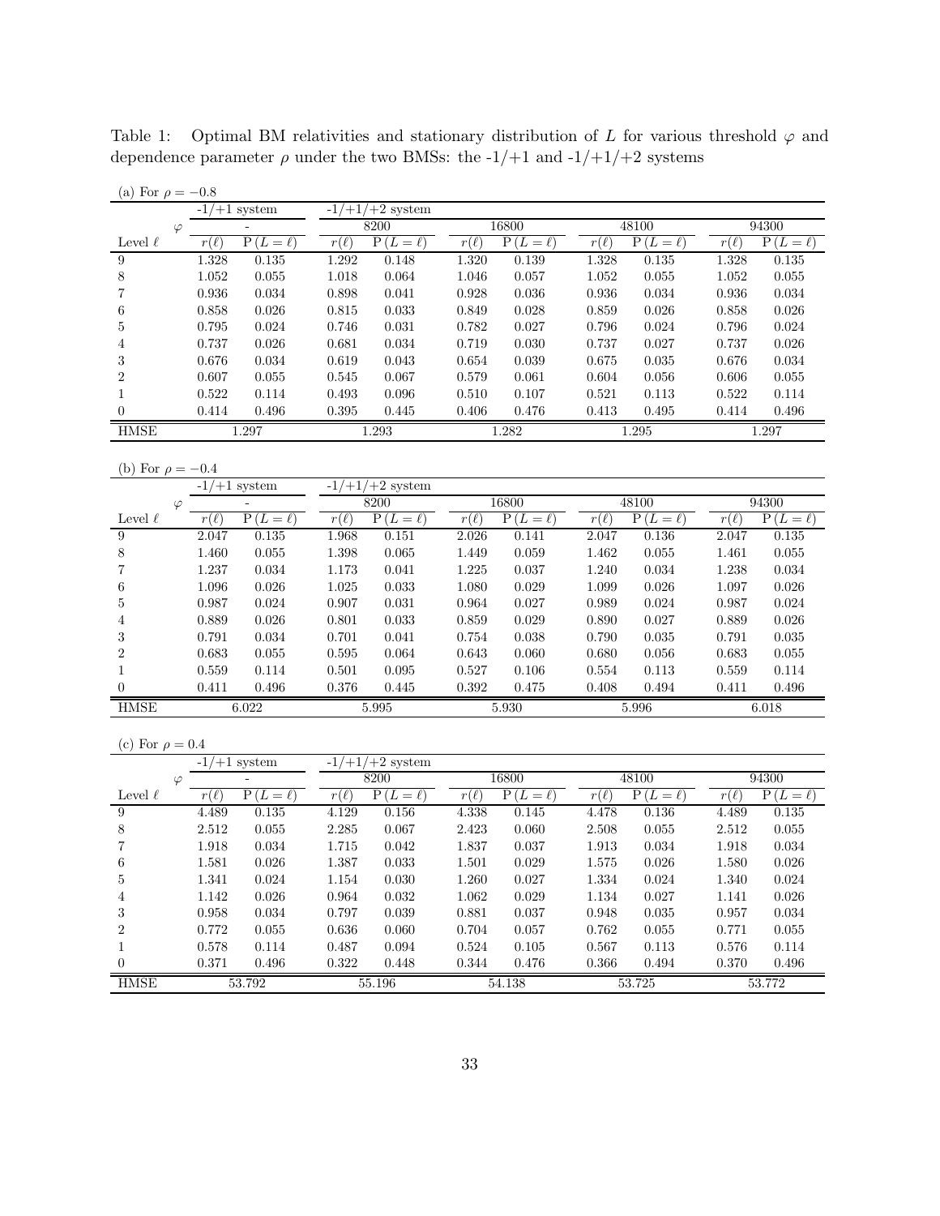Table 1: Optimal BM relativities and stationary distribution of $L$ for various threshold $\varphi$ and dependence parameter $\rho$ under the two BMSs: the -1/+1 and -1/+1/+2 systems

(a) For $\rho = -0.8$

| | -1/+1 system | | -1/+1/+2 system | | | | | | | |
|---|---|---|---|---|---|---|---|---|---|---|
| $\varphi$ | - | | 8200 | | 16800 | | 48100 | | 94300 | |
| Level $\ell$ | $r(\ell)$ | $\mathrm{P}(L=\ell)$ | $r(\ell)$ | $\mathrm{P}(L=\ell)$ | $r(\ell)$ | $\mathrm{P}(L=\ell)$ | $r(\ell)$ | $\mathrm{P}(L=\ell)$ | $r(\ell)$ | $\mathrm{P}(L=\ell)$ |
| 9 | 1.328 | 0.135 | 1.292 | 0.148 | 1.320 | 0.139 | 1.328 | 0.135 | 1.328 | 0.135 |
| 8 | 1.052 | 0.055 | 1.018 | 0.064 | 1.046 | 0.057 | 1.052 | 0.055 | 1.052 | 0.055 |
| 7 | 0.936 | 0.034 | 0.898 | 0.041 | 0.928 | 0.036 | 0.936 | 0.034 | 0.936 | 0.034 |
| 6 | 0.858 | 0.026 | 0.815 | 0.033 | 0.849 | 0.028 | 0.859 | 0.026 | 0.858 | 0.026 |
| 5 | 0.795 | 0.024 | 0.746 | 0.031 | 0.782 | 0.027 | 0.796 | 0.024 | 0.796 | 0.024 |
| 4 | 0.737 | 0.026 | 0.681 | 0.034 | 0.719 | 0.030 | 0.737 | 0.027 | 0.737 | 0.026 |
| 3 | 0.676 | 0.034 | 0.619 | 0.043 | 0.654 | 0.039 | 0.675 | 0.035 | 0.676 | 0.034 |
| 2 | 0.607 | 0.055 | 0.545 | 0.067 | 0.579 | 0.061 | 0.604 | 0.056 | 0.606 | 0.055 |
| 1 | 0.522 | 0.114 | 0.493 | 0.096 | 0.510 | 0.107 | 0.521 | 0.113 | 0.522 | 0.114 |
| 0 | 0.414 | 0.496 | 0.395 | 0.445 | 0.406 | 0.476 | 0.413 | 0.495 | 0.414 | 0.496 |
| HMSE | 1.297 | | 1.293 | | 1.282 | | 1.295 | | 1.297 | |

(b) For $\rho = -0.4$

| | -1/+1 system | | -1/+1/+2 system | | | | | | | |
|---|---|---|---|---|---|---|---|---|---|---|
| $\varphi$ | - | | 8200 | | 16800 | | 48100 | | 94300 | |
| Level $\ell$ | $r(\ell)$ | $\mathrm{P}(L=\ell)$ | $r(\ell)$ | $\mathrm{P}(L=\ell)$ | $r(\ell)$ | $\mathrm{P}(L=\ell)$ | $r(\ell)$ | $\mathrm{P}(L=\ell)$ | $r(\ell)$ | $\mathrm{P}(L=\ell)$ |
| 9 | 2.047 | 0.135 | 1.968 | 0.151 | 2.026 | 0.141 | 2.047 | 0.136 | 2.047 | 0.135 |
| 8 | 1.460 | 0.055 | 1.398 | 0.065 | 1.449 | 0.059 | 1.462 | 0.055 | 1.461 | 0.055 |
| 7 | 1.237 | 0.034 | 1.173 | 0.041 | 1.225 | 0.037 | 1.240 | 0.034 | 1.238 | 0.034 |
| 6 | 1.096 | 0.026 | 1.025 | 0.033 | 1.080 | 0.029 | 1.099 | 0.026 | 1.097 | 0.026 |
| 5 | 0.987 | 0.024 | 0.907 | 0.031 | 0.964 | 0.027 | 0.989 | 0.024 | 0.987 | 0.024 |
| 4 | 0.889 | 0.026 | 0.801 | 0.033 | 0.859 | 0.029 | 0.890 | 0.027 | 0.889 | 0.026 |
| 3 | 0.791 | 0.034 | 0.701 | 0.041 | 0.754 | 0.038 | 0.790 | 0.035 | 0.791 | 0.035 |
| 2 | 0.683 | 0.055 | 0.595 | 0.064 | 0.643 | 0.060 | 0.680 | 0.056 | 0.683 | 0.055 |
| 1 | 0.559 | 0.114 | 0.501 | 0.095 | 0.527 | 0.106 | 0.554 | 0.113 | 0.559 | 0.114 |
| 0 | 0.411 | 0.496 | 0.376 | 0.445 | 0.392 | 0.475 | 0.408 | 0.494 | 0.411 | 0.496 |
| HMSE | 6.022 | | 5.995 | | 5.930 | | 5.996 | | 6.018 | |

(c) For $\rho = 0.4$

| | -1/+1 system | | -1/+1/+2 system | | | | | | | |
|---|---|---|---|---|---|---|---|---|---|---|
| $\varphi$ | - | | 8200 | | 16800 | | 48100 | | 94300 | |
| Level $\ell$ | $r(\ell)$ | $\mathrm{P}(L=\ell)$ | $r(\ell)$ | $\mathrm{P}(L=\ell)$ | $r(\ell)$ | $\mathrm{P}(L=\ell)$ | $r(\ell)$ | $\mathrm{P}(L=\ell)$ | $r(\ell)$ | $\mathrm{P}(L=\ell)$ |
| 9 | 4.489 | 0.135 | 4.129 | 0.156 | 4.338 | 0.145 | 4.478 | 0.136 | 4.489 | 0.135 |
| 8 | 2.512 | 0.055 | 2.285 | 0.067 | 2.423 | 0.060 | 2.508 | 0.055 | 2.512 | 0.055 |
| 7 | 1.918 | 0.034 | 1.715 | 0.042 | 1.837 | 0.037 | 1.913 | 0.034 | 1.918 | 0.034 |
| 6 | 1.581 | 0.026 | 1.387 | 0.033 | 1.501 | 0.029 | 1.575 | 0.026 | 1.580 | 0.026 |
| 5 | 1.341 | 0.024 | 1.154 | 0.030 | 1.260 | 0.027 | 1.334 | 0.024 | 1.340 | 0.024 |
| 4 | 1.142 | 0.026 | 0.964 | 0.032 | 1.062 | 0.029 | 1.134 | 0.027 | 1.141 | 0.026 |
| 3 | 0.958 | 0.034 | 0.797 | 0.039 | 0.881 | 0.037 | 0.948 | 0.035 | 0.957 | 0.034 |
| 2 | 0.772 | 0.055 | 0.636 | 0.060 | 0.704 | 0.057 | 0.762 | 0.055 | 0.771 | 0.055 |
| 1 | 0.578 | 0.114 | 0.487 | 0.094 | 0.524 | 0.105 | 0.567 | 0.113 | 0.576 | 0.114 |
| 0 | 0.371 | 0.496 | 0.322 | 0.448 | 0.344 | 0.476 | 0.366 | 0.494 | 0.370 | 0.496 |
| HMSE | 53.792 | | 55.196 | | 54.138 | | 53.725 | | 53.772 | |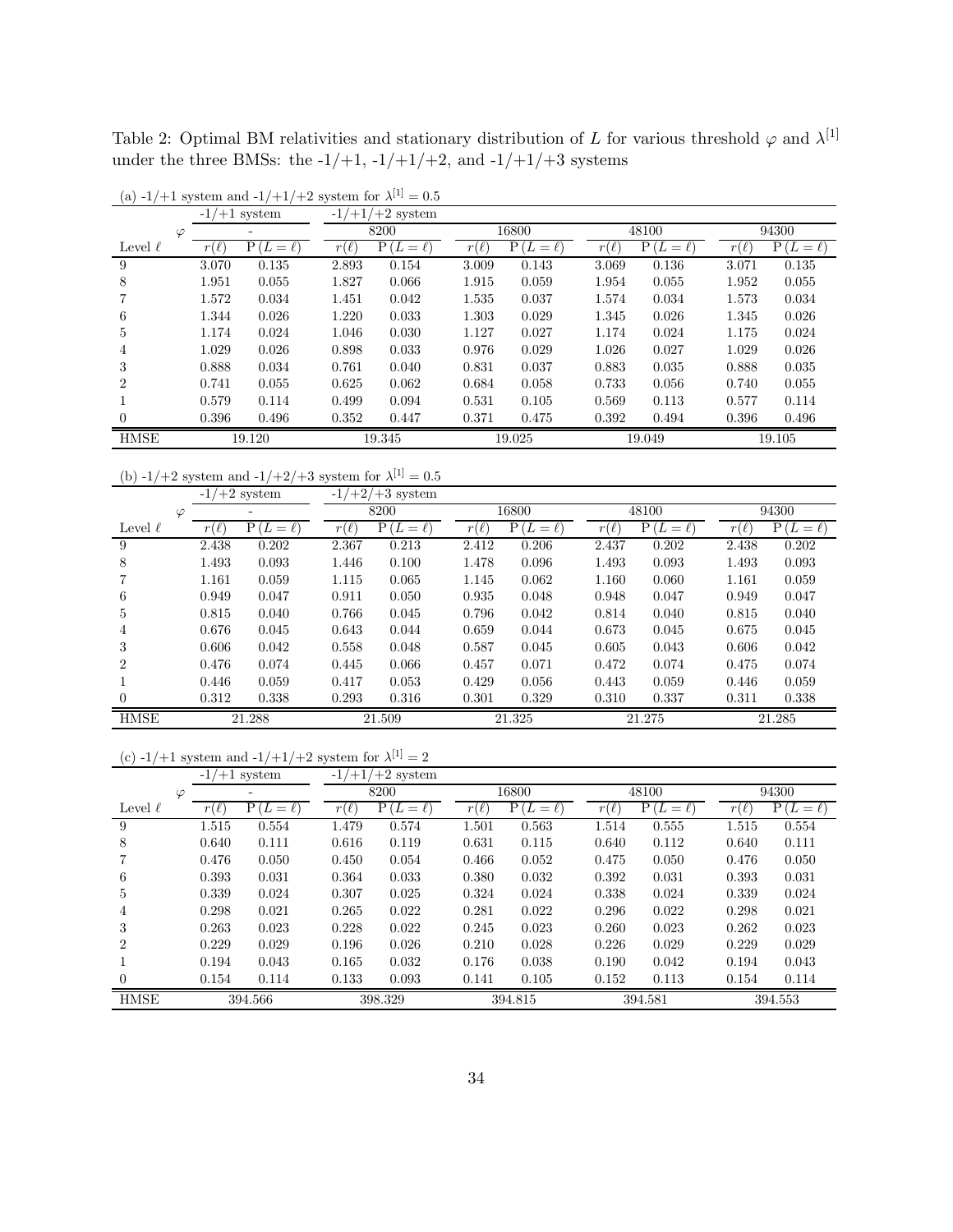Table 2: Optimal BM relativities and stationary distribution of $L$ for various threshold $\varphi$ and $\lambda^{[1]}$ under the three BMSs: the -1/+1, -1/+1/+2, and -1/+1/+3 systems

(a) -1/+1 system and -1/+1/+2 system for $\lambda^{[1]} = 0.5$

| | -1/+1 system | | -1/+1/+2 system | | | | | | | |
|---|---|---|---|---|---|---|---|---|---|---|
| $\varphi$ | - | | 8200 | | 16800 | | 48100 | | 94300 | |
| Level $\ell$ | $r(\ell)$ | $\mathrm{P}(L=\ell)$ | $r(\ell)$ | $\mathrm{P}(L=\ell)$ | $r(\ell)$ | $\mathrm{P}(L=\ell)$ | $r(\ell)$ | $\mathrm{P}(L=\ell)$ | $r(\ell)$ | $\mathrm{P}(L=\ell)$ |
| 9 | 3.070 | 0.135 | 2.893 | 0.154 | 3.009 | 0.143 | 3.069 | 0.136 | 3.071 | 0.135 |
| 8 | 1.951 | 0.055 | 1.827 | 0.066 | 1.915 | 0.059 | 1.954 | 0.055 | 1.952 | 0.055 |
| 7 | 1.572 | 0.034 | 1.451 | 0.042 | 1.535 | 0.037 | 1.574 | 0.034 | 1.573 | 0.034 |
| 6 | 1.344 | 0.026 | 1.220 | 0.033 | 1.303 | 0.029 | 1.345 | 0.026 | 1.345 | 0.026 |
| 5 | 1.174 | 0.024 | 1.046 | 0.030 | 1.127 | 0.027 | 1.174 | 0.024 | 1.175 | 0.024 |
| 4 | 1.029 | 0.026 | 0.898 | 0.033 | 0.976 | 0.029 | 1.026 | 0.027 | 1.029 | 0.026 |
| 3 | 0.888 | 0.034 | 0.761 | 0.040 | 0.831 | 0.037 | 0.883 | 0.035 | 0.888 | 0.035 |
| 2 | 0.741 | 0.055 | 0.625 | 0.062 | 0.684 | 0.058 | 0.733 | 0.056 | 0.740 | 0.055 |
| 1 | 0.579 | 0.114 | 0.499 | 0.094 | 0.531 | 0.105 | 0.569 | 0.113 | 0.577 | 0.114 |
| 0 | 0.396 | 0.496 | 0.352 | 0.447 | 0.371 | 0.475 | 0.392 | 0.494 | 0.396 | 0.496 |
| HMSE | 19.120 | | 19.345 | | 19.025 | | 19.049 | | 19.105 | |

(b) -1/+2 system and -1/+2/+3 system for $\lambda^{[1]} = 0.5$

| | -1/+2 system | | -1/+2/+3 system | | | | | | | |
|---|---|---|---|---|---|---|---|---|---|---|
| $\varphi$ | - | | 8200 | | 16800 | | 48100 | | 94300 | |
| Level $\ell$ | $r(\ell)$ | $\mathrm{P}(L=\ell)$ | $r(\ell)$ | $\mathrm{P}(L=\ell)$ | $r(\ell)$ | $\mathrm{P}(L=\ell)$ | $r(\ell)$ | $\mathrm{P}(L=\ell)$ | $r(\ell)$ | $\mathrm{P}(L=\ell)$ |
| 9 | 2.438 | 0.202 | 2.367 | 0.213 | 2.412 | 0.206 | 2.437 | 0.202 | 2.438 | 0.202 |
| 8 | 1.493 | 0.093 | 1.446 | 0.100 | 1.478 | 0.096 | 1.493 | 0.093 | 1.493 | 0.093 |
| 7 | 1.161 | 0.059 | 1.115 | 0.065 | 1.145 | 0.062 | 1.160 | 0.060 | 1.161 | 0.059 |
| 6 | 0.949 | 0.047 | 0.911 | 0.050 | 0.935 | 0.048 | 0.948 | 0.047 | 0.949 | 0.047 |
| 5 | 0.815 | 0.040 | 0.766 | 0.045 | 0.796 | 0.042 | 0.814 | 0.040 | 0.815 | 0.040 |
| 4 | 0.676 | 0.045 | 0.643 | 0.044 | 0.659 | 0.044 | 0.673 | 0.045 | 0.675 | 0.045 |
| 3 | 0.606 | 0.042 | 0.558 | 0.048 | 0.587 | 0.045 | 0.605 | 0.043 | 0.606 | 0.042 |
| 2 | 0.476 | 0.074 | 0.445 | 0.066 | 0.457 | 0.071 | 0.472 | 0.074 | 0.475 | 0.074 |
| 1 | 0.446 | 0.059 | 0.417 | 0.053 | 0.429 | 0.056 | 0.443 | 0.059 | 0.446 | 0.059 |
| 0 | 0.312 | 0.338 | 0.293 | 0.316 | 0.301 | 0.329 | 0.310 | 0.337 | 0.311 | 0.338 |
| HMSE | 21.288 | | 21.509 | | 21.325 | | 21.275 | | 21.285 | |

(c) -1/+1 system and -1/+1/+2 system for $\lambda^{[1]} = 2$

| | -1/+1 system | | -1/+1/+2 system | | | | | | | |
|---|---|---|---|---|---|---|---|---|---|---|
| $\varphi$ | - | | 8200 | | 16800 | | 48100 | | 94300 | |
| Level $\ell$ | $r(\ell)$ | $\mathrm{P}(L=\ell)$ | $r(\ell)$ | $\mathrm{P}(L=\ell)$ | $r(\ell)$ | $\mathrm{P}(L=\ell)$ | $r(\ell)$ | $\mathrm{P}(L=\ell)$ | $r(\ell)$ | $\mathrm{P}(L=\ell)$ |
| 9 | 1.515 | 0.554 | 1.479 | 0.574 | 1.501 | 0.563 | 1.514 | 0.555 | 1.515 | 0.554 |
| 8 | 0.640 | 0.111 | 0.616 | 0.119 | 0.631 | 0.115 | 0.640 | 0.112 | 0.640 | 0.111 |
| 7 | 0.476 | 0.050 | 0.450 | 0.054 | 0.466 | 0.052 | 0.475 | 0.050 | 0.476 | 0.050 |
| 6 | 0.393 | 0.031 | 0.364 | 0.033 | 0.380 | 0.032 | 0.392 | 0.031 | 0.393 | 0.031 |
| 5 | 0.339 | 0.024 | 0.307 | 0.025 | 0.324 | 0.024 | 0.338 | 0.024 | 0.339 | 0.024 |
| 4 | 0.298 | 0.021 | 0.265 | 0.022 | 0.281 | 0.022 | 0.296 | 0.022 | 0.298 | 0.021 |
| 3 | 0.263 | 0.023 | 0.228 | 0.022 | 0.245 | 0.023 | 0.260 | 0.023 | 0.262 | 0.023 |
| 2 | 0.229 | 0.029 | 0.196 | 0.026 | 0.210 | 0.028 | 0.226 | 0.029 | 0.229 | 0.029 |
| 1 | 0.194 | 0.043 | 0.165 | 0.032 | 0.176 | 0.038 | 0.190 | 0.042 | 0.194 | 0.043 |
| 0 | 0.154 | 0.114 | 0.133 | 0.093 | 0.141 | 0.105 | 0.152 | 0.113 | 0.154 | 0.114 |
| HMSE | 394.566 | | 398.329 | | 394.815 | | 394.581 | | 394.553 | |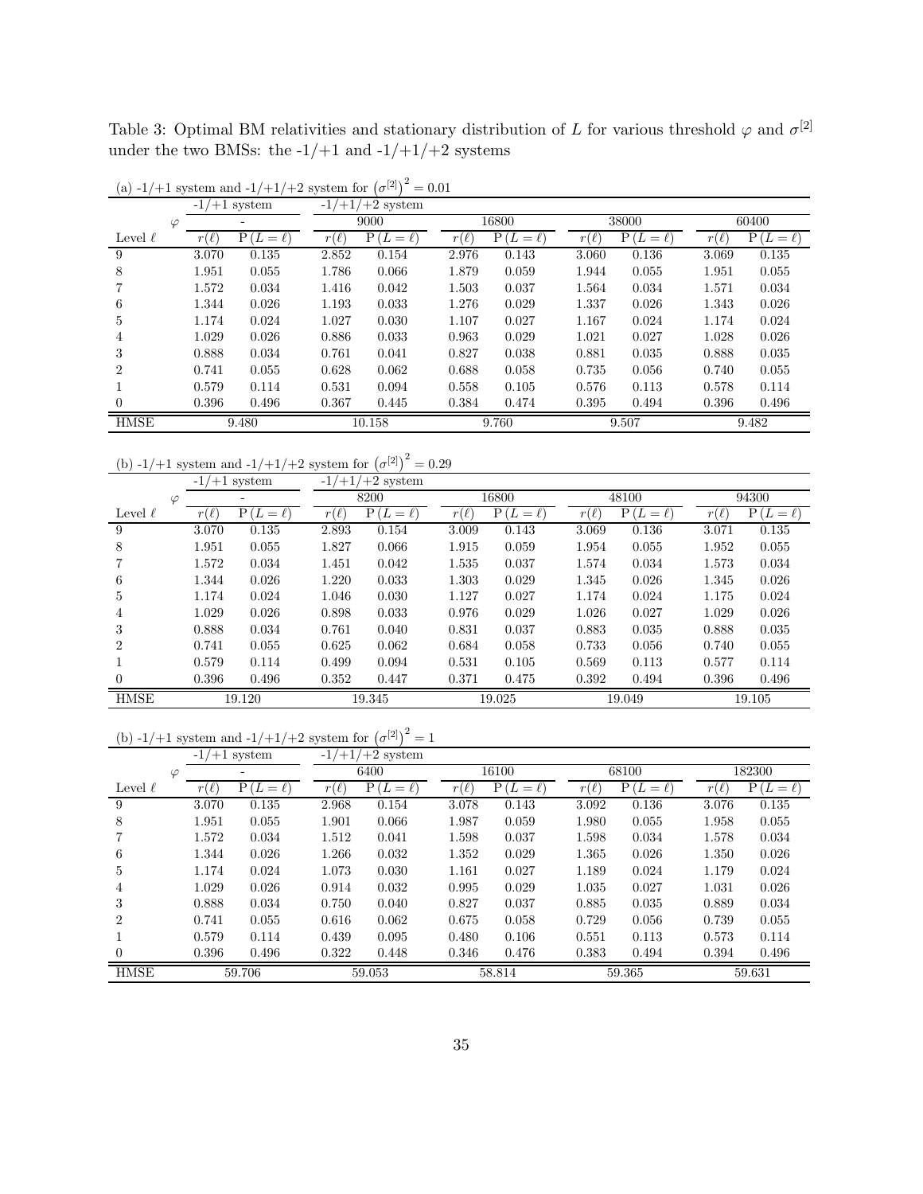Table 3: Optimal BM relativities and stationary distribution of $L$ for various threshold $\varphi$ and $\sigma^{[2]}$ under the two BMSs: the -1/+1 and -1/+1/+2 systems

(a) -1/+1 system and -1/+1/+2 system for $\left(\sigma^{[2]}\right)^2 = 0.01$

| | -1/+1 system | | -1/+1/+2 system | | | | | | | |
|---|---|---|---|---|---|---|---|---|---|---|
| $\varphi$ | - | | 9000 | | 16800 | | 38000 | | 60400 | |
| Level $\ell$ | $r(\ell)$ | $\mathrm{P}(L=\ell)$ | $r(\ell)$ | $\mathrm{P}(L=\ell)$ | $r(\ell)$ | $\mathrm{P}(L=\ell)$ | $r(\ell)$ | $\mathrm{P}(L=\ell)$ | $r(\ell)$ | $\mathrm{P}(L=\ell)$ |
| 9 | 3.070 | 0.135 | 2.852 | 0.154 | 2.976 | 0.143 | 3.060 | 0.136 | 3.069 | 0.135 |
| 8 | 1.951 | 0.055 | 1.786 | 0.066 | 1.879 | 0.059 | 1.944 | 0.055 | 1.951 | 0.055 |
| 7 | 1.572 | 0.034 | 1.416 | 0.042 | 1.503 | 0.037 | 1.564 | 0.034 | 1.571 | 0.034 |
| 6 | 1.344 | 0.026 | 1.193 | 0.033 | 1.276 | 0.029 | 1.337 | 0.026 | 1.343 | 0.026 |
| 5 | 1.174 | 0.024 | 1.027 | 0.030 | 1.107 | 0.027 | 1.167 | 0.024 | 1.174 | 0.024 |
| 4 | 1.029 | 0.026 | 0.886 | 0.033 | 0.963 | 0.029 | 1.021 | 0.027 | 1.028 | 0.026 |
| 3 | 0.888 | 0.034 | 0.761 | 0.041 | 0.827 | 0.038 | 0.881 | 0.035 | 0.888 | 0.035 |
| 2 | 0.741 | 0.055 | 0.628 | 0.062 | 0.688 | 0.058 | 0.735 | 0.056 | 0.740 | 0.055 |
| 1 | 0.579 | 0.114 | 0.531 | 0.094 | 0.558 | 0.105 | 0.576 | 0.113 | 0.578 | 0.114 |
| 0 | 0.396 | 0.496 | 0.367 | 0.445 | 0.384 | 0.474 | 0.395 | 0.494 | 0.396 | 0.496 |
| HMSE | 9.480 | | 10.158 | | 9.760 | | 9.507 | | 9.482 | |

(b) -1/+1 system and -1/+1/+2 system for $\left(\sigma^{[2]}\right)^2 = 0.29$

| | -1/+1 system | | -1/+1/+2 system | | | | | | | |
|---|---|---|---|---|---|---|---|---|---|---|
| $\varphi$ | - | | 8200 | | 16800 | | 48100 | | 94300 | |
| Level $\ell$ | $r(\ell)$ | $\mathrm{P}(L=\ell)$ | $r(\ell)$ | $\mathrm{P}(L=\ell)$ | $r(\ell)$ | $\mathrm{P}(L=\ell)$ | $r(\ell)$ | $\mathrm{P}(L=\ell)$ | $r(\ell)$ | $\mathrm{P}(L=\ell)$ |
| 9 | 3.070 | 0.135 | 2.893 | 0.154 | 3.009 | 0.143 | 3.069 | 0.136 | 3.071 | 0.135 |
| 8 | 1.951 | 0.055 | 1.827 | 0.066 | 1.915 | 0.059 | 1.954 | 0.055 | 1.952 | 0.055 |
| 7 | 1.572 | 0.034 | 1.451 | 0.042 | 1.535 | 0.037 | 1.574 | 0.034 | 1.573 | 0.034 |
| 6 | 1.344 | 0.026 | 1.220 | 0.033 | 1.303 | 0.029 | 1.345 | 0.026 | 1.345 | 0.026 |
| 5 | 1.174 | 0.024 | 1.046 | 0.030 | 1.127 | 0.027 | 1.174 | 0.024 | 1.175 | 0.024 |
| 4 | 1.029 | 0.026 | 0.898 | 0.033 | 0.976 | 0.029 | 1.026 | 0.027 | 1.029 | 0.026 |
| 3 | 0.888 | 0.034 | 0.761 | 0.040 | 0.831 | 0.037 | 0.883 | 0.035 | 0.888 | 0.035 |
| 2 | 0.741 | 0.055 | 0.625 | 0.062 | 0.684 | 0.058 | 0.733 | 0.056 | 0.740 | 0.055 |
| 1 | 0.579 | 0.114 | 0.499 | 0.094 | 0.531 | 0.105 | 0.569 | 0.113 | 0.577 | 0.114 |
| 0 | 0.396 | 0.496 | 0.352 | 0.447 | 0.371 | 0.475 | 0.392 | 0.494 | 0.396 | 0.496 |
| HMSE | 19.120 | | 19.345 | | 19.025 | | 19.049 | | 19.105 | |

(b) -1/+1 system and -1/+1/+2 system for $\left(\sigma^{[2]}\right)^2 = 1$

| | -1/+1 system | | -1/+1/+2 system | | | | | | | |
|---|---|---|---|---|---|---|---|---|---|---|
| $\varphi$ | - | | 6400 | | 16100 | | 68100 | | 182300 | |
| Level $\ell$ | $r(\ell)$ | $\mathrm{P}(L=\ell)$ | $r(\ell)$ | $\mathrm{P}(L=\ell)$ | $r(\ell)$ | $\mathrm{P}(L=\ell)$ | $r(\ell)$ | $\mathrm{P}(L=\ell)$ | $r(\ell)$ | $\mathrm{P}(L=\ell)$ |
| 9 | 3.070 | 0.135 | 2.968 | 0.154 | 3.078 | 0.143 | 3.092 | 0.136 | 3.076 | 0.135 |
| 8 | 1.951 | 0.055 | 1.901 | 0.066 | 1.987 | 0.059 | 1.980 | 0.055 | 1.958 | 0.055 |
| 7 | 1.572 | 0.034 | 1.512 | 0.041 | 1.598 | 0.037 | 1.598 | 0.034 | 1.578 | 0.034 |
| 6 | 1.344 | 0.026 | 1.266 | 0.032 | 1.352 | 0.029 | 1.365 | 0.026 | 1.350 | 0.026 |
| 5 | 1.174 | 0.024 | 1.073 | 0.030 | 1.161 | 0.027 | 1.189 | 0.024 | 1.179 | 0.024 |
| 4 | 1.029 | 0.026 | 0.914 | 0.032 | 0.995 | 0.029 | 1.035 | 0.027 | 1.031 | 0.026 |
| 3 | 0.888 | 0.034 | 0.750 | 0.040 | 0.827 | 0.037 | 0.885 | 0.035 | 0.889 | 0.034 |
| 2 | 0.741 | 0.055 | 0.616 | 0.062 | 0.675 | 0.058 | 0.729 | 0.056 | 0.739 | 0.055 |
| 1 | 0.579 | 0.114 | 0.439 | 0.095 | 0.480 | 0.106 | 0.551 | 0.113 | 0.573 | 0.114 |
| 0 | 0.396 | 0.496 | 0.322 | 0.448 | 0.346 | 0.476 | 0.383 | 0.494 | 0.394 | 0.496 |
| HMSE | 59.706 | | 59.053 | | 58.814 | | 59.365 | | 59.631 | |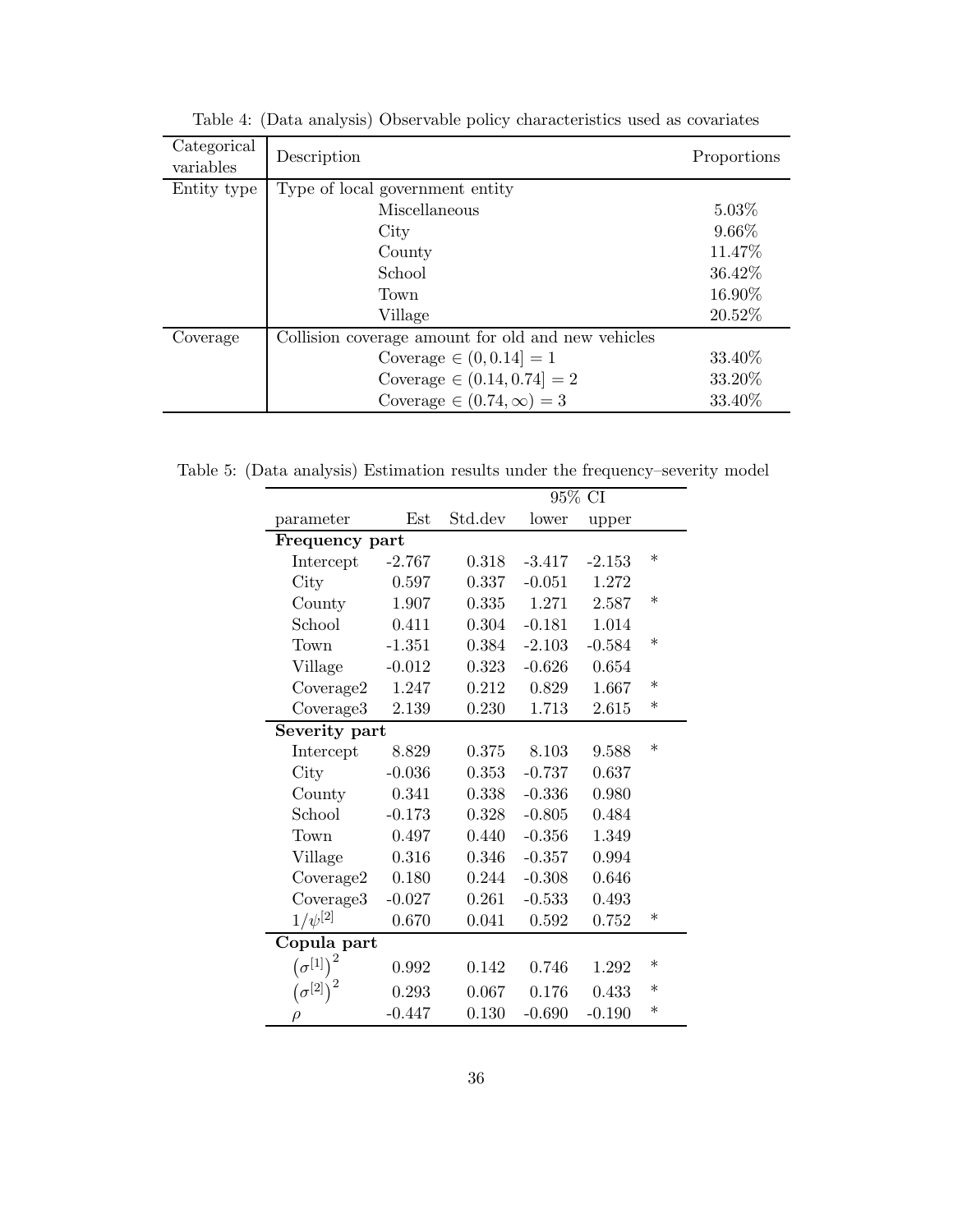Table 4: (Data analysis) Observable policy characteristics used as covariates

| Categorical variables | Description | Proportions |
|---|---|---|
| Entity type | Type of local government entity | |
| | Miscellaneous | 5.03% |
| | City | 9.66% |
| | County | 11.47% |
| | School | 36.42% |
| | Town | 16.90% |
| | Village | 20.52% |
| Coverage | Collision coverage amount for old and new vehicles | |
| | Coverage $\in (0, 0.14] = 1$ | 33.40% |
| | Coverage $\in (0.14, 0.74] = 2$ | 33.20% |
| | Coverage $\in (0.74, \infty) = 3$ | 33.40% |

Table 5: (Data analysis) Estimation results under the frequency–severity model

| parameter | Est | Std.dev | 95% CI lower | 95% CI upper | |
|---|---|---|---|---|---|
| **Frequency part** | | | | | |
| Intercept | -2.767 | 0.318 | -3.417 | -2.153 | * |
| City | 0.597 | 0.337 | -0.051 | 1.272 | |
| County | 1.907 | 0.335 | 1.271 | 2.587 | * |
| School | 0.411 | 0.304 | -0.181 | 1.014 | |
| Town | -1.351 | 0.384 | -2.103 | -0.584 | * |
| Village | -0.012 | 0.323 | -0.626 | 0.654 | |
| Coverage2 | 1.247 | 0.212 | 0.829 | 1.667 | * |
| Coverage3 | 2.139 | 0.230 | 1.713 | 2.615 | * |
| **Severity part** | | | | | |
| Intercept | 8.829 | 0.375 | 8.103 | 9.588 | * |
| City | -0.036 | 0.353 | -0.737 | 0.637 | |
| County | 0.341 | 0.338 | -0.336 | 0.980 | |
| School | -0.173 | 0.328 | -0.805 | 0.484 | |
| Town | 0.497 | 0.440 | -0.356 | 1.349 | |
| Village | 0.316 | 0.346 | -0.357 | 0.994 | |
| Coverage2 | 0.180 | 0.244 | -0.308 | 0.646 | |
| Coverage3 | -0.027 | 0.261 | -0.533 | 0.493 | |
| $1/\psi^{[2]}$ | 0.670 | 0.041 | 0.592 | 0.752 | * |
| **Copula part** | | | | | |
| $\left(\sigma^{[1]}\right)^2$ | 0.992 | 0.142 | 0.746 | 1.292 | * |
| $\left(\sigma^{[2]}\right)^2$ | 0.293 | 0.067 | 0.176 | 0.433 | * |
| $\rho$ | -0.447 | 0.130 | -0.690 | -0.190 | * |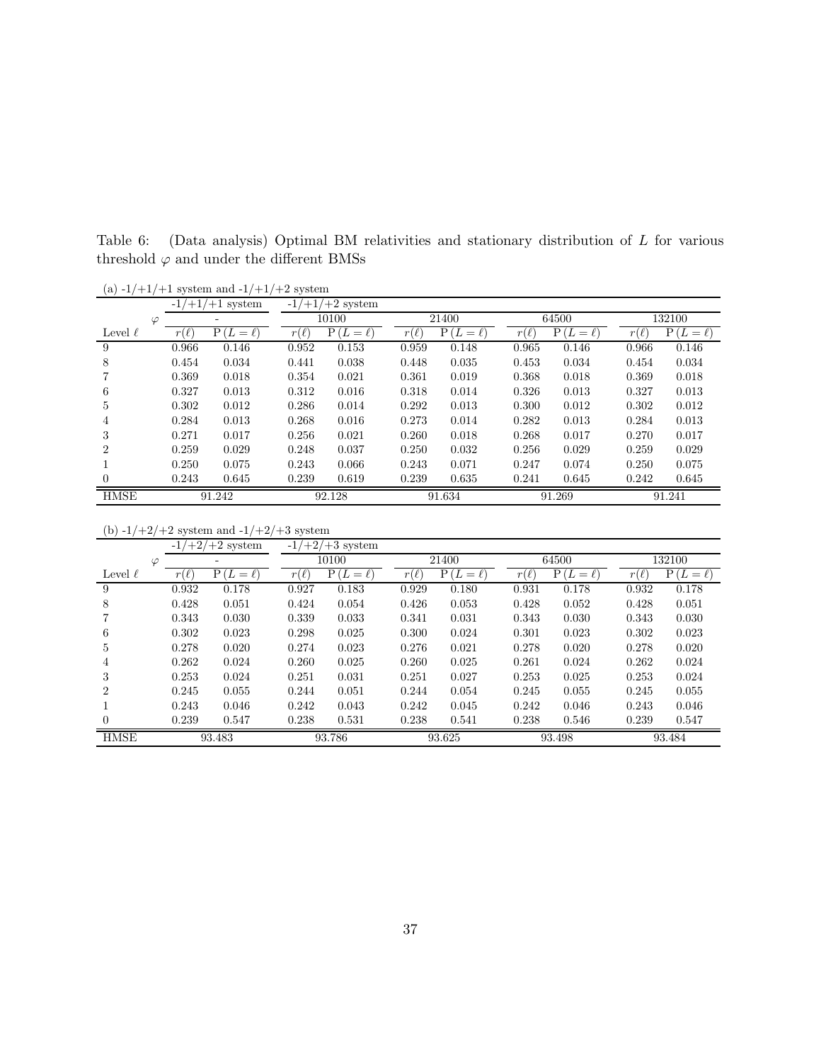Table 6: (Data analysis) Optimal BM relativities and stationary distribution of $L$ for various threshold $\varphi$ and under the different BMSs

(a) -1/+1/+1 system and -1/+1/+2 system

| | -1/+1/+1 system | | -1/+1/+2 system | | | | | | | |
|---|---|---|---|---|---|---|---|---|---|---|
| $\varphi$ | - | | 10100 | | 21400 | | 64500 | | 132100 | |
| Level $\ell$ | $r(\ell)$ | $\mathrm{P}(L=\ell)$ | $r(\ell)$ | $\mathrm{P}(L=\ell)$ | $r(\ell)$ | $\mathrm{P}(L=\ell)$ | $r(\ell)$ | $\mathrm{P}(L=\ell)$ | $r(\ell)$ | $\mathrm{P}(L=\ell)$ |
| 9 | 0.966 | 0.146 | 0.952 | 0.153 | 0.959 | 0.148 | 0.965 | 0.146 | 0.966 | 0.146 |
| 8 | 0.454 | 0.034 | 0.441 | 0.038 | 0.448 | 0.035 | 0.453 | 0.034 | 0.454 | 0.034 |
| 7 | 0.369 | 0.018 | 0.354 | 0.021 | 0.361 | 0.019 | 0.368 | 0.018 | 0.369 | 0.018 |
| 6 | 0.327 | 0.013 | 0.312 | 0.016 | 0.318 | 0.014 | 0.326 | 0.013 | 0.327 | 0.013 |
| 5 | 0.302 | 0.012 | 0.286 | 0.014 | 0.292 | 0.013 | 0.300 | 0.012 | 0.302 | 0.012 |
| 4 | 0.284 | 0.013 | 0.268 | 0.016 | 0.273 | 0.014 | 0.282 | 0.013 | 0.284 | 0.013 |
| 3 | 0.271 | 0.017 | 0.256 | 0.021 | 0.260 | 0.018 | 0.268 | 0.017 | 0.270 | 0.017 |
| 2 | 0.259 | 0.029 | 0.248 | 0.037 | 0.250 | 0.032 | 0.256 | 0.029 | 0.259 | 0.029 |
| 1 | 0.250 | 0.075 | 0.243 | 0.066 | 0.243 | 0.071 | 0.247 | 0.074 | 0.250 | 0.075 |
| 0 | 0.243 | 0.645 | 0.239 | 0.619 | 0.239 | 0.635 | 0.241 | 0.645 | 0.242 | 0.645 |
| HMSE | 91.242 | | 92.128 | | 91.634 | | 91.269 | | 91.241 | |

(b) -1/+2/+2 system and -1/+2/+3 system

| | -1/+2/+2 system | | -1/+2/+3 system | | | | | | | |
|---|---|---|---|---|---|---|---|---|---|---|
| $\varphi$ | - | | 10100 | | 21400 | | 64500 | | 132100 | |
| Level $\ell$ | $r(\ell)$ | $\mathrm{P}(L=\ell)$ | $r(\ell)$ | $\mathrm{P}(L=\ell)$ | $r(\ell)$ | $\mathrm{P}(L=\ell)$ | $r(\ell)$ | $\mathrm{P}(L=\ell)$ | $r(\ell)$ | $\mathrm{P}(L=\ell)$ |
| 9 | 0.932 | 0.178 | 0.927 | 0.183 | 0.929 | 0.180 | 0.931 | 0.178 | 0.932 | 0.178 |
| 8 | 0.428 | 0.051 | 0.424 | 0.054 | 0.426 | 0.053 | 0.428 | 0.052 | 0.428 | 0.051 |
| 7 | 0.343 | 0.030 | 0.339 | 0.033 | 0.341 | 0.031 | 0.343 | 0.030 | 0.343 | 0.030 |
| 6 | 0.302 | 0.023 | 0.298 | 0.025 | 0.300 | 0.024 | 0.301 | 0.023 | 0.302 | 0.023 |
| 5 | 0.278 | 0.020 | 0.274 | 0.023 | 0.276 | 0.021 | 0.278 | 0.020 | 0.278 | 0.020 |
| 4 | 0.262 | 0.024 | 0.260 | 0.025 | 0.260 | 0.025 | 0.261 | 0.024 | 0.262 | 0.024 |
| 3 | 0.253 | 0.024 | 0.251 | 0.031 | 0.251 | 0.027 | 0.253 | 0.025 | 0.253 | 0.024 |
| 2 | 0.245 | 0.055 | 0.244 | 0.051 | 0.244 | 0.054 | 0.245 | 0.055 | 0.245 | 0.055 |
| 1 | 0.243 | 0.046 | 0.242 | 0.043 | 0.242 | 0.045 | 0.242 | 0.046 | 0.243 | 0.046 |
| 0 | 0.239 | 0.547 | 0.238 | 0.531 | 0.238 | 0.541 | 0.238 | 0.546 | 0.239 | 0.547 |
| HMSE | 93.483 | | 93.786 | | 93.625 | | 93.498 | | 93.484 | |